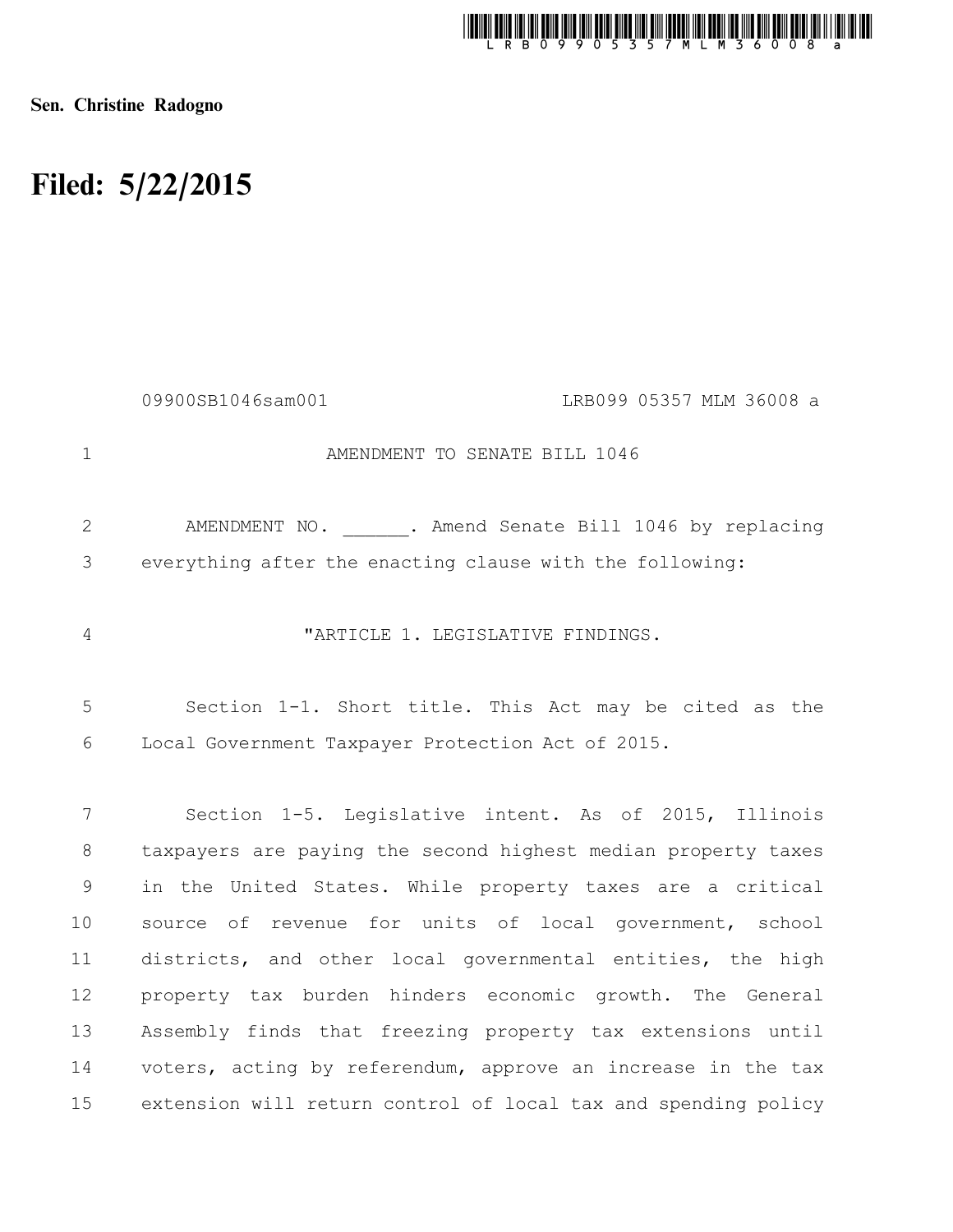**Sen. Christine Radogno**

# Filed: 5/22/2015

09900SB1046sam001 LRB099 05357 MLM 36008 a

AMENDMENT TO SENATE BILL 1046

AMENDMENT NO. ______. Amend Senate Bill 1046 by replacing everything after the enacting clause with the following:

"ARTICLE 1. LEGISLATIVE FINDINGS.

Section 1-1. Short title. This Act may be cited as the Local Government Taxpayer Protection Act of 2015.

Section 1-5. Legislative intent. As of 2015, Illinois taxpayers are paying the second highest median property taxes in the United States. While property taxes are a critical source of revenue for units of local government, school districts, and other local governmental entities, the high property tax burden hinders economic growth. The General Assembly finds that freezing property tax extensions until voters, acting by referendum, approve an increase in the tax extension will return control of local tax and spending policy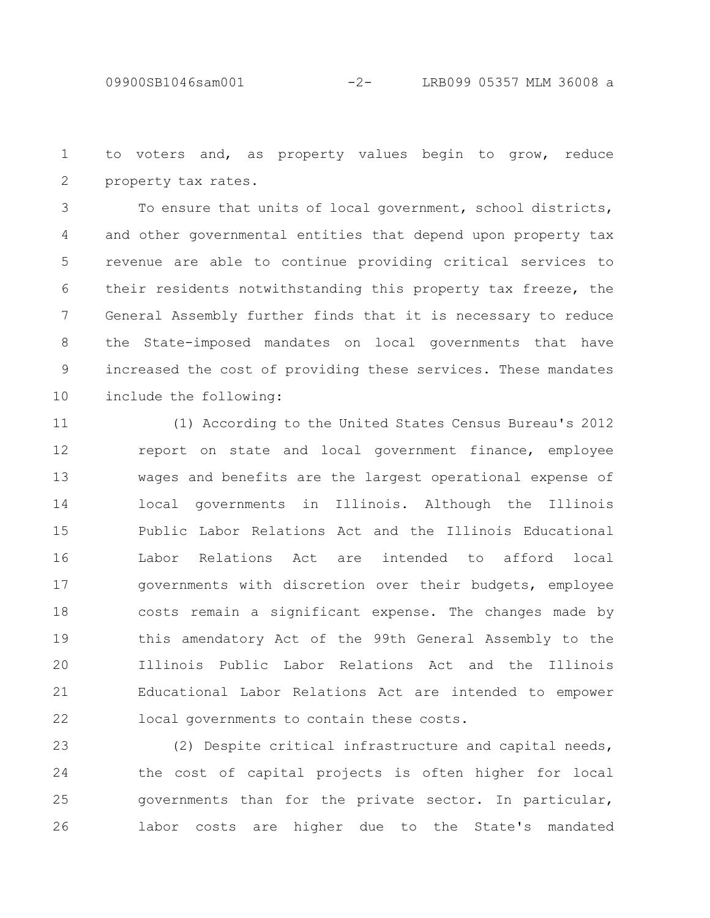to voters and, as property values begin to grow, reduce property tax rates.

To ensure that units of local government, school districts, and other governmental entities that depend upon property tax revenue are able to continue providing critical services to their residents notwithstanding this property tax freeze, the General Assembly further finds that it is necessary to reduce the State-imposed mandates on local governments that have increased the cost of providing these services. These mandates include the following:

(1) According to the United States Census Bureau's 2012 report on state and local government finance, employee wages and benefits are the largest operational expense of local governments in Illinois. Although the Illinois Public Labor Relations Act and the Illinois Educational Labor Relations Act are intended to afford local governments with discretion over their budgets, employee costs remain a significant expense. The changes made by this amendatory Act of the 99th General Assembly to the Illinois Public Labor Relations Act and the Illinois Educational Labor Relations Act are intended to empower local governments to contain these costs.

(2) Despite critical infrastructure and capital needs, the cost of capital projects is often higher for local governments than for the private sector. In particular, labor costs are higher due to the State's mandated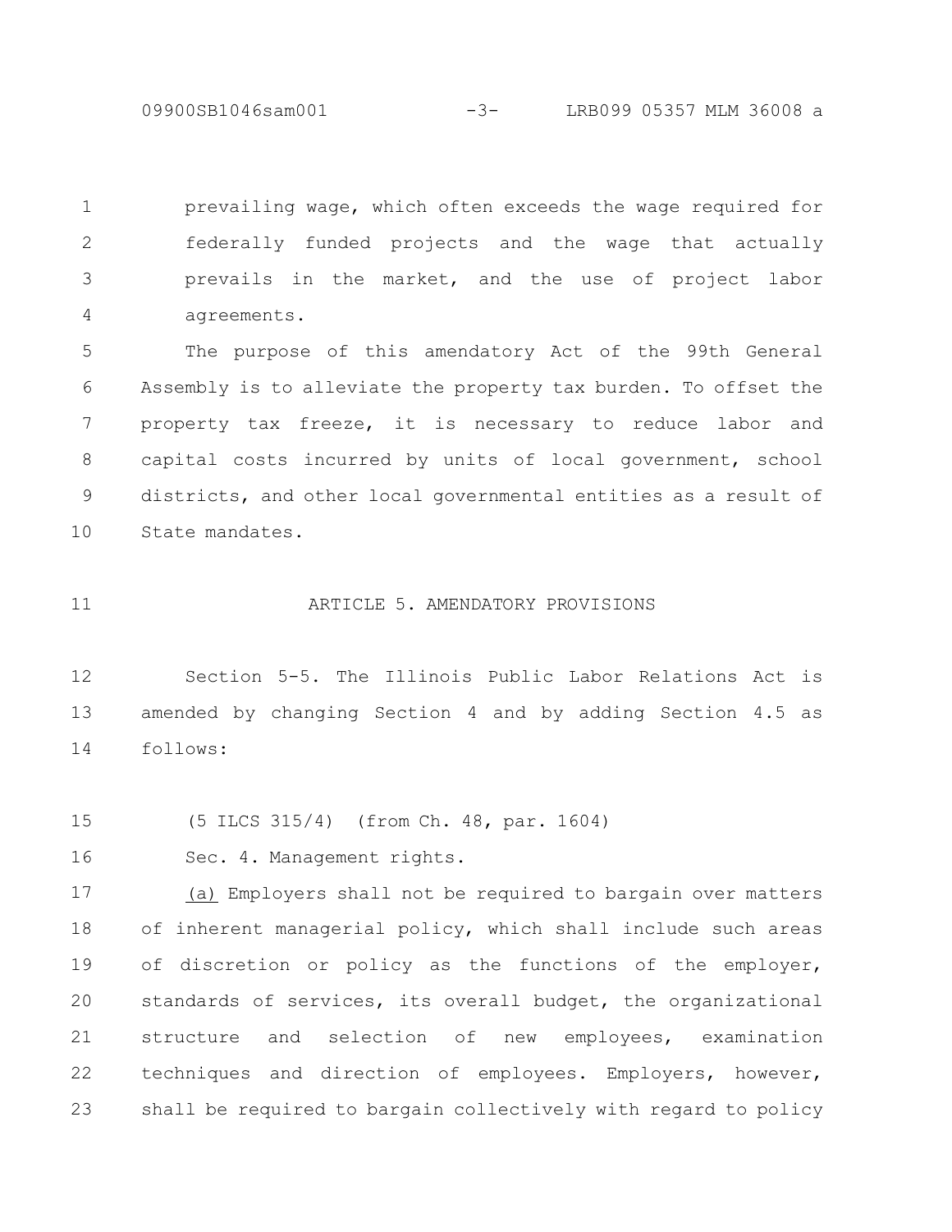prevailing wage, which often exceeds the wage required for federally funded projects and the wage that actually prevails in the market, and the use of project labor agreements.

The purpose of this amendatory Act of the 99th General Assembly is to alleviate the property tax burden. To offset the property tax freeze, it is necessary to reduce labor and capital costs incurred by units of local government, school districts, and other local governmental entities as a result of State mandates.

ARTICLE 5. AMENDATORY PROVISIONS

Section 5-5. The Illinois Public Labor Relations Act is amended by changing Section 4 and by adding Section 4.5 as follows:

(5 ILCS 315/4) (from Ch. 48, par. 1604)

Sec. 4. Management rights.

(a) Employers shall not be required to bargain over matters of inherent managerial policy, which shall include such areas of discretion or policy as the functions of the employer, standards of services, its overall budget, the organizational structure and selection of new employees, examination techniques and direction of employees. Employers, however, shall be required to bargain collectively with regard to policy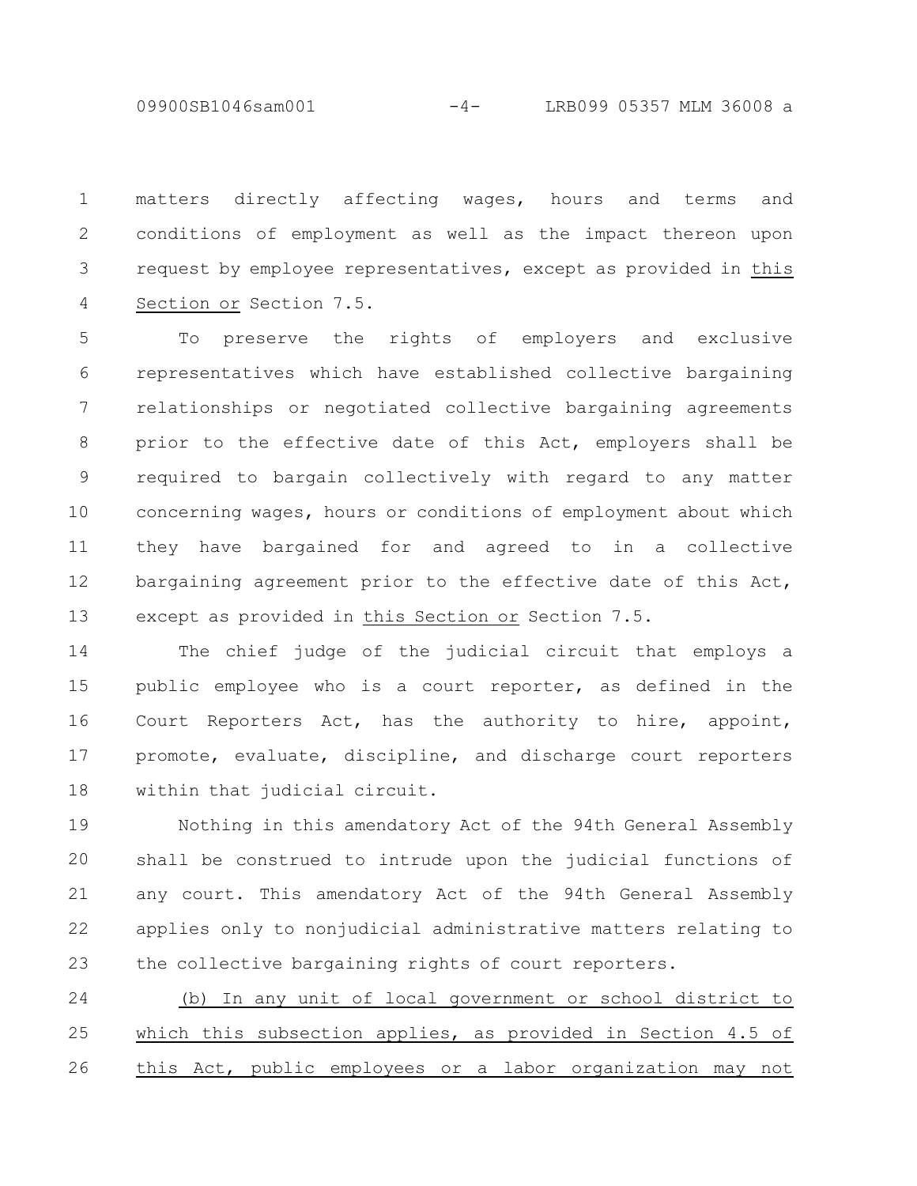matters directly affecting wages, hours and terms and conditions of employment as well as the impact thereon upon request by employee representatives, except as provided in this Section or Section 7.5.

To preserve the rights of employers and exclusive representatives which have established collective bargaining relationships or negotiated collective bargaining agreements prior to the effective date of this Act, employers shall be required to bargain collectively with regard to any matter concerning wages, hours or conditions of employment about which they have bargained for and agreed to in a collective bargaining agreement prior to the effective date of this Act, except as provided in this Section or Section 7.5.

The chief judge of the judicial circuit that employs a public employee who is a court reporter, as defined in the Court Reporters Act, has the authority to hire, appoint, promote, evaluate, discipline, and discharge court reporters within that judicial circuit.

Nothing in this amendatory Act of the 94th General Assembly shall be construed to intrude upon the judicial functions of any court. This amendatory Act of the 94th General Assembly applies only to nonjudicial administrative matters relating to the collective bargaining rights of court reporters.

(b) In any unit of local government or school district to which this subsection applies, as provided in Section 4.5 of this Act, public employees or a labor organization may not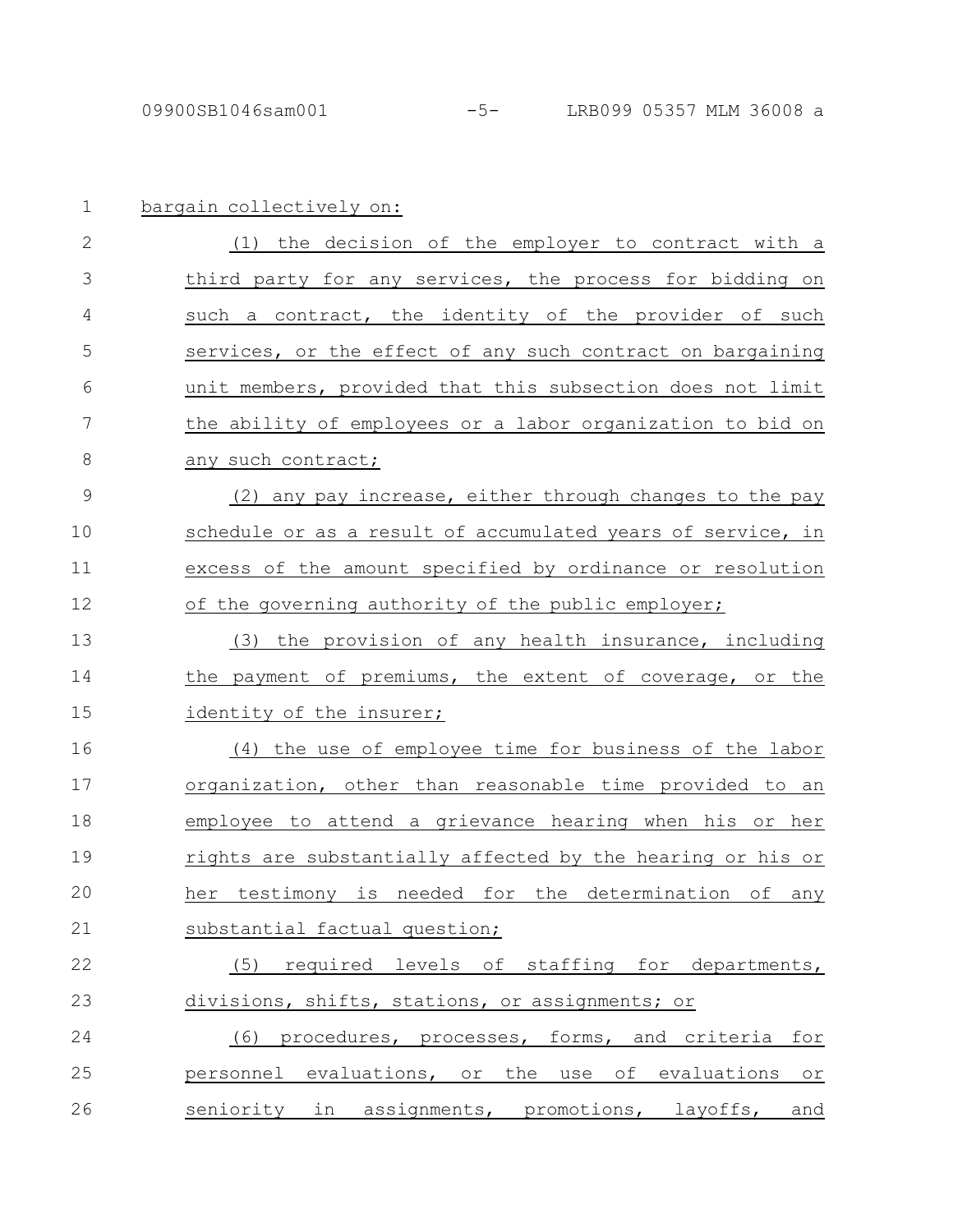bargain collectively on:

(1) the decision of the employer to contract with a third party for any services, the process for bidding on such a contract, the identity of the provider of such services, or the effect of any such contract on bargaining unit members, provided that this subsection does not limit the ability of employees or a labor organization to bid on any such contract;

(2) any pay increase, either through changes to the pay schedule or as a result of accumulated years of service, in excess of the amount specified by ordinance or resolution of the governing authority of the public employer;

(3) the provision of any health insurance, including the payment of premiums, the extent of coverage, or the identity of the insurer;

(4) the use of employee time for business of the labor organization, other than reasonable time provided to an employee to attend a grievance hearing when his or her rights are substantially affected by the hearing or his or her testimony is needed for the determination of any substantial factual question;

(5) required levels of staffing for departments, divisions, shifts, stations, or assignments; or

(6) procedures, processes, forms, and criteria for personnel evaluations, or the use of evaluations or seniority in assignments, promotions, layoffs, and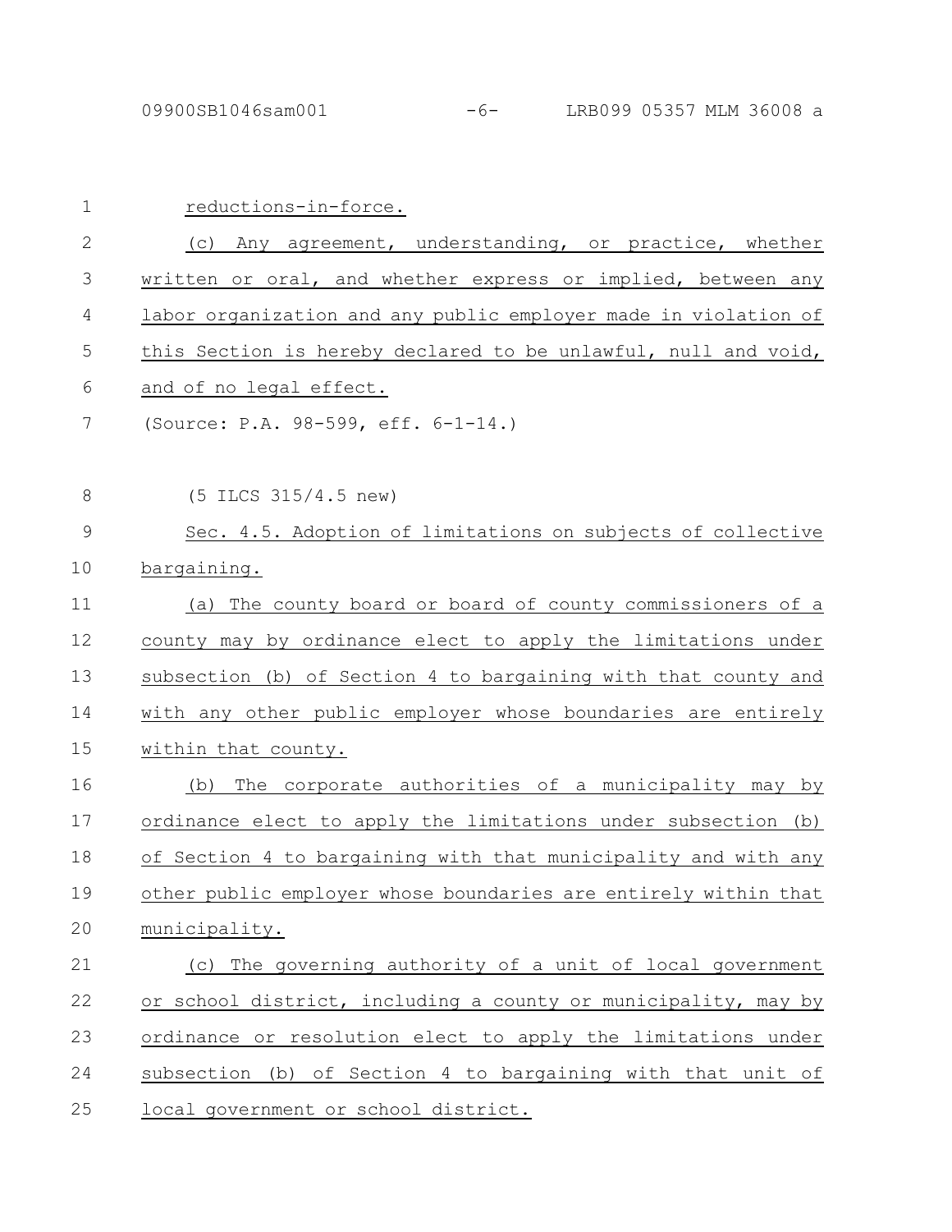reductions-in-force.

(c) Any agreement, understanding, or practice, whether written or oral, and whether express or implied, between any labor organization and any public employer made in violation of this Section is hereby declared to be unlawful, null and void, and of no legal effect.

(Source: P.A. 98-599, eff. 6-1-14.)

(5 ILCS 315/4.5 new)

Sec. 4.5. Adoption of limitations on subjects of collective bargaining.

(a) The county board or board of county commissioners of a county may by ordinance elect to apply the limitations under subsection (b) of Section 4 to bargaining with that county and with any other public employer whose boundaries are entirely within that county.

(b) The corporate authorities of a municipality may by ordinance elect to apply the limitations under subsection (b) of Section 4 to bargaining with that municipality and with any other public employer whose boundaries are entirely within that municipality.

(c) The governing authority of a unit of local government or school district, including a county or municipality, may by ordinance or resolution elect to apply the limitations under subsection (b) of Section 4 to bargaining with that unit of local government or school district.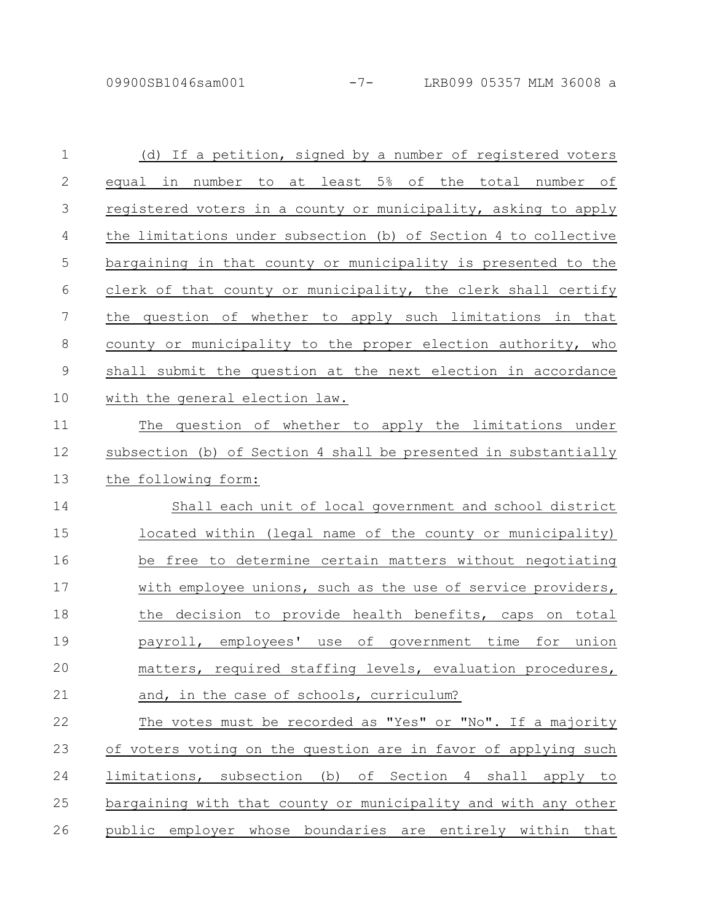(d) If a petition, signed by a number of registered voters equal in number to at least 5% of the total number of registered voters in a county or municipality, asking to apply the limitations under subsection (b) of Section 4 to collective bargaining in that county or municipality is presented to the clerk of that county or municipality, the clerk shall certify the question of whether to apply such limitations in that county or municipality to the proper election authority, who shall submit the question at the next election in accordance with the general election law.

The question of whether to apply the limitations under subsection (b) of Section 4 shall be presented in substantially the following form:

> Shall each unit of local government and school district located within (legal name of the county or municipality) be free to determine certain matters without negotiating with employee unions, such as the use of service providers, the decision to provide health benefits, caps on total payroll, employees' use of government time for union matters, required staffing levels, evaluation procedures, and, in the case of schools, curriculum?

The votes must be recorded as "Yes" or "No". If a majority of voters voting on the question are in favor of applying such limitations, subsection (b) of Section 4 shall apply to bargaining with that county or municipality and with any other public employer whose boundaries are entirely within that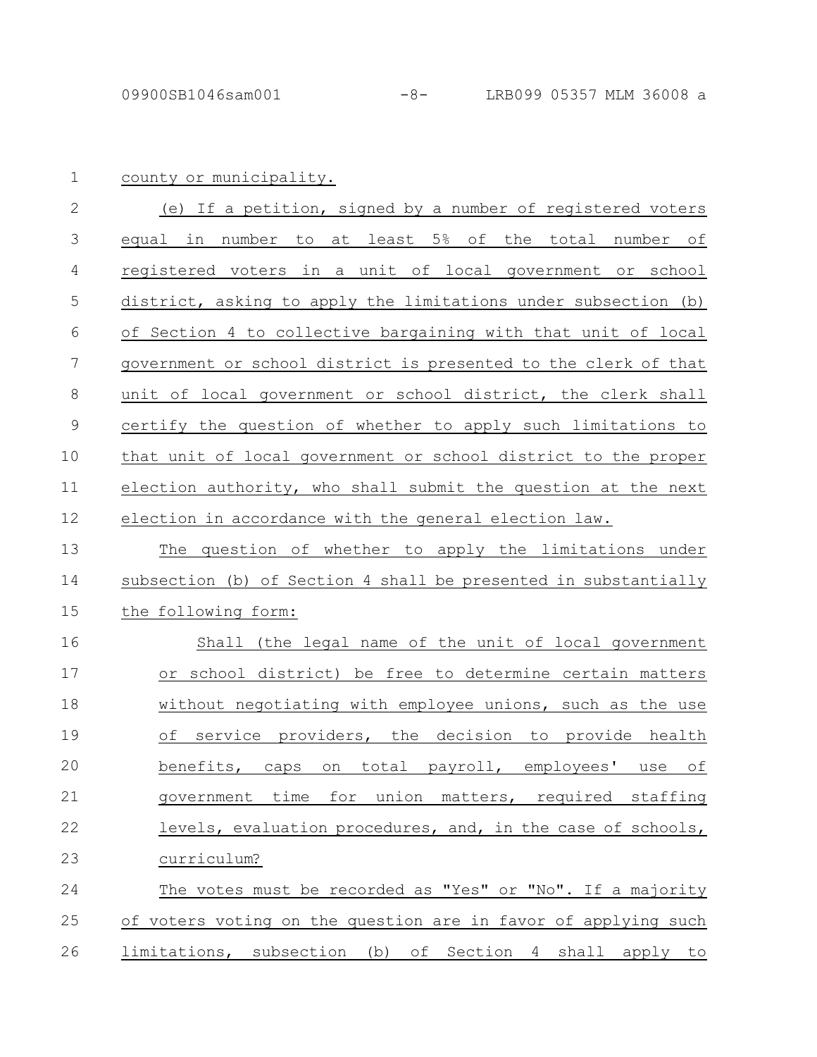county or municipality.

(e) If a petition, signed by a number of registered voters equal in number to at least 5% of the total number of registered voters in a unit of local government or school district, asking to apply the limitations under subsection (b) of Section 4 to collective bargaining with that unit of local government or school district is presented to the clerk of that unit of local government or school district, the clerk shall certify the question of whether to apply such limitations to that unit of local government or school district to the proper election authority, who shall submit the question at the next election in accordance with the general election law.

The question of whether to apply the limitations under subsection (b) of Section 4 shall be presented in substantially the following form:

> Shall (the legal name of the unit of local government or school district) be free to determine certain matters without negotiating with employee unions, such as the use of service providers, the decision to provide health benefits, caps on total payroll, employees' use of government time for union matters, required staffing levels, evaluation procedures, and, in the case of schools, curriculum?

The votes must be recorded as "Yes" or "No". If a majority of voters voting on the question are in favor of applying such limitations, subsection (b) of Section 4 shall apply to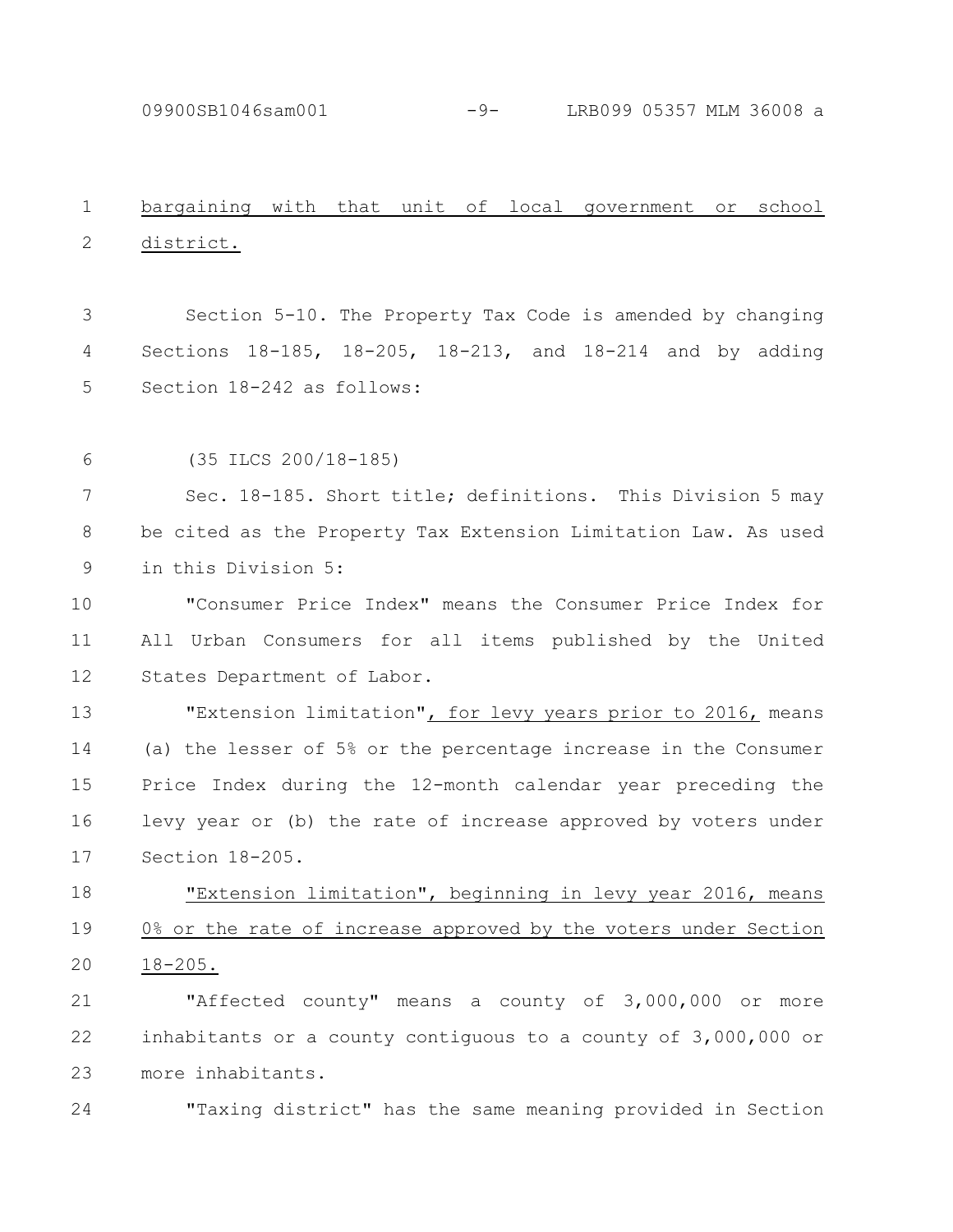bargaining with that unit of local government or school district.

Section 5-10. The Property Tax Code is amended by changing Sections 18-185, 18-205, 18-213, and 18-214 and by adding Section 18-242 as follows:

(35 ILCS 200/18-185)

Sec. 18-185. Short title; definitions. This Division 5 may be cited as the Property Tax Extension Limitation Law. As used in this Division 5:

"Consumer Price Index" means the Consumer Price Index for All Urban Consumers for all items published by the United States Department of Labor.

"Extension limitation", for levy years prior to 2016, means (a) the lesser of 5% or the percentage increase in the Consumer Price Index during the 12-month calendar year preceding the levy year or (b) the rate of increase approved by voters under Section 18-205.

"Extension limitation", beginning in levy year 2016, means 0% or the rate of increase approved by the voters under Section 18-205.

"Affected county" means a county of 3,000,000 or more inhabitants or a county contiguous to a county of 3,000,000 or more inhabitants.

"Taxing district" has the same meaning provided in Section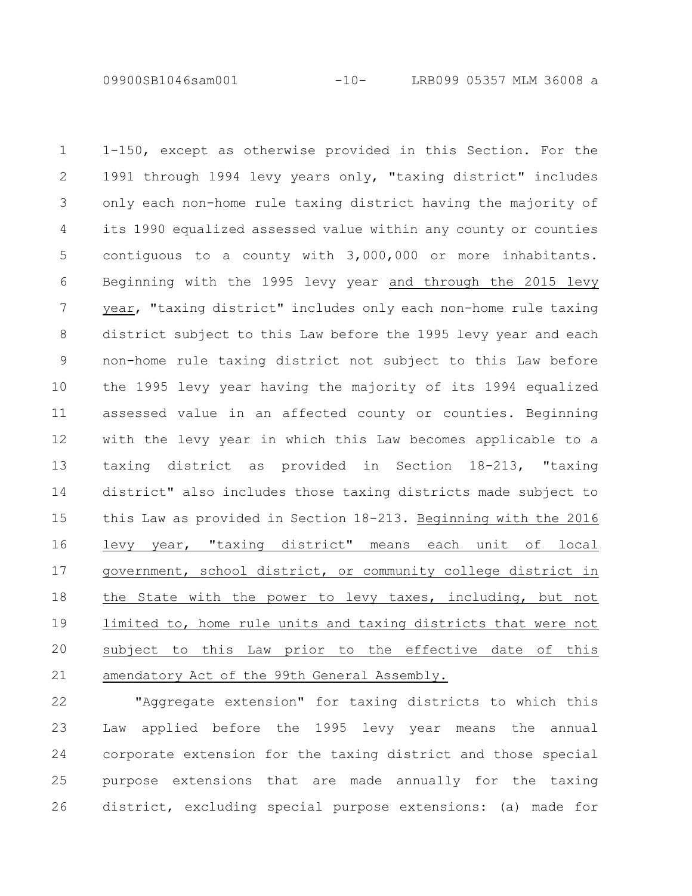1-150, except as otherwise provided in this Section. For the 1991 through 1994 levy years only, "taxing district" includes only each non-home rule taxing district having the majority of its 1990 equalized assessed value within any county or counties contiguous to a county with 3,000,000 or more inhabitants. Beginning with the 1995 levy year and through the 2015 levy year, "taxing district" includes only each non-home rule taxing district subject to this Law before the 1995 levy year and each non-home rule taxing district not subject to this Law before the 1995 levy year having the majority of its 1994 equalized assessed value in an affected county or counties. Beginning with the levy year in which this Law becomes applicable to a taxing district as provided in Section 18-213, "taxing district" also includes those taxing districts made subject to this Law as provided in Section 18-213. Beginning with the 2016 levy year, "taxing district" means each unit of local government, school district, or community college district in the State with the power to levy taxes, including, but not limited to, home rule units and taxing districts that were not subject to this Law prior to the effective date of this amendatory Act of the 99th General Assembly.

"Aggregate extension" for taxing districts to which this Law applied before the 1995 levy year means the annual corporate extension for the taxing district and those special purpose extensions that are made annually for the taxing district, excluding special purpose extensions: (a) made for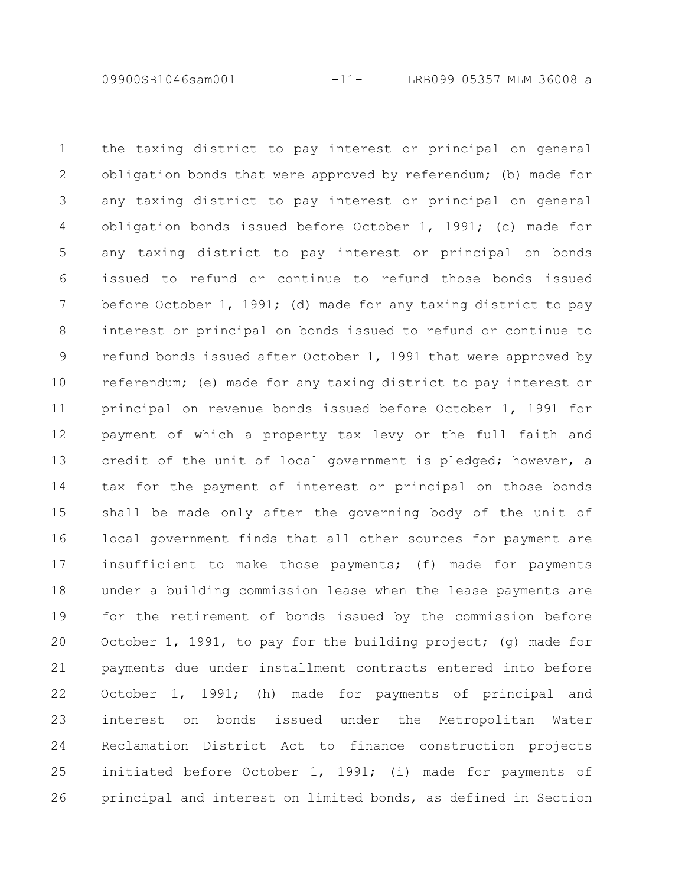the taxing district to pay interest or principal on general obligation bonds that were approved by referendum; (b) made for any taxing district to pay interest or principal on general obligation bonds issued before October 1, 1991; (c) made for any taxing district to pay interest or principal on bonds issued to refund or continue to refund those bonds issued before October 1, 1991; (d) made for any taxing district to pay interest or principal on bonds issued to refund or continue to refund bonds issued after October 1, 1991 that were approved by referendum; (e) made for any taxing district to pay interest or principal on revenue bonds issued before October 1, 1991 for payment of which a property tax levy or the full faith and credit of the unit of local government is pledged; however, a tax for the payment of interest or principal on those bonds shall be made only after the governing body of the unit of local government finds that all other sources for payment are insufficient to make those payments; (f) made for payments under a building commission lease when the lease payments are for the retirement of bonds issued by the commission before October 1, 1991, to pay for the building project; (g) made for payments due under installment contracts entered into before October 1, 1991; (h) made for payments of principal and interest on bonds issued under the Metropolitan Water Reclamation District Act to finance construction projects initiated before October 1, 1991; (i) made for payments of principal and interest on limited bonds, as defined in Section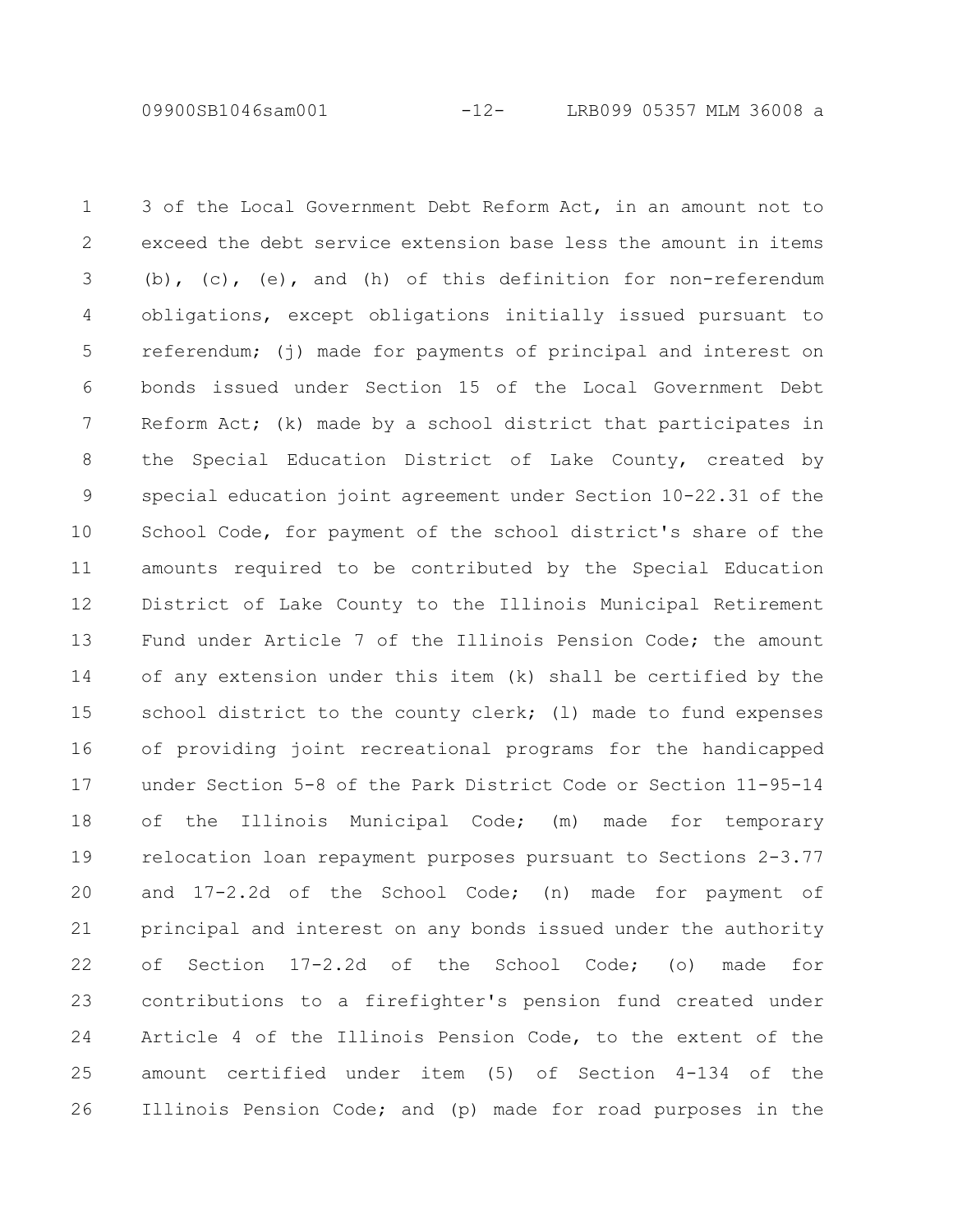3 of the Local Government Debt Reform Act, in an amount not to exceed the debt service extension base less the amount in items (b), (c), (e), and (h) of this definition for non-referendum obligations, except obligations initially issued pursuant to referendum; (j) made for payments of principal and interest on bonds issued under Section 15 of the Local Government Debt Reform Act; (k) made by a school district that participates in the Special Education District of Lake County, created by special education joint agreement under Section 10-22.31 of the School Code, for payment of the school district's share of the amounts required to be contributed by the Special Education District of Lake County to the Illinois Municipal Retirement Fund under Article 7 of the Illinois Pension Code; the amount of any extension under this item (k) shall be certified by the school district to the county clerk; (l) made to fund expenses of providing joint recreational programs for the handicapped under Section 5-8 of the Park District Code or Section 11-95-14 of the Illinois Municipal Code; (m) made for temporary relocation loan repayment purposes pursuant to Sections 2-3.77 and 17-2.2d of the School Code; (n) made for payment of principal and interest on any bonds issued under the authority of Section 17-2.2d of the School Code; (o) made for contributions to a firefighter's pension fund created under Article 4 of the Illinois Pension Code, to the extent of the amount certified under item (5) of Section 4-134 of the Illinois Pension Code; and (p) made for road purposes in the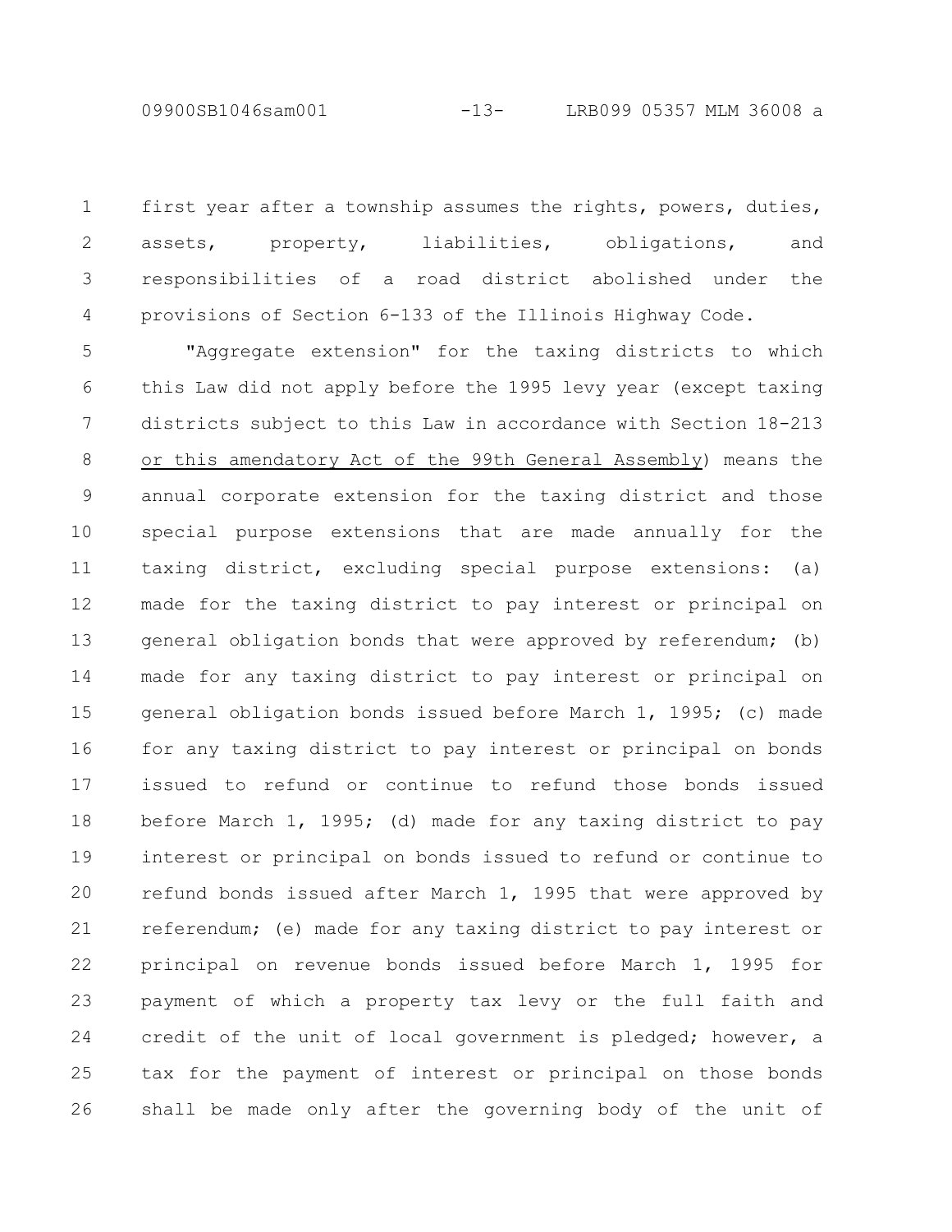first year after a township assumes the rights, powers, duties, assets, property, liabilities, obligations, and responsibilities of a road district abolished under the provisions of Section 6-133 of the Illinois Highway Code.

"Aggregate extension" for the taxing districts to which this Law did not apply before the 1995 levy year (except taxing districts subject to this Law in accordance with Section 18-213 or this amendatory Act of the 99th General Assembly) means the annual corporate extension for the taxing district and those special purpose extensions that are made annually for the taxing district, excluding special purpose extensions: (a) made for the taxing district to pay interest or principal on general obligation bonds that were approved by referendum; (b) made for any taxing district to pay interest or principal on general obligation bonds issued before March 1, 1995; (c) made for any taxing district to pay interest or principal on bonds issued to refund or continue to refund those bonds issued before March 1, 1995; (d) made for any taxing district to pay interest or principal on bonds issued to refund or continue to refund bonds issued after March 1, 1995 that were approved by referendum; (e) made for any taxing district to pay interest or principal on revenue bonds issued before March 1, 1995 for payment of which a property tax levy or the full faith and credit of the unit of local government is pledged; however, a tax for the payment of interest or principal on those bonds shall be made only after the governing body of the unit of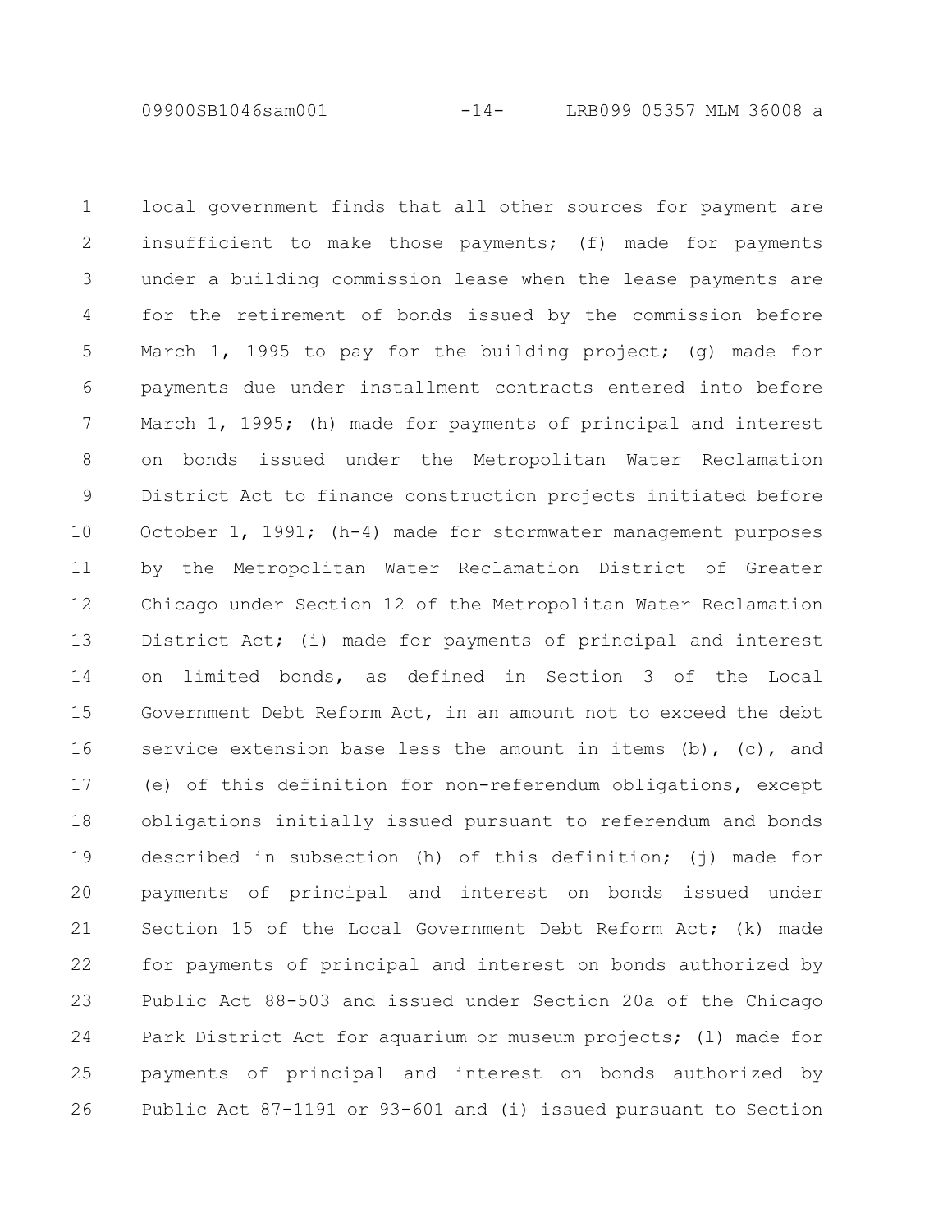local government finds that all other sources for payment are insufficient to make those payments; (f) made for payments under a building commission lease when the lease payments are for the retirement of bonds issued by the commission before March 1, 1995 to pay for the building project; (g) made for payments due under installment contracts entered into before March 1, 1995; (h) made for payments of principal and interest on bonds issued under the Metropolitan Water Reclamation District Act to finance construction projects initiated before October 1, 1991; (h-4) made for stormwater management purposes by the Metropolitan Water Reclamation District of Greater Chicago under Section 12 of the Metropolitan Water Reclamation District Act; (i) made for payments of principal and interest on limited bonds, as defined in Section 3 of the Local Government Debt Reform Act, in an amount not to exceed the debt service extension base less the amount in items (b), (c), and (e) of this definition for non-referendum obligations, except obligations initially issued pursuant to referendum and bonds described in subsection (h) of this definition; (j) made for payments of principal and interest on bonds issued under Section 15 of the Local Government Debt Reform Act; (k) made for payments of principal and interest on bonds authorized by Public Act 88-503 and issued under Section 20a of the Chicago Park District Act for aquarium or museum projects; (l) made for payments of principal and interest on bonds authorized by Public Act 87-1191 or 93-601 and (i) issued pursuant to Section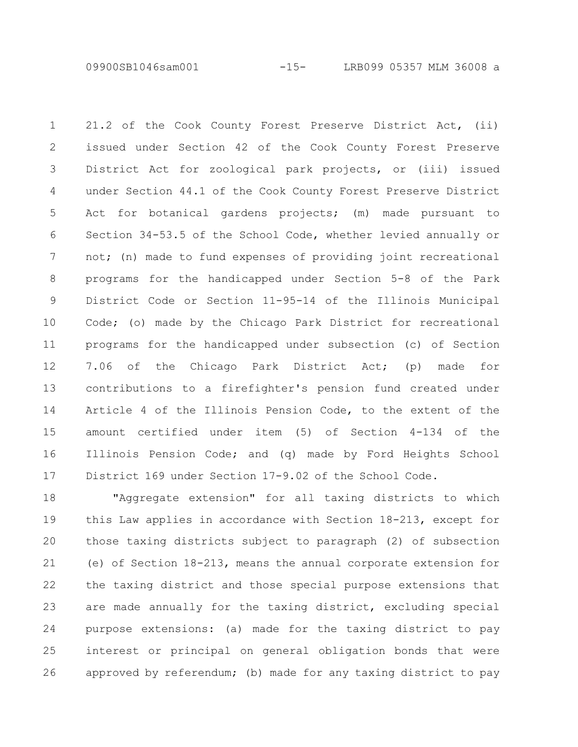21.2 of the Cook County Forest Preserve District Act, (ii) issued under Section 42 of the Cook County Forest Preserve District Act for zoological park projects, or (iii) issued under Section 44.1 of the Cook County Forest Preserve District Act for botanical gardens projects; (m) made pursuant to Section 34-53.5 of the School Code, whether levied annually or not; (n) made to fund expenses of providing joint recreational programs for the handicapped under Section 5-8 of the Park District Code or Section 11-95-14 of the Illinois Municipal Code; (o) made by the Chicago Park District for recreational programs for the handicapped under subsection (c) of Section 7.06 of the Chicago Park District Act; (p) made for contributions to a firefighter's pension fund created under Article 4 of the Illinois Pension Code, to the extent of the amount certified under item (5) of Section 4-134 of the Illinois Pension Code; and (q) made by Ford Heights School District 169 under Section 17-9.02 of the School Code.

"Aggregate extension" for all taxing districts to which this Law applies in accordance with Section 18-213, except for those taxing districts subject to paragraph (2) of subsection (e) of Section 18-213, means the annual corporate extension for the taxing district and those special purpose extensions that are made annually for the taxing district, excluding special purpose extensions: (a) made for the taxing district to pay interest or principal on general obligation bonds that were approved by referendum; (b) made for any taxing district to pay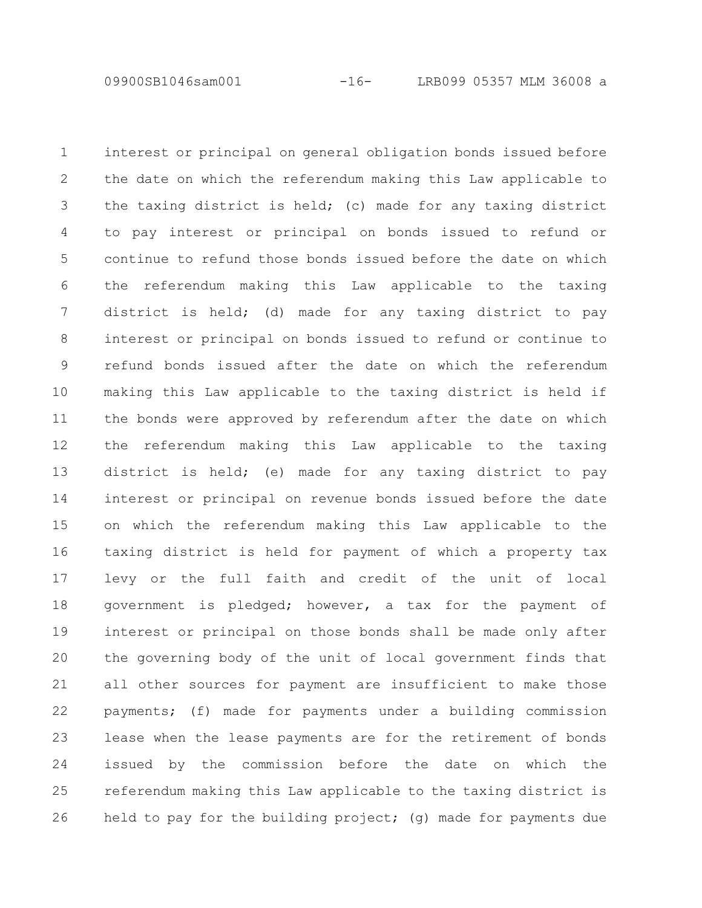interest or principal on general obligation bonds issued before the date on which the referendum making this Law applicable to the taxing district is held; (c) made for any taxing district to pay interest or principal on bonds issued to refund or continue to refund those bonds issued before the date on which the referendum making this Law applicable to the taxing district is held; (d) made for any taxing district to pay interest or principal on bonds issued to refund or continue to refund bonds issued after the date on which the referendum making this Law applicable to the taxing district is held if the bonds were approved by referendum after the date on which the referendum making this Law applicable to the taxing district is held; (e) made for any taxing district to pay interest or principal on revenue bonds issued before the date on which the referendum making this Law applicable to the taxing district is held for payment of which a property tax levy or the full faith and credit of the unit of local government is pledged; however, a tax for the payment of interest or principal on those bonds shall be made only after the governing body of the unit of local government finds that all other sources for payment are insufficient to make those payments; (f) made for payments under a building commission lease when the lease payments are for the retirement of bonds issued by the commission before the date on which the referendum making this Law applicable to the taxing district is held to pay for the building project; (g) made for payments due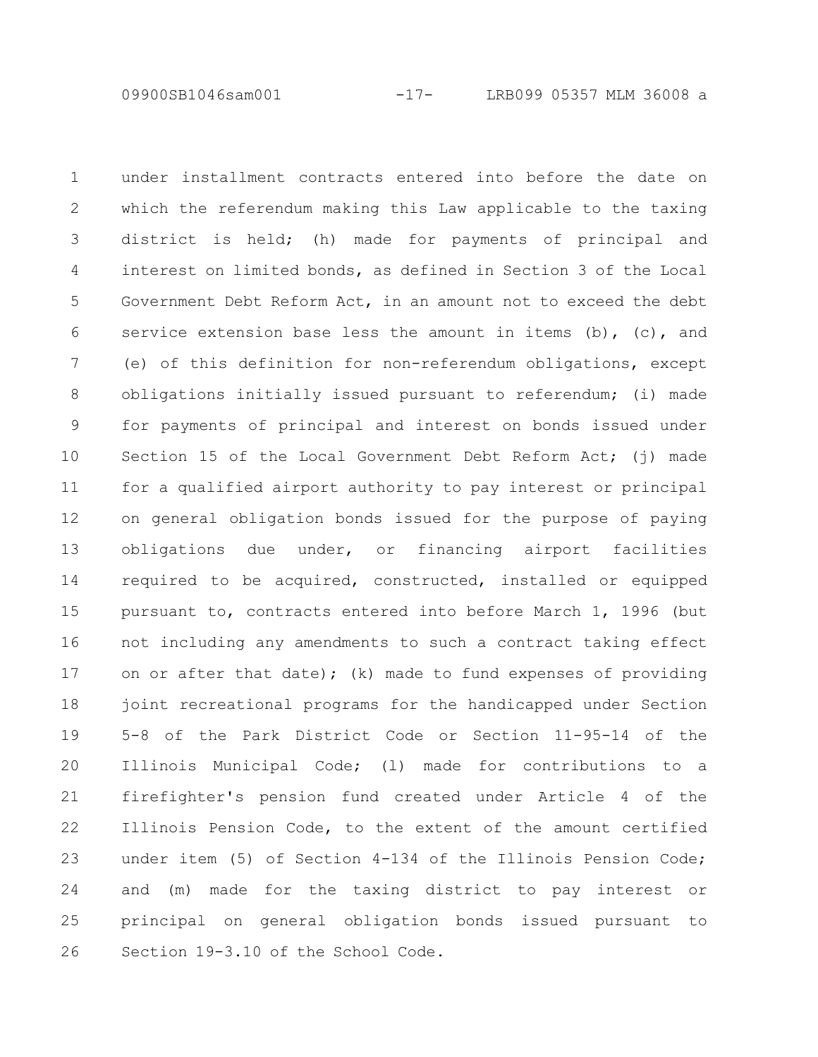under installment contracts entered into before the date on which the referendum making this Law applicable to the taxing district is held; (h) made for payments of principal and interest on limited bonds, as defined in Section 3 of the Local Government Debt Reform Act, in an amount not to exceed the debt service extension base less the amount in items (b), (c), and (e) of this definition for non-referendum obligations, except obligations initially issued pursuant to referendum; (i) made for payments of principal and interest on bonds issued under Section 15 of the Local Government Debt Reform Act; (j) made for a qualified airport authority to pay interest or principal on general obligation bonds issued for the purpose of paying obligations due under, or financing airport facilities required to be acquired, constructed, installed or equipped pursuant to, contracts entered into before March 1, 1996 (but not including any amendments to such a contract taking effect on or after that date); (k) made to fund expenses of providing joint recreational programs for the handicapped under Section 5-8 of the Park District Code or Section 11-95-14 of the Illinois Municipal Code; (l) made for contributions to a firefighter's pension fund created under Article 4 of the Illinois Pension Code, to the extent of the amount certified under item (5) of Section 4-134 of the Illinois Pension Code; and (m) made for the taxing district to pay interest or principal on general obligation bonds issued pursuant to Section 19-3.10 of the School Code.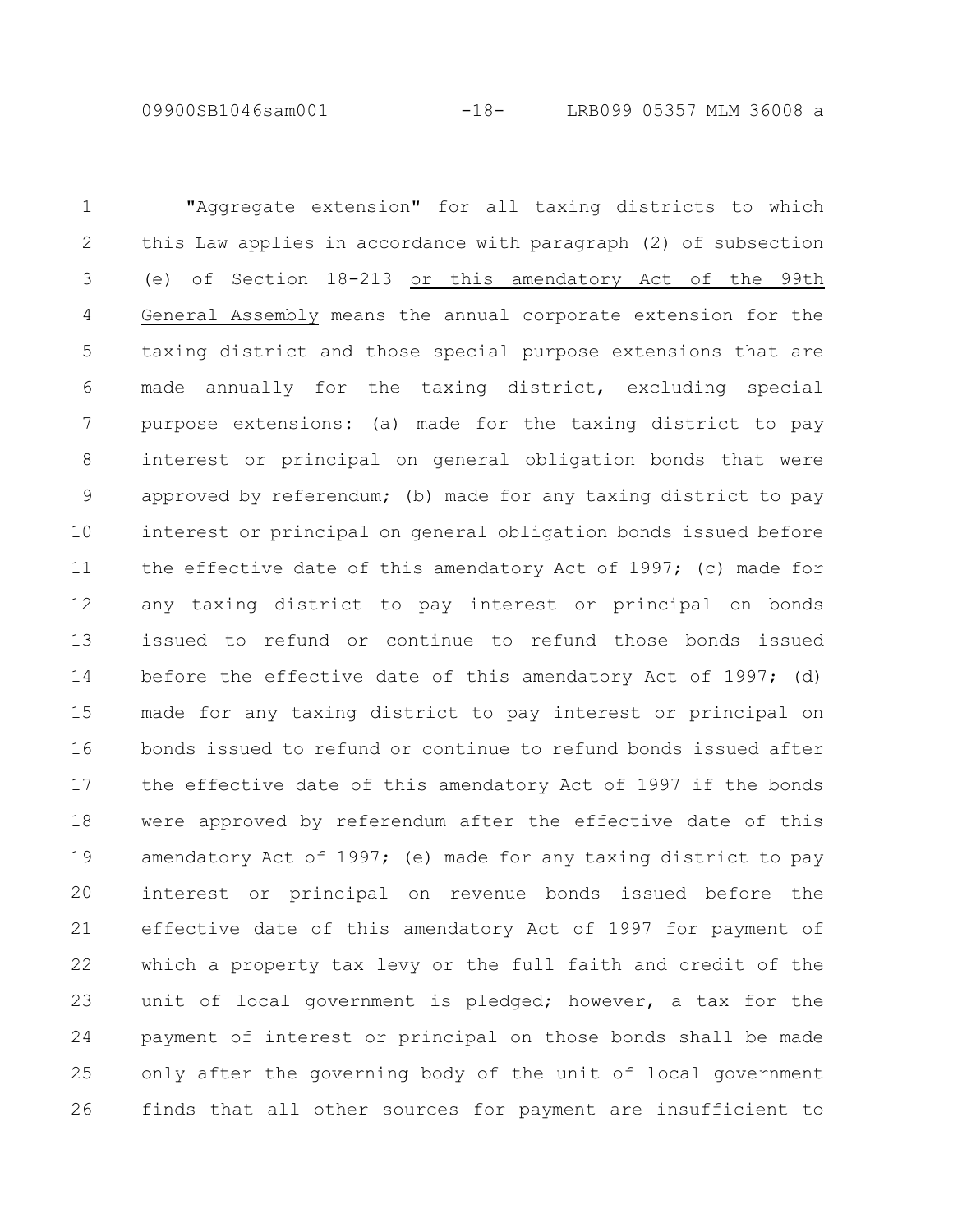"Aggregate extension" for all taxing districts to which this Law applies in accordance with paragraph (2) of subsection (e) of Section 18-213 <u>or this amendatory Act of the 99th General Assembly</u> means the annual corporate extension for the taxing district and those special purpose extensions that are made annually for the taxing district, excluding special purpose extensions: (a) made for the taxing district to pay interest or principal on general obligation bonds that were approved by referendum; (b) made for any taxing district to pay interest or principal on general obligation bonds issued before the effective date of this amendatory Act of 1997; (c) made for any taxing district to pay interest or principal on bonds issued to refund or continue to refund those bonds issued before the effective date of this amendatory Act of 1997; (d) made for any taxing district to pay interest or principal on bonds issued to refund or continue to refund bonds issued after the effective date of this amendatory Act of 1997 if the bonds were approved by referendum after the effective date of this amendatory Act of 1997; (e) made for any taxing district to pay interest or principal on revenue bonds issued before the effective date of this amendatory Act of 1997 for payment of which a property tax levy or the full faith and credit of the unit of local government is pledged; however, a tax for the payment of interest or principal on those bonds shall be made only after the governing body of the unit of local government finds that all other sources for payment are insufficient to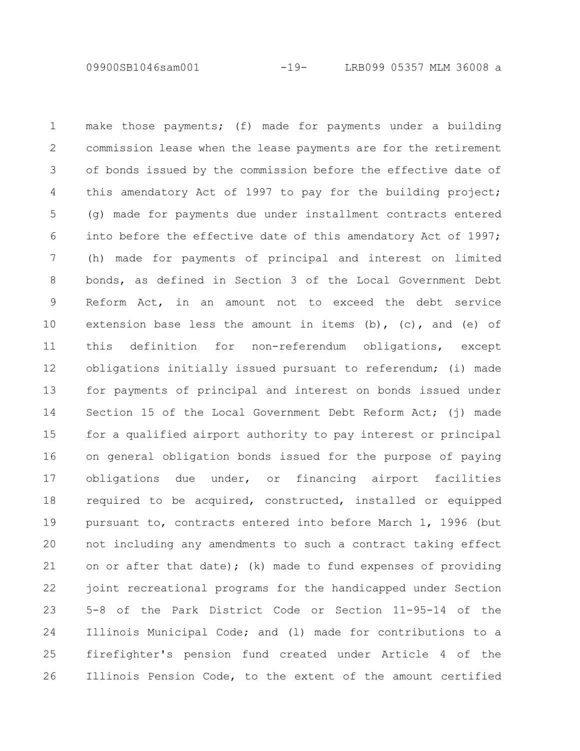make those payments; (f) made for payments under a building commission lease when the lease payments are for the retirement of bonds issued by the commission before the effective date of this amendatory Act of 1997 to pay for the building project; (g) made for payments due under installment contracts entered into before the effective date of this amendatory Act of 1997; (h) made for payments of principal and interest on limited bonds, as defined in Section 3 of the Local Government Debt Reform Act, in an amount not to exceed the debt service extension base less the amount in items (b), (c), and (e) of this definition for non-referendum obligations, except obligations initially issued pursuant to referendum; (i) made for payments of principal and interest on bonds issued under Section 15 of the Local Government Debt Reform Act; (j) made for a qualified airport authority to pay interest or principal on general obligation bonds issued for the purpose of paying obligations due under, or financing airport facilities required to be acquired, constructed, installed or equipped pursuant to, contracts entered into before March 1, 1996 (but not including any amendments to such a contract taking effect on or after that date); (k) made to fund expenses of providing joint recreational programs for the handicapped under Section 5-8 of the Park District Code or Section 11-95-14 of the Illinois Municipal Code; and (l) made for contributions to a firefighter's pension fund created under Article 4 of the Illinois Pension Code, to the extent of the amount certified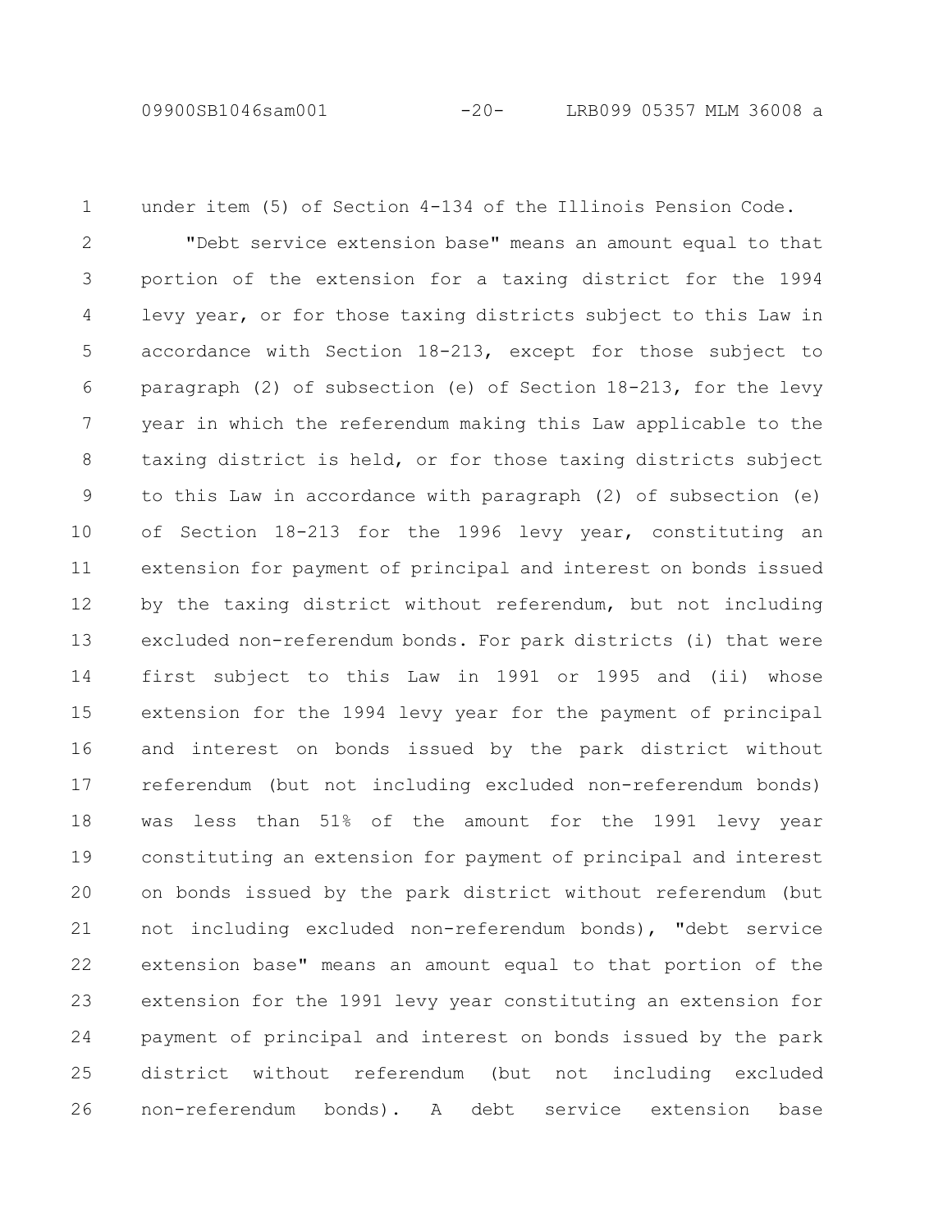under item (5) of Section 4-134 of the Illinois Pension Code.

"Debt service extension base" means an amount equal to that portion of the extension for a taxing district for the 1994 levy year, or for those taxing districts subject to this Law in accordance with Section 18-213, except for those subject to paragraph (2) of subsection (e) of Section 18-213, for the levy year in which the referendum making this Law applicable to the taxing district is held, or for those taxing districts subject to this Law in accordance with paragraph (2) of subsection (e) of Section 18-213 for the 1996 levy year, constituting an extension for payment of principal and interest on bonds issued by the taxing district without referendum, but not including excluded non-referendum bonds. For park districts (i) that were first subject to this Law in 1991 or 1995 and (ii) whose extension for the 1994 levy year for the payment of principal and interest on bonds issued by the park district without referendum (but not including excluded non-referendum bonds) was less than 51% of the amount for the 1991 levy year constituting an extension for payment of principal and interest on bonds issued by the park district without referendum (but not including excluded non-referendum bonds), "debt service extension base" means an amount equal to that portion of the extension for the 1991 levy year constituting an extension for payment of principal and interest on bonds issued by the park district without referendum (but not including excluded non-referendum bonds). A debt service extension base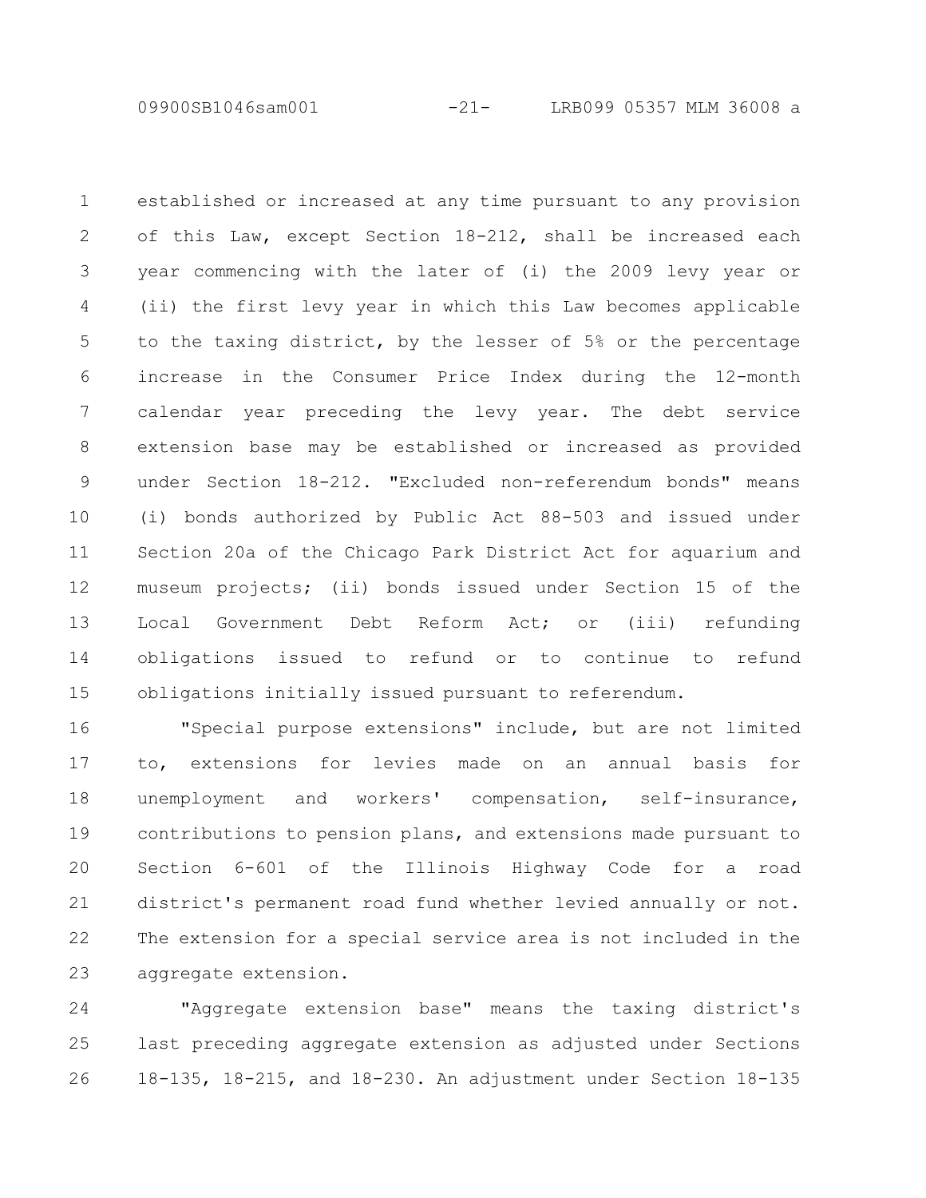established or increased at any time pursuant to any provision of this Law, except Section 18-212, shall be increased each year commencing with the later of (i) the 2009 levy year or (ii) the first levy year in which this Law becomes applicable to the taxing district, by the lesser of 5% or the percentage increase in the Consumer Price Index during the 12-month calendar year preceding the levy year. The debt service extension base may be established or increased as provided under Section 18-212. "Excluded non-referendum bonds" means (i) bonds authorized by Public Act 88-503 and issued under Section 20a of the Chicago Park District Act for aquarium and museum projects; (ii) bonds issued under Section 15 of the Local Government Debt Reform Act; or (iii) refunding obligations issued to refund or to continue to refund obligations initially issued pursuant to referendum.

"Special purpose extensions" include, but are not limited to, extensions for levies made on an annual basis for unemployment and workers' compensation, self-insurance, contributions to pension plans, and extensions made pursuant to Section 6-601 of the Illinois Highway Code for a road district's permanent road fund whether levied annually or not. The extension for a special service area is not included in the aggregate extension.

"Aggregate extension base" means the taxing district's last preceding aggregate extension as adjusted under Sections 18-135, 18-215, and 18-230. An adjustment under Section 18-135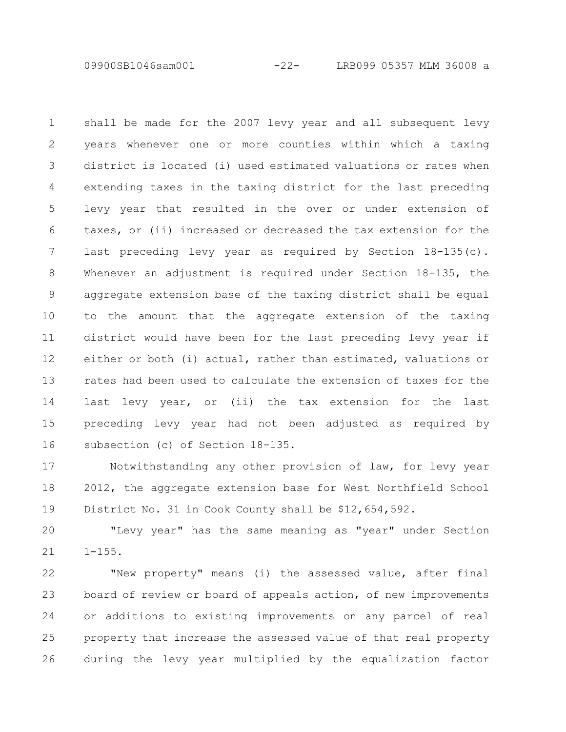shall be made for the 2007 levy year and all subsequent levy years whenever one or more counties within which a taxing district is located (i) used estimated valuations or rates when extending taxes in the taxing district for the last preceding levy year that resulted in the over or under extension of taxes, or (ii) increased or decreased the tax extension for the last preceding levy year as required by Section 18-135(c). Whenever an adjustment is required under Section 18-135, the aggregate extension base of the taxing district shall be equal to the amount that the aggregate extension of the taxing district would have been for the last preceding levy year if either or both (i) actual, rather than estimated, valuations or rates had been used to calculate the extension of taxes for the last levy year, or (ii) the tax extension for the last preceding levy year had not been adjusted as required by subsection (c) of Section 18-135.

Notwithstanding any other provision of law, for levy year 2012, the aggregate extension base for West Northfield School District No. 31 in Cook County shall be $12,654,592.

"Levy year" has the same meaning as "year" under Section 1-155.

"New property" means (i) the assessed value, after final board of review or board of appeals action, of new improvements or additions to existing improvements on any parcel of real property that increase the assessed value of that real property during the levy year multiplied by the equalization factor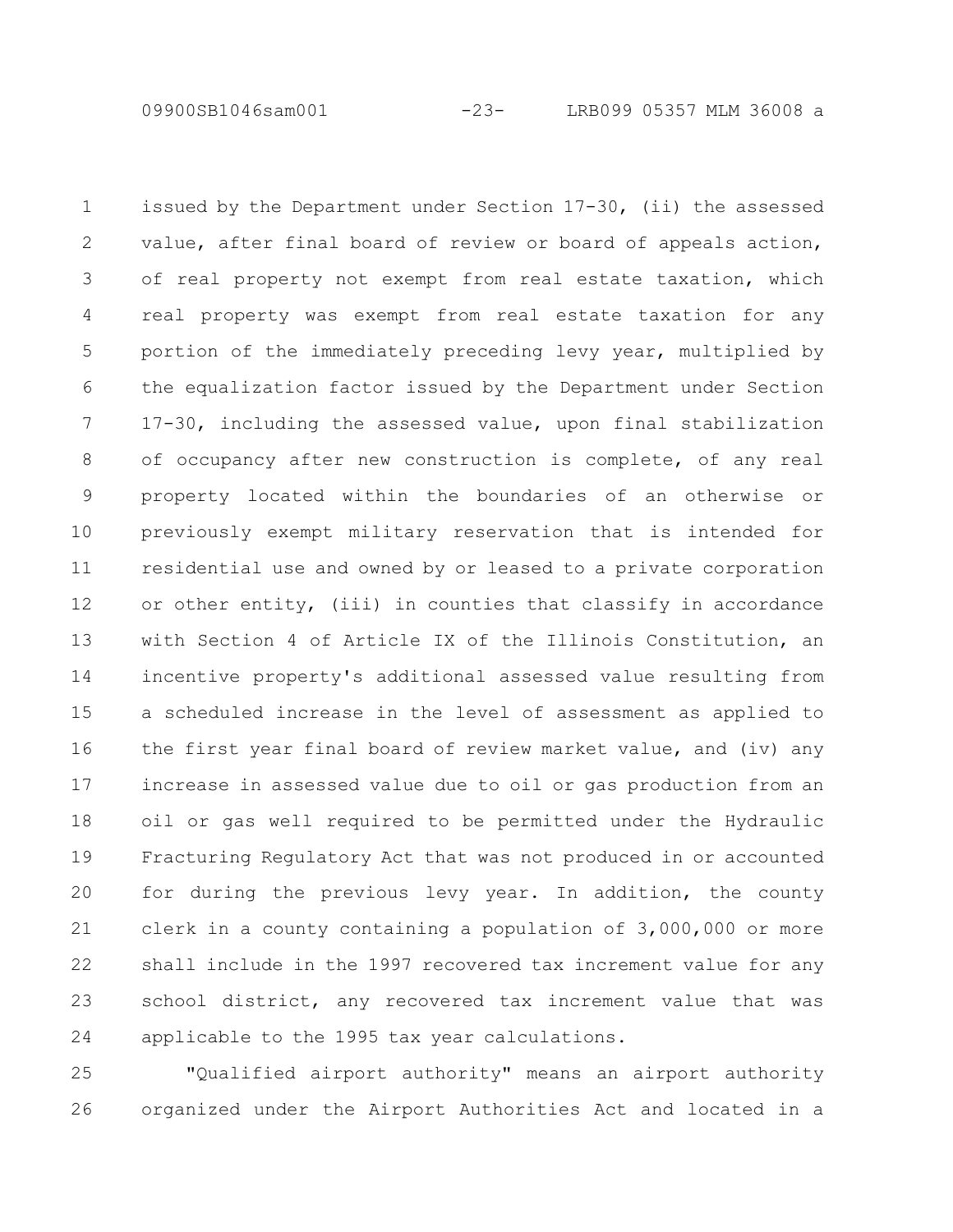issued by the Department under Section 17-30, (ii) the assessed value, after final board of review or board of appeals action, of real property not exempt from real estate taxation, which real property was exempt from real estate taxation for any portion of the immediately preceding levy year, multiplied by the equalization factor issued by the Department under Section 17-30, including the assessed value, upon final stabilization of occupancy after new construction is complete, of any real property located within the boundaries of an otherwise or previously exempt military reservation that is intended for residential use and owned by or leased to a private corporation or other entity, (iii) in counties that classify in accordance with Section 4 of Article IX of the Illinois Constitution, an incentive property's additional assessed value resulting from a scheduled increase in the level of assessment as applied to the first year final board of review market value, and (iv) any increase in assessed value due to oil or gas production from an oil or gas well required to be permitted under the Hydraulic Fracturing Regulatory Act that was not produced in or accounted for during the previous levy year. In addition, the county clerk in a county containing a population of 3,000,000 or more shall include in the 1997 recovered tax increment value for any school district, any recovered tax increment value that was applicable to the 1995 tax year calculations.

"Qualified airport authority" means an airport authority organized under the Airport Authorities Act and located in a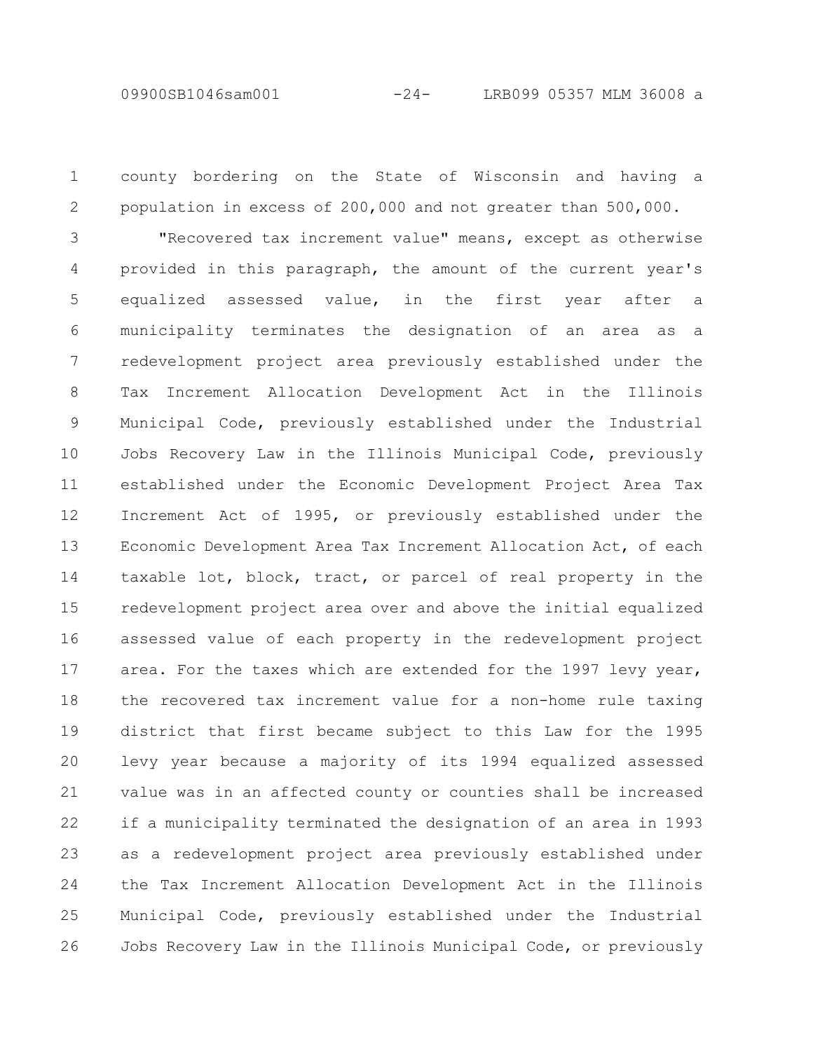county bordering on the State of Wisconsin and having a population in excess of 200,000 and not greater than 500,000.

"Recovered tax increment value" means, except as otherwise provided in this paragraph, the amount of the current year's equalized assessed value, in the first year after a municipality terminates the designation of an area as a redevelopment project area previously established under the Tax Increment Allocation Development Act in the Illinois Municipal Code, previously established under the Industrial Jobs Recovery Law in the Illinois Municipal Code, previously established under the Economic Development Project Area Tax Increment Act of 1995, or previously established under the Economic Development Area Tax Increment Allocation Act, of each taxable lot, block, tract, or parcel of real property in the redevelopment project area over and above the initial equalized assessed value of each property in the redevelopment project area. For the taxes which are extended for the 1997 levy year, the recovered tax increment value for a non-home rule taxing district that first became subject to this Law for the 1995 levy year because a majority of its 1994 equalized assessed value was in an affected county or counties shall be increased if a municipality terminated the designation of an area in 1993 as a redevelopment project area previously established under the Tax Increment Allocation Development Act in the Illinois Municipal Code, previously established under the Industrial Jobs Recovery Law in the Illinois Municipal Code, or previously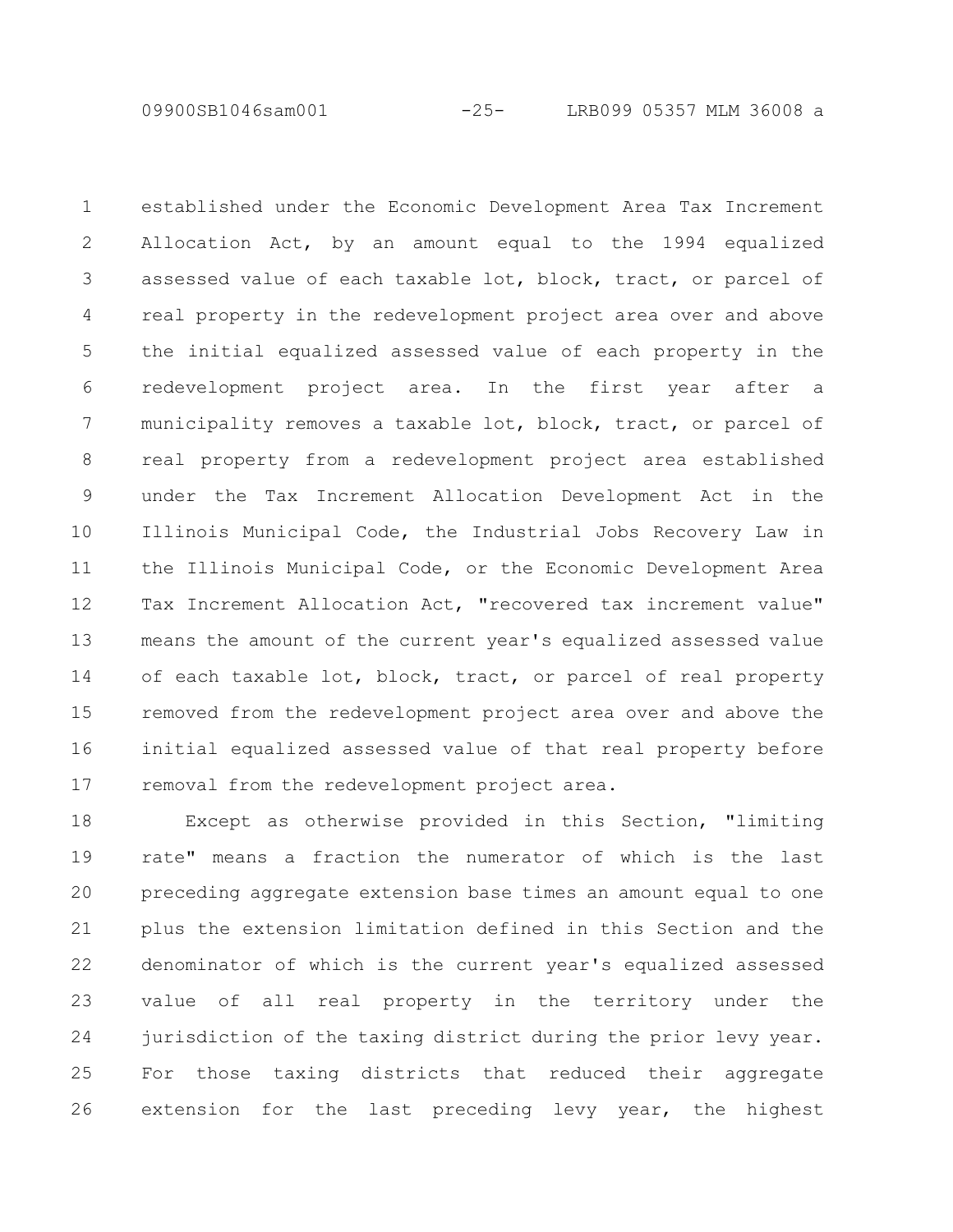established under the Economic Development Area Tax Increment Allocation Act, by an amount equal to the 1994 equalized assessed value of each taxable lot, block, tract, or parcel of real property in the redevelopment project area over and above the initial equalized assessed value of each property in the redevelopment project area. In the first year after a municipality removes a taxable lot, block, tract, or parcel of real property from a redevelopment project area established under the Tax Increment Allocation Development Act in the Illinois Municipal Code, the Industrial Jobs Recovery Law in the Illinois Municipal Code, or the Economic Development Area Tax Increment Allocation Act, "recovered tax increment value" means the amount of the current year's equalized assessed value of each taxable lot, block, tract, or parcel of real property removed from the redevelopment project area over and above the initial equalized assessed value of that real property before removal from the redevelopment project area.

Except as otherwise provided in this Section, "limiting rate" means a fraction the numerator of which is the last preceding aggregate extension base times an amount equal to one plus the extension limitation defined in this Section and the denominator of which is the current year's equalized assessed value of all real property in the territory under the jurisdiction of the taxing district during the prior levy year. For those taxing districts that reduced their aggregate extension for the last preceding levy year, the highest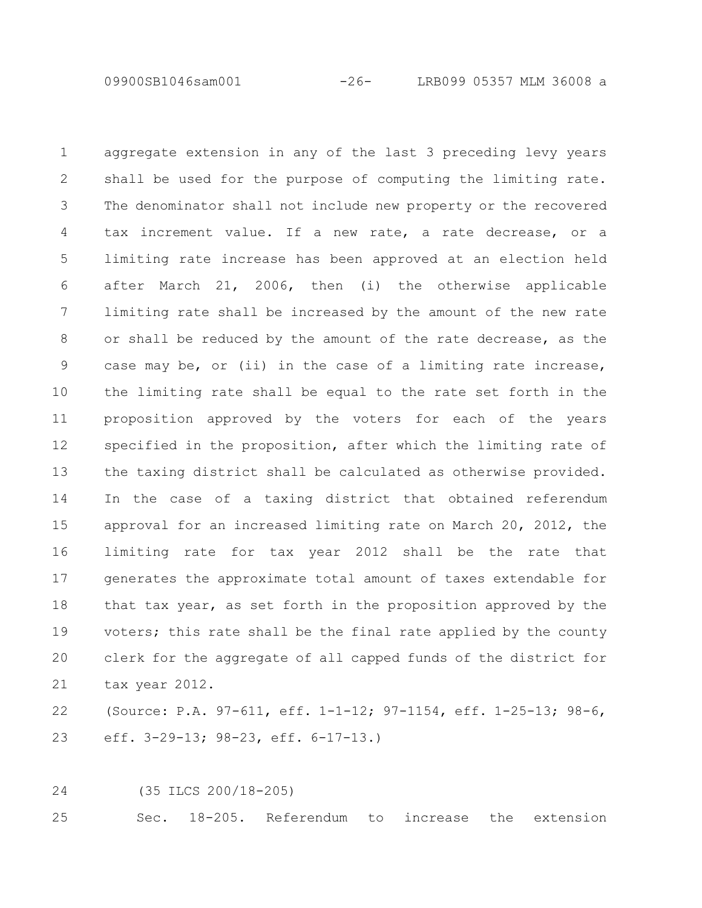aggregate extension in any of the last 3 preceding levy years shall be used for the purpose of computing the limiting rate. The denominator shall not include new property or the recovered tax increment value. If a new rate, a rate decrease, or a limiting rate increase has been approved at an election held after March 21, 2006, then (i) the otherwise applicable limiting rate shall be increased by the amount of the new rate or shall be reduced by the amount of the rate decrease, as the case may be, or (ii) in the case of a limiting rate increase, the limiting rate shall be equal to the rate set forth in the proposition approved by the voters for each of the years specified in the proposition, after which the limiting rate of the taxing district shall be calculated as otherwise provided. In the case of a taxing district that obtained referendum approval for an increased limiting rate on March 20, 2012, the limiting rate for tax year 2012 shall be the rate that generates the approximate total amount of taxes extendable for that tax year, as set forth in the proposition approved by the voters; this rate shall be the final rate applied by the county clerk for the aggregate of all capped funds of the district for tax year 2012.

(Source: P.A. 97-611, eff. 1-1-12; 97-1154, eff. 1-25-13; 98-6, eff. 3-29-13; 98-23, eff. 6-17-13.)

(35 ILCS 200/18-205)

Sec. 18-205. Referendum to increase the extension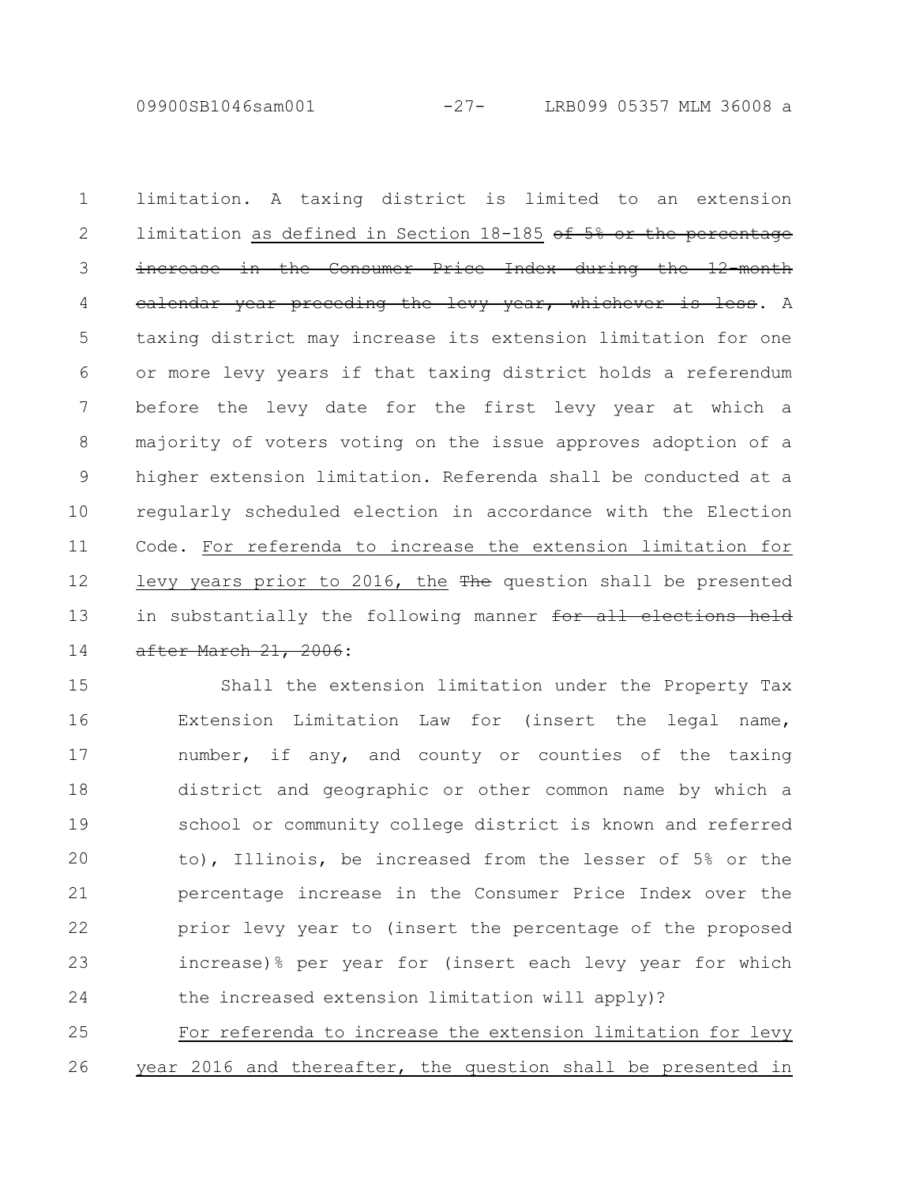limitation. A taxing district is limited to an extension limitation as defined in Section 18-185 ~~of 5% or the percentage increase in the Consumer Price Index during the 12-month calendar year preceding the levy year, whichever is less~~. A taxing district may increase its extension limitation for one or more levy years if that taxing district holds a referendum before the levy date for the first levy year at which a majority of voters voting on the issue approves adoption of a higher extension limitation. Referenda shall be conducted at a regularly scheduled election in accordance with the Election Code. For referenda to increase the extension limitation for levy years prior to 2016, the ~~The~~ question shall be presented in substantially the following manner ~~for all elections held after March 21, 2006~~:

Shall the extension limitation under the Property Tax Extension Limitation Law for (insert the legal name, number, if any, and county or counties of the taxing district and geographic or other common name by which a school or community college district is known and referred to), Illinois, be increased from the lesser of 5% or the percentage increase in the Consumer Price Index over the prior levy year to (insert the percentage of the proposed increase)% per year for (insert each levy year for which the increased extension limitation will apply)?

For referenda to increase the extension limitation for levy year 2016 and thereafter, the question shall be presented in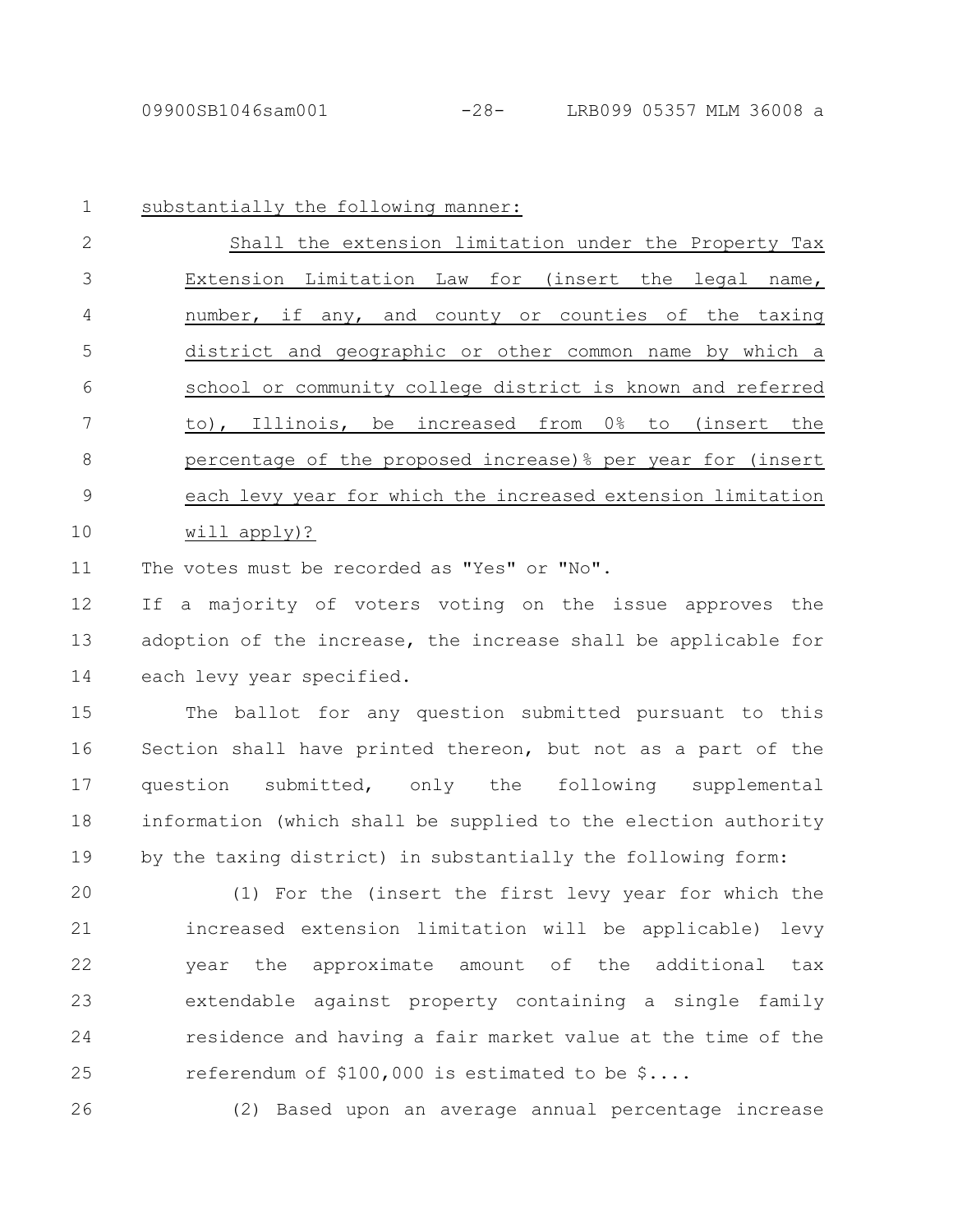substantially the following manner:

Shall the extension limitation under the Property Tax Extension Limitation Law for (insert the legal name, number, if any, and county or counties of the taxing district and geographic or other common name by which a school or community college district is known and referred to), Illinois, be increased from 0% to (insert the percentage of the proposed increase)% per year for (insert each levy year for which the increased extension limitation will apply)?

The votes must be recorded as "Yes" or "No".

If a majority of voters voting on the issue approves the adoption of the increase, the increase shall be applicable for each levy year specified.

The ballot for any question submitted pursuant to this Section shall have printed thereon, but not as a part of the question submitted, only the following supplemental information (which shall be supplied to the election authority by the taxing district) in substantially the following form:

(1) For the (insert the first levy year for which the increased extension limitation will be applicable) levy year the approximate amount of the additional tax extendable against property containing a single family residence and having a fair market value at the time of the referendum of $100,000 is estimated to be $....

(2) Based upon an average annual percentage increase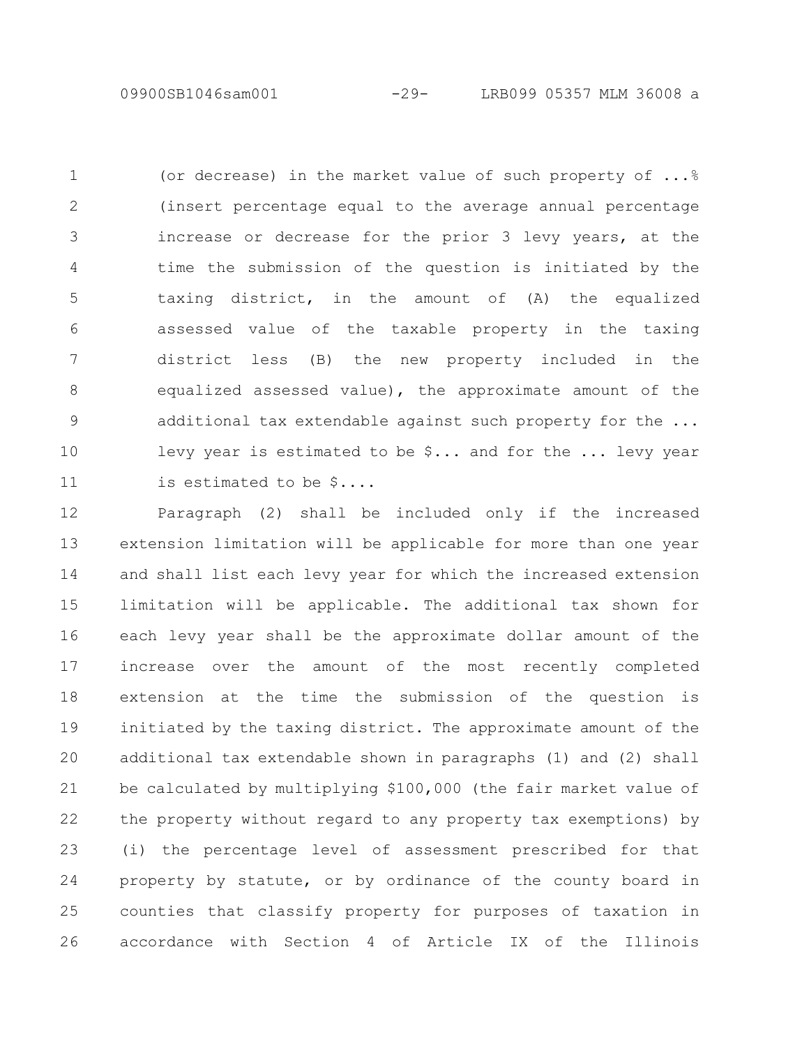(or decrease) in the market value of such property of ...% (insert percentage equal to the average annual percentage increase or decrease for the prior 3 levy years, at the time the submission of the question is initiated by the taxing district, in the amount of (A) the equalized assessed value of the taxable property in the taxing district less (B) the new property included in the equalized assessed value), the approximate amount of the additional tax extendable against such property for the ... levy year is estimated to be $... and for the ... levy year is estimated to be $....

Paragraph (2) shall be included only if the increased extension limitation will be applicable for more than one year and shall list each levy year for which the increased extension limitation will be applicable. The additional tax shown for each levy year shall be the approximate dollar amount of the increase over the amount of the most recently completed extension at the time the submission of the question is initiated by the taxing district. The approximate amount of the additional tax extendable shown in paragraphs (1) and (2) shall be calculated by multiplying $100,000 (the fair market value of the property without regard to any property tax exemptions) by (i) the percentage level of assessment prescribed for that property by statute, or by ordinance of the county board in counties that classify property for purposes of taxation in accordance with Section 4 of Article IX of the Illinois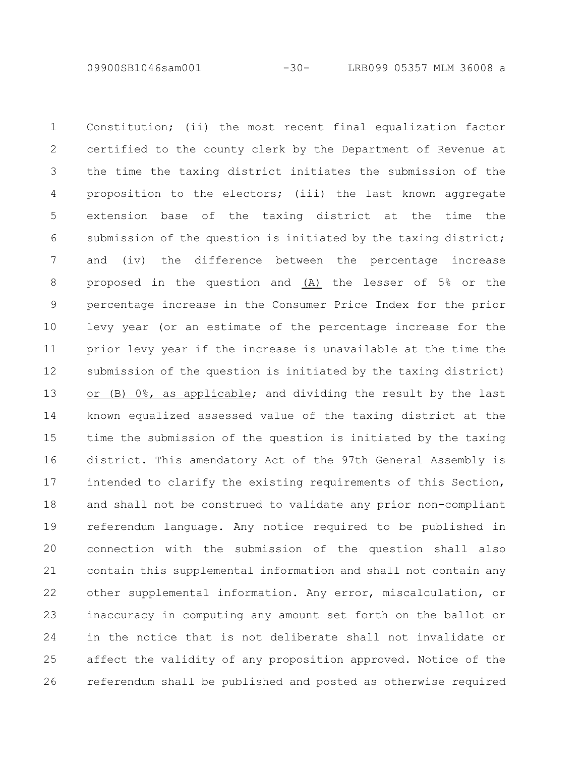Constitution; (ii) the most recent final equalization factor certified to the county clerk by the Department of Revenue at the time the taxing district initiates the submission of the proposition to the electors; (iii) the last known aggregate extension base of the taxing district at the time the submission of the question is initiated by the taxing district; and (iv) the difference between the percentage increase proposed in the question and <u>(A)</u> the lesser of 5% or the percentage increase in the Consumer Price Index for the prior levy year (or an estimate of the percentage increase for the prior levy year if the increase is unavailable at the time the submission of the question is initiated by the taxing district) <u>or (B) 0%, as applicable</u>; and dividing the result by the last known equalized assessed value of the taxing district at the time the submission of the question is initiated by the taxing district. This amendatory Act of the 97th General Assembly is intended to clarify the existing requirements of this Section, and shall not be construed to validate any prior non-compliant referendum language. Any notice required to be published in connection with the submission of the question shall also contain this supplemental information and shall not contain any other supplemental information. Any error, miscalculation, or inaccuracy in computing any amount set forth on the ballot or in the notice that is not deliberate shall not invalidate or affect the validity of any proposition approved. Notice of the referendum shall be published and posted as otherwise required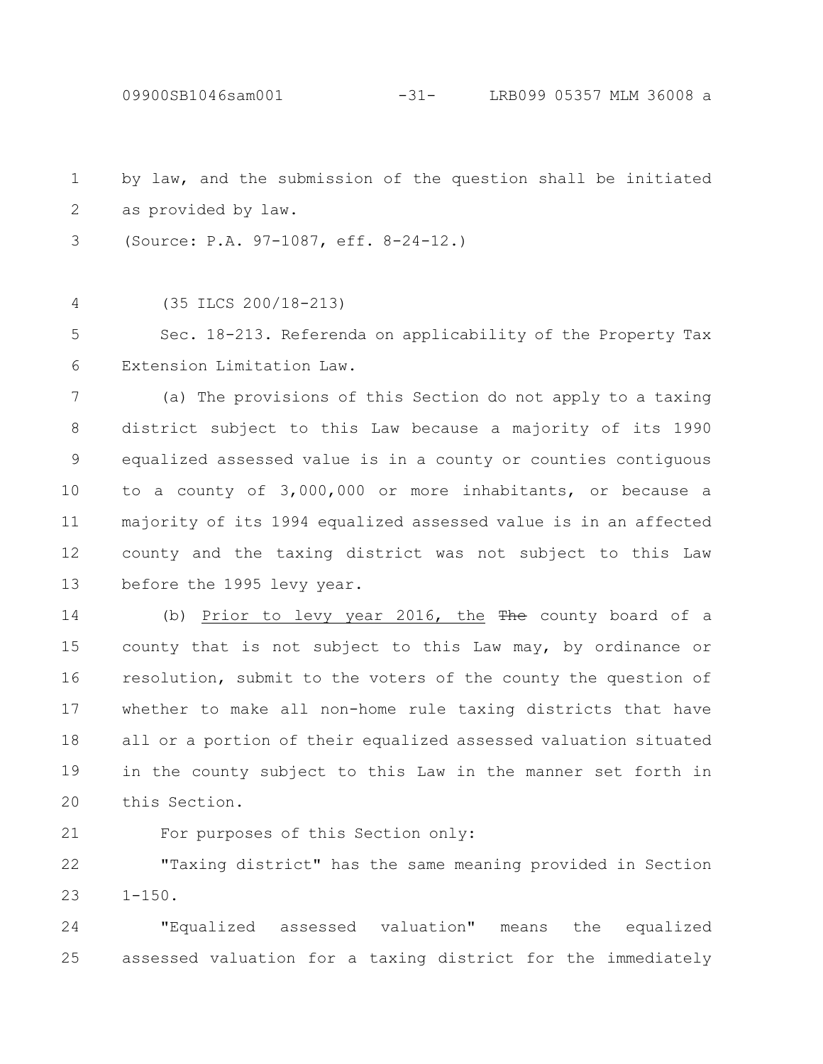by law, and the submission of the question shall be initiated as provided by law.

(Source: P.A. 97-1087, eff. 8-24-12.)

(35 ILCS 200/18-213)

Sec. 18-213. Referenda on applicability of the Property Tax Extension Limitation Law.

(a) The provisions of this Section do not apply to a taxing district subject to this Law because a majority of its 1990 equalized assessed value is in a county or counties contiguous to a county of 3,000,000 or more inhabitants, or because a majority of its 1994 equalized assessed value is in an affected county and the taxing district was not subject to this Law before the 1995 levy year.

(b) Prior to levy year 2016, the ~~The~~ county board of a county that is not subject to this Law may, by ordinance or resolution, submit to the voters of the county the question of whether to make all non-home rule taxing districts that have all or a portion of their equalized assessed valuation situated in the county subject to this Law in the manner set forth in this Section.

For purposes of this Section only:

"Taxing district" has the same meaning provided in Section 1-150.

"Equalized assessed valuation" means the equalized assessed valuation for a taxing district for the immediately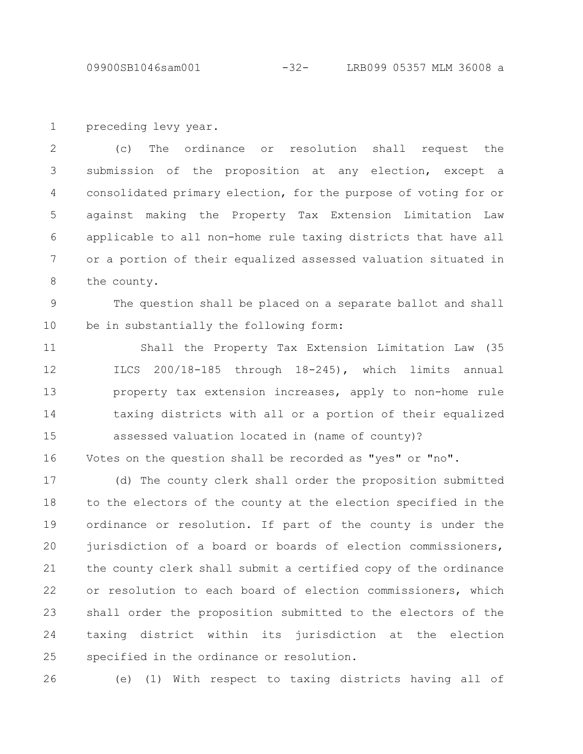preceding levy year.

(c) The ordinance or resolution shall request the submission of the proposition at any election, except a consolidated primary election, for the purpose of voting for or against making the Property Tax Extension Limitation Law applicable to all non-home rule taxing districts that have all or a portion of their equalized assessed valuation situated in the county.

The question shall be placed on a separate ballot and shall be in substantially the following form:

> Shall the Property Tax Extension Limitation Law (35 ILCS 200/18-185 through 18-245), which limits annual property tax extension increases, apply to non-home rule taxing districts with all or a portion of their equalized assessed valuation located in (name of county)?

Votes on the question shall be recorded as "yes" or "no".

(d) The county clerk shall order the proposition submitted to the electors of the county at the election specified in the ordinance or resolution. If part of the county is under the jurisdiction of a board or boards of election commissioners, the county clerk shall submit a certified copy of the ordinance or resolution to each board of election commissioners, which shall order the proposition submitted to the electors of the taxing district within its jurisdiction at the election specified in the ordinance or resolution.

(e) (1) With respect to taxing districts having all of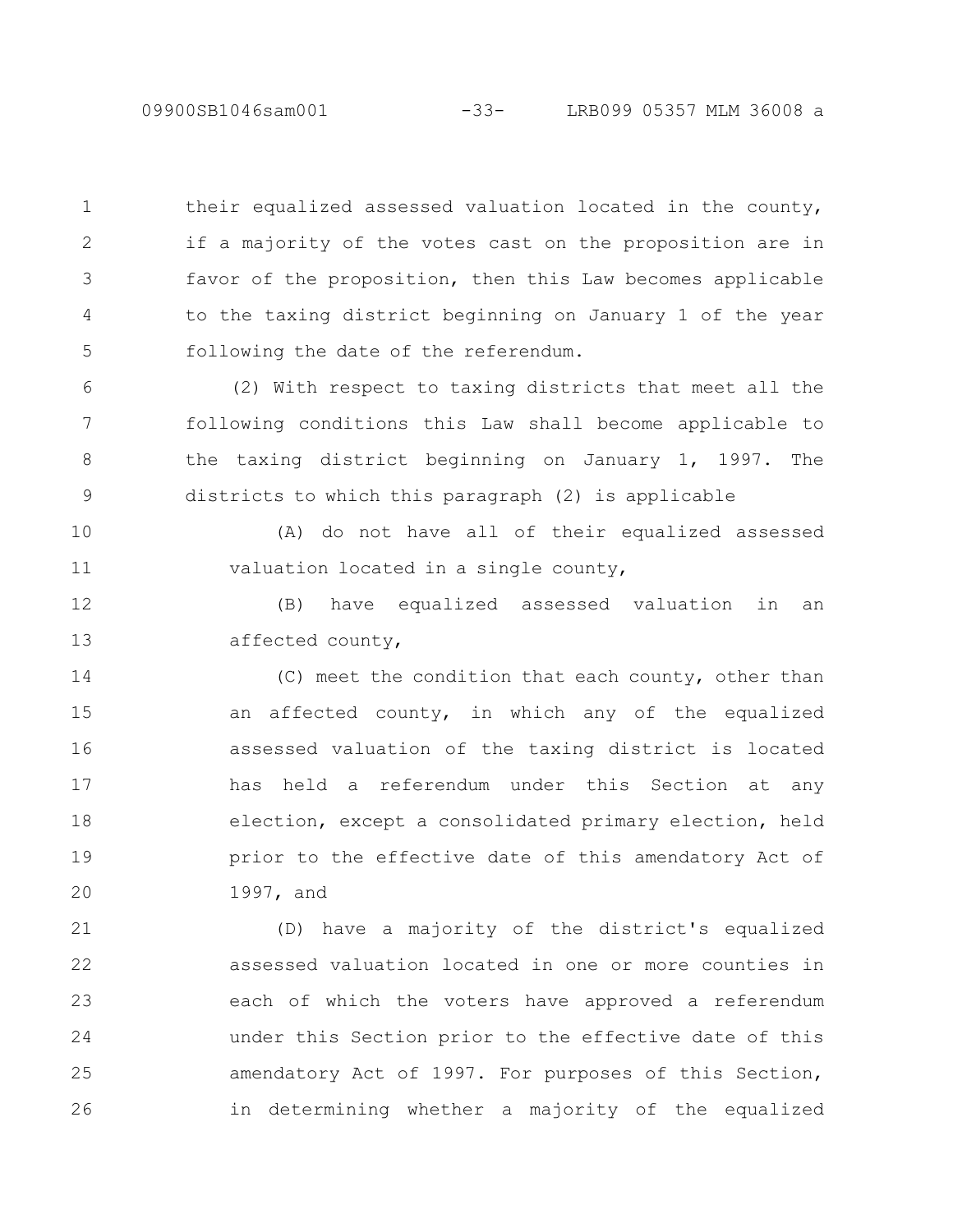their equalized assessed valuation located in the county, if a majority of the votes cast on the proposition are in favor of the proposition, then this Law becomes applicable to the taxing district beginning on January 1 of the year following the date of the referendum.

(2) With respect to taxing districts that meet all the following conditions this Law shall become applicable to the taxing district beginning on January 1, 1997. The districts to which this paragraph (2) is applicable

(A) do not have all of their equalized assessed valuation located in a single county,

(B) have equalized assessed valuation in an affected county,

(C) meet the condition that each county, other than an affected county, in which any of the equalized assessed valuation of the taxing district is located has held a referendum under this Section at any election, except a consolidated primary election, held prior to the effective date of this amendatory Act of 1997, and

(D) have a majority of the district's equalized assessed valuation located in one or more counties in each of which the voters have approved a referendum under this Section prior to the effective date of this amendatory Act of 1997. For purposes of this Section, in determining whether a majority of the equalized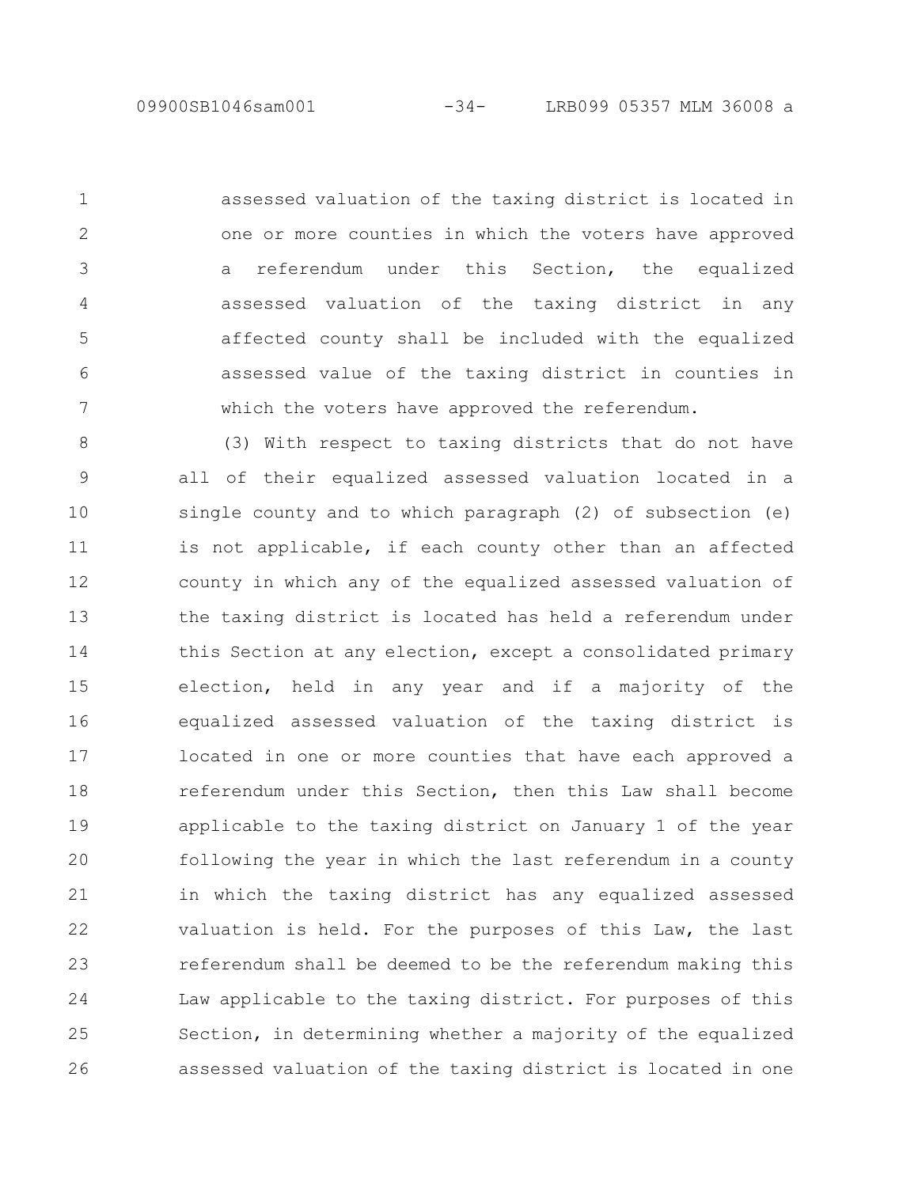assessed valuation of the taxing district is located in one or more counties in which the voters have approved a referendum under this Section, the equalized assessed valuation of the taxing district in any affected county shall be included with the equalized assessed value of the taxing district in counties in which the voters have approved the referendum.

(3) With respect to taxing districts that do not have all of their equalized assessed valuation located in a single county and to which paragraph (2) of subsection (e) is not applicable, if each county other than an affected county in which any of the equalized assessed valuation of the taxing district is located has held a referendum under this Section at any election, except a consolidated primary election, held in any year and if a majority of the equalized assessed valuation of the taxing district is located in one or more counties that have each approved a referendum under this Section, then this Law shall become applicable to the taxing district on January 1 of the year following the year in which the last referendum in a county in which the taxing district has any equalized assessed valuation is held. For the purposes of this Law, the last referendum shall be deemed to be the referendum making this Law applicable to the taxing district. For purposes of this Section, in determining whether a majority of the equalized assessed valuation of the taxing district is located in one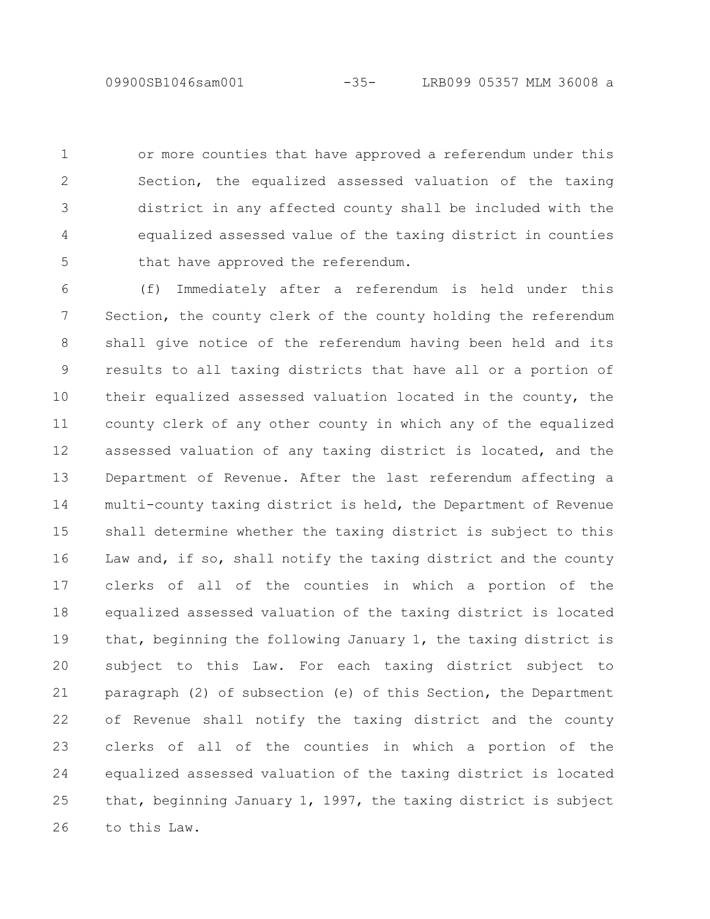or more counties that have approved a referendum under this Section, the equalized assessed valuation of the taxing district in any affected county shall be included with the equalized assessed value of the taxing district in counties that have approved the referendum.

(f) Immediately after a referendum is held under this Section, the county clerk of the county holding the referendum shall give notice of the referendum having been held and its results to all taxing districts that have all or a portion of their equalized assessed valuation located in the county, the county clerk of any other county in which any of the equalized assessed valuation of any taxing district is located, and the Department of Revenue. After the last referendum affecting a multi-county taxing district is held, the Department of Revenue shall determine whether the taxing district is subject to this Law and, if so, shall notify the taxing district and the county clerks of all of the counties in which a portion of the equalized assessed valuation of the taxing district is located that, beginning the following January 1, the taxing district is subject to this Law. For each taxing district subject to paragraph (2) of subsection (e) of this Section, the Department of Revenue shall notify the taxing district and the county clerks of all of the counties in which a portion of the equalized assessed valuation of the taxing district is located that, beginning January 1, 1997, the taxing district is subject to this Law.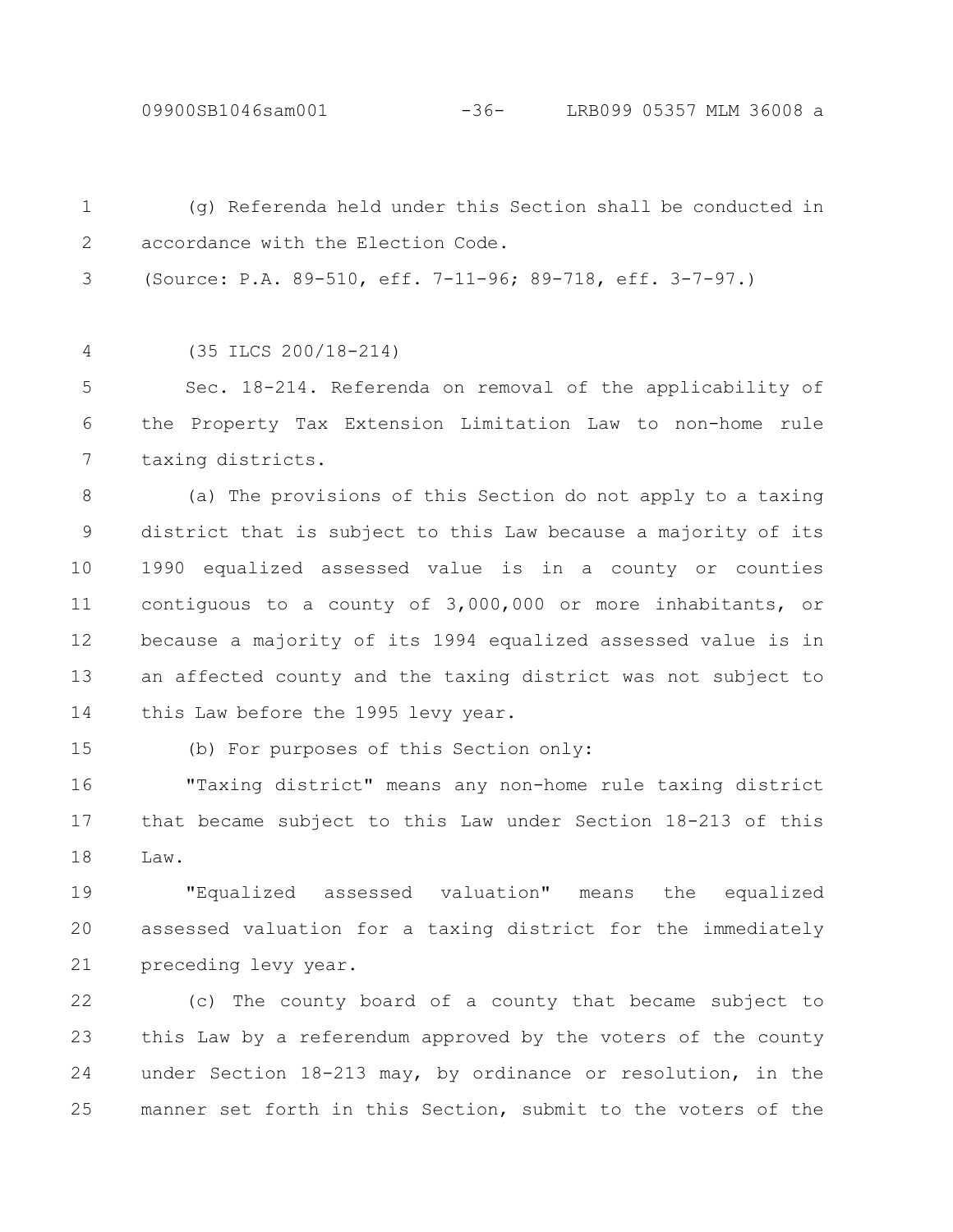(g) Referenda held under this Section shall be conducted in accordance with the Election Code.

(Source: P.A. 89-510, eff. 7-11-96; 89-718, eff. 3-7-97.)

(35 ILCS 200/18-214)

Sec. 18-214. Referenda on removal of the applicability of the Property Tax Extension Limitation Law to non-home rule taxing districts.

(a) The provisions of this Section do not apply to a taxing district that is subject to this Law because a majority of its 1990 equalized assessed value is in a county or counties contiguous to a county of 3,000,000 or more inhabitants, or because a majority of its 1994 equalized assessed value is in an affected county and the taxing district was not subject to this Law before the 1995 levy year.

(b) For purposes of this Section only:

"Taxing district" means any non-home rule taxing district that became subject to this Law under Section 18-213 of this Law.

"Equalized assessed valuation" means the equalized assessed valuation for a taxing district for the immediately preceding levy year.

(c) The county board of a county that became subject to this Law by a referendum approved by the voters of the county under Section 18-213 may, by ordinance or resolution, in the manner set forth in this Section, submit to the voters of the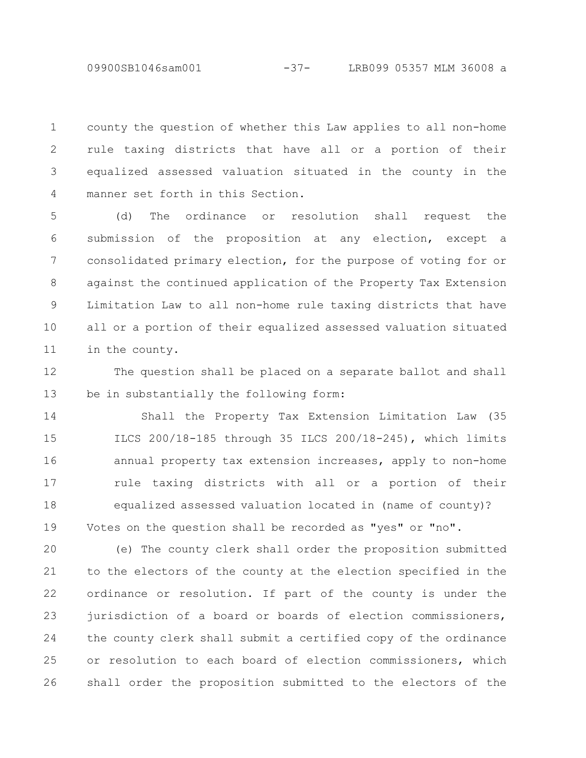county the question of whether this Law applies to all non-home rule taxing districts that have all or a portion of their equalized assessed valuation situated in the county in the manner set forth in this Section.

(d) The ordinance or resolution shall request the submission of the proposition at any election, except a consolidated primary election, for the purpose of voting for or against the continued application of the Property Tax Extension Limitation Law to all non-home rule taxing districts that have all or a portion of their equalized assessed valuation situated in the county.

The question shall be placed on a separate ballot and shall be in substantially the following form:

> Shall the Property Tax Extension Limitation Law (35 ILCS 200/18-185 through 35 ILCS 200/18-245), which limits annual property tax extension increases, apply to non-home rule taxing districts with all or a portion of their equalized assessed valuation located in (name of county)?

Votes on the question shall be recorded as "yes" or "no".

(e) The county clerk shall order the proposition submitted to the electors of the county at the election specified in the ordinance or resolution. If part of the county is under the jurisdiction of a board or boards of election commissioners, the county clerk shall submit a certified copy of the ordinance or resolution to each board of election commissioners, which shall order the proposition submitted to the electors of the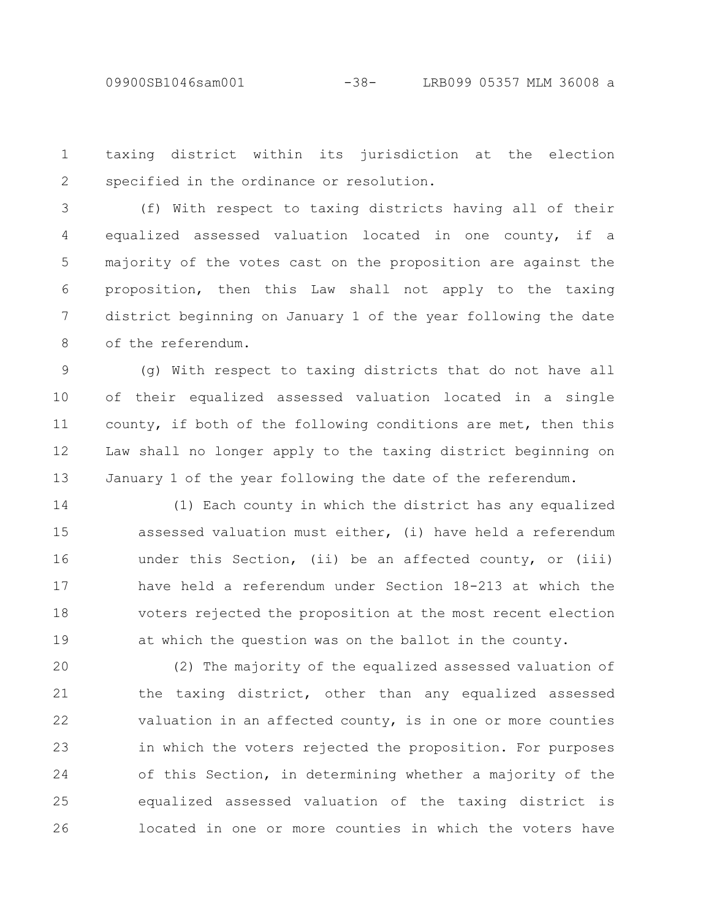taxing district within its jurisdiction at the election specified in the ordinance or resolution.

(f) With respect to taxing districts having all of their equalized assessed valuation located in one county, if a majority of the votes cast on the proposition are against the proposition, then this Law shall not apply to the taxing district beginning on January 1 of the year following the date of the referendum.

(g) With respect to taxing districts that do not have all of their equalized assessed valuation located in a single county, if both of the following conditions are met, then this Law shall no longer apply to the taxing district beginning on January 1 of the year following the date of the referendum.

(1) Each county in which the district has any equalized assessed valuation must either, (i) have held a referendum under this Section, (ii) be an affected county, or (iii) have held a referendum under Section 18-213 at which the voters rejected the proposition at the most recent election at which the question was on the ballot in the county.

(2) The majority of the equalized assessed valuation of the taxing district, other than any equalized assessed valuation in an affected county, is in one or more counties in which the voters rejected the proposition. For purposes of this Section, in determining whether a majority of the equalized assessed valuation of the taxing district is located in one or more counties in which the voters have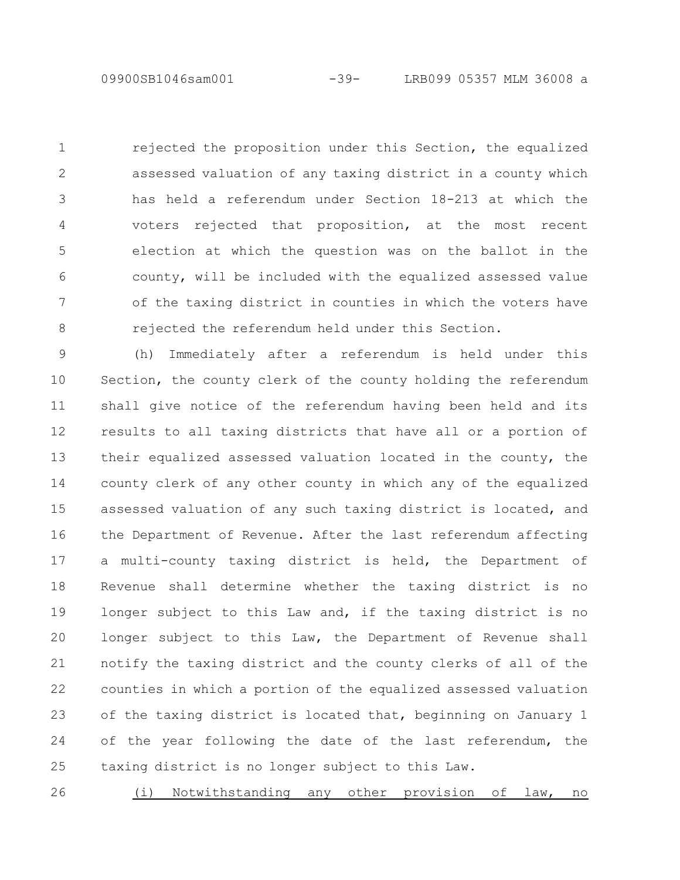rejected the proposition under this Section, the equalized assessed valuation of any taxing district in a county which has held a referendum under Section 18-213 at which the voters rejected that proposition, at the most recent election at which the question was on the ballot in the county, will be included with the equalized assessed value of the taxing district in counties in which the voters have rejected the referendum held under this Section.

(h) Immediately after a referendum is held under this Section, the county clerk of the county holding the referendum shall give notice of the referendum having been held and its results to all taxing districts that have all or a portion of their equalized assessed valuation located in the county, the county clerk of any other county in which any of the equalized assessed valuation of any such taxing district is located, and the Department of Revenue. After the last referendum affecting a multi-county taxing district is held, the Department of Revenue shall determine whether the taxing district is no longer subject to this Law and, if the taxing district is no longer subject to this Law, the Department of Revenue shall notify the taxing district and the county clerks of all of the counties in which a portion of the equalized assessed valuation of the taxing district is located that, beginning on January 1 of the year following the date of the last referendum, the taxing district is no longer subject to this Law.

<u>(i) Notwithstanding any other provision of law, no</u>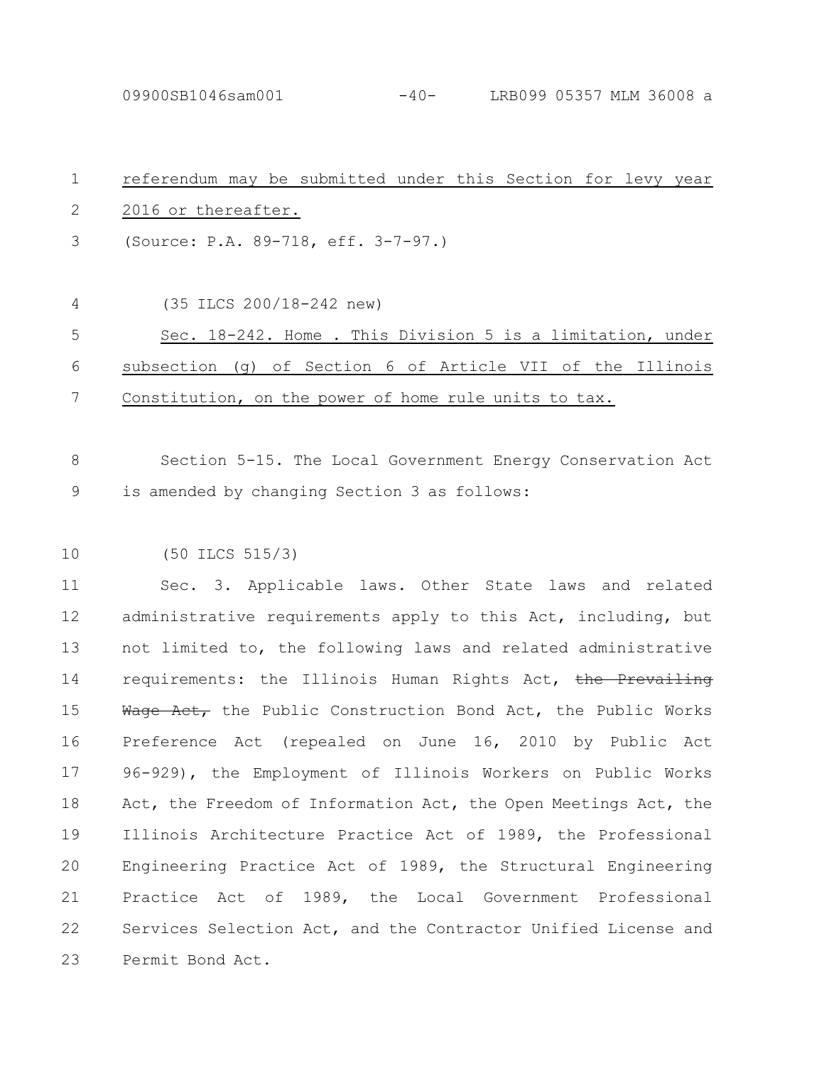referendum may be submitted under this Section for levy year 2016 or thereafter.

(Source: P.A. 89-718, eff. 3-7-97.)

(35 ILCS 200/18-242 new)

Sec. 18-242. Home . This Division 5 is a limitation, under subsection (g) of Section 6 of Article VII of the Illinois Constitution, on the power of home rule units to tax.

Section 5-15. The Local Government Energy Conservation Act is amended by changing Section 3 as follows:

(50 ILCS 515/3)

Sec. 3. Applicable laws. Other State laws and related administrative requirements apply to this Act, including, but not limited to, the following laws and related administrative requirements: the Illinois Human Rights Act, ~~the Prevailing Wage Act,~~ the Public Construction Bond Act, the Public Works Preference Act (repealed on June 16, 2010 by Public Act 96-929), the Employment of Illinois Workers on Public Works Act, the Freedom of Information Act, the Open Meetings Act, the Illinois Architecture Practice Act of 1989, the Professional Engineering Practice Act of 1989, the Structural Engineering Practice Act of 1989, the Local Government Professional Services Selection Act, and the Contractor Unified License and Permit Bond Act.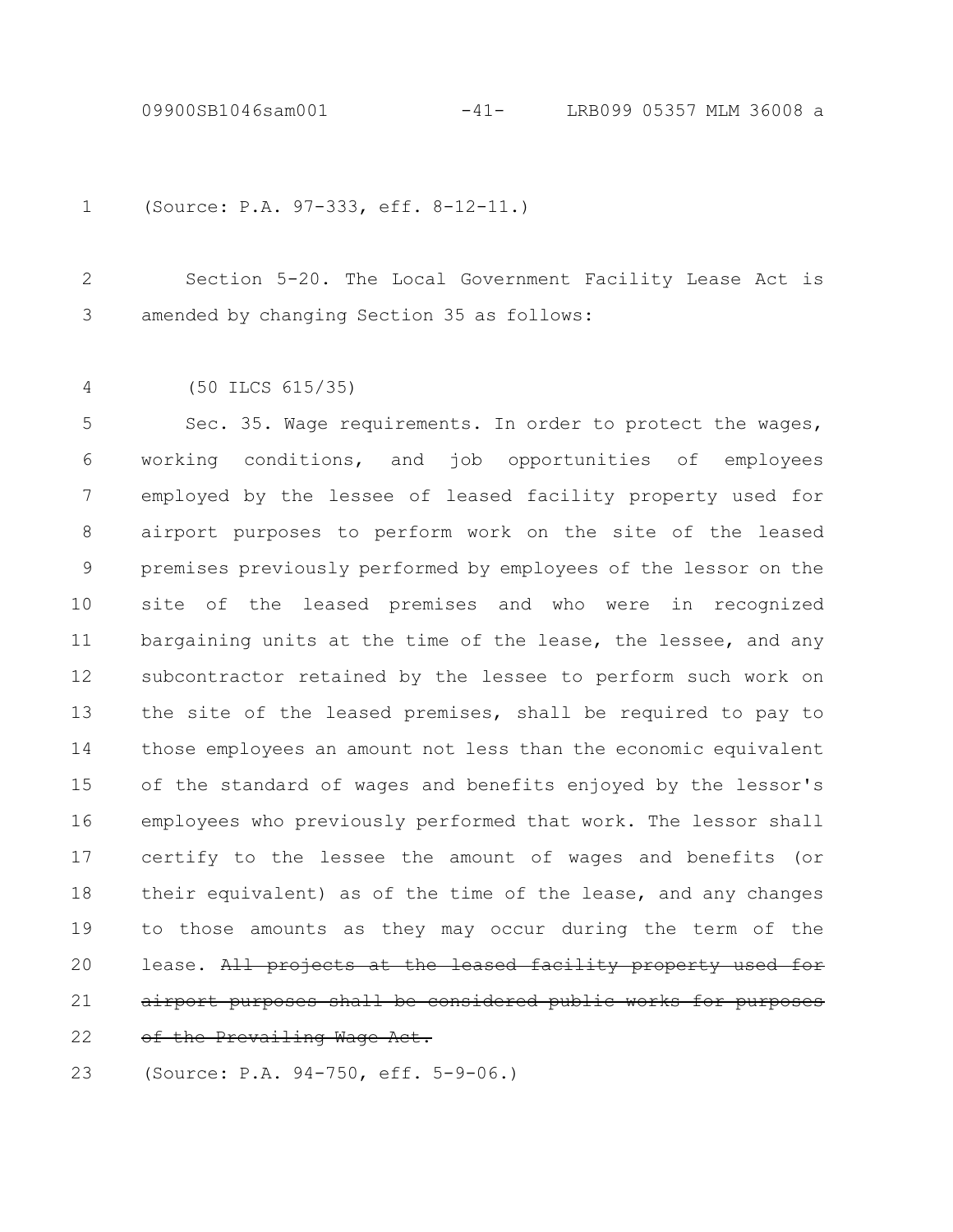(Source: P.A. 97-333, eff. 8-12-11.)

Section 5-20. The Local Government Facility Lease Act is amended by changing Section 35 as follows:

(50 ILCS 615/35)

Sec. 35. Wage requirements. In order to protect the wages, working conditions, and job opportunities of employees employed by the lessee of leased facility property used for airport purposes to perform work on the site of the leased premises previously performed by employees of the lessor on the site of the leased premises and who were in recognized bargaining units at the time of the lease, the lessee, and any subcontractor retained by the lessee to perform such work on the site of the leased premises, shall be required to pay to those employees an amount not less than the economic equivalent of the standard of wages and benefits enjoyed by the lessor's employees who previously performed that work. The lessor shall certify to the lessee the amount of wages and benefits (or their equivalent) as of the time of the lease, and any changes to those amounts as they may occur during the term of the lease. ~~All projects at the leased facility property used for airport purposes shall be considered public works for purposes of the Prevailing Wage Act.~~

(Source: P.A. 94-750, eff. 5-9-06.)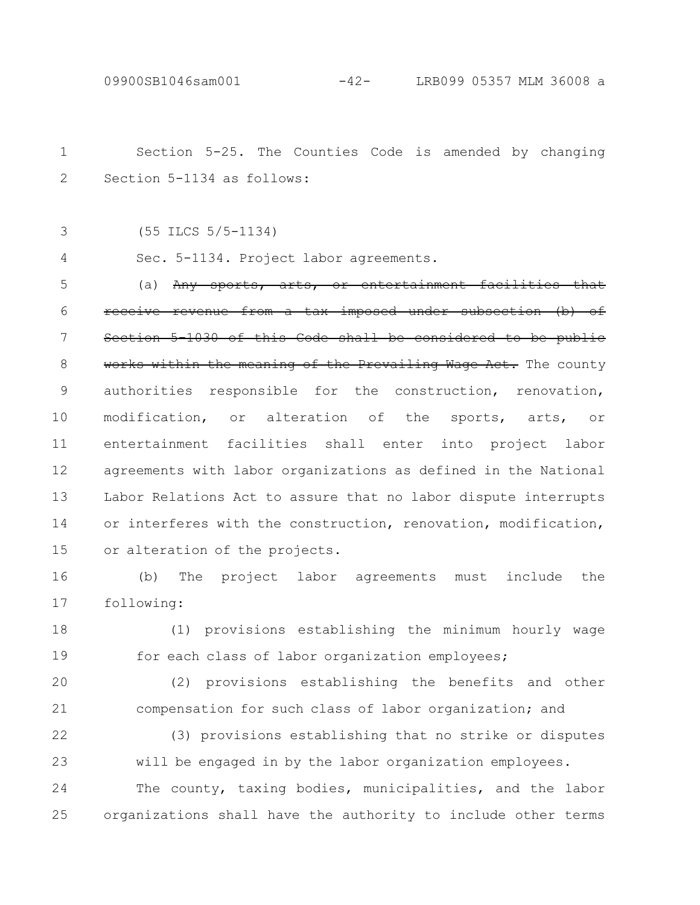Section 5-25. The Counties Code is amended by changing Section 5-1134 as follows:

(55 ILCS 5/5-1134)

Sec. 5-1134. Project labor agreements.

(a) ~~Any sports, arts, or entertainment facilities that receive revenue from a tax imposed under subsection (b) of Section 5-1030 of this Code shall be considered to be public works within the meaning of the Prevailing Wage Act.~~ The county authorities responsible for the construction, renovation, modification, or alteration of the sports, arts, or entertainment facilities shall enter into project labor agreements with labor organizations as defined in the National Labor Relations Act to assure that no labor dispute interrupts or interferes with the construction, renovation, modification, or alteration of the projects.

(b) The project labor agreements must include the following:

(1) provisions establishing the minimum hourly wage for each class of labor organization employees;

(2) provisions establishing the benefits and other compensation for such class of labor organization; and

(3) provisions establishing that no strike or disputes will be engaged in by the labor organization employees.

The county, taxing bodies, municipalities, and the labor organizations shall have the authority to include other terms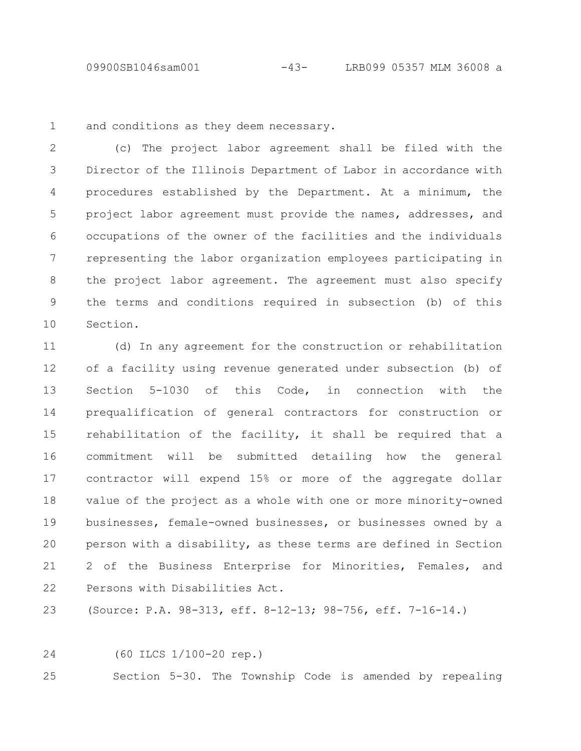and conditions as they deem necessary.

(c) The project labor agreement shall be filed with the Director of the Illinois Department of Labor in accordance with procedures established by the Department. At a minimum, the project labor agreement must provide the names, addresses, and occupations of the owner of the facilities and the individuals representing the labor organization employees participating in the project labor agreement. The agreement must also specify the terms and conditions required in subsection (b) of this Section.

(d) In any agreement for the construction or rehabilitation of a facility using revenue generated under subsection (b) of Section 5-1030 of this Code, in connection with the prequalification of general contractors for construction or rehabilitation of the facility, it shall be required that a commitment will be submitted detailing how the general contractor will expend 15% or more of the aggregate dollar value of the project as a whole with one or more minority-owned businesses, female-owned businesses, or businesses owned by a person with a disability, as these terms are defined in Section 2 of the Business Enterprise for Minorities, Females, and Persons with Disabilities Act.

(Source: P.A. 98-313, eff. 8-12-13; 98-756, eff. 7-16-14.)

(60 ILCS 1/100-20 rep.)

Section 5-30. The Township Code is amended by repealing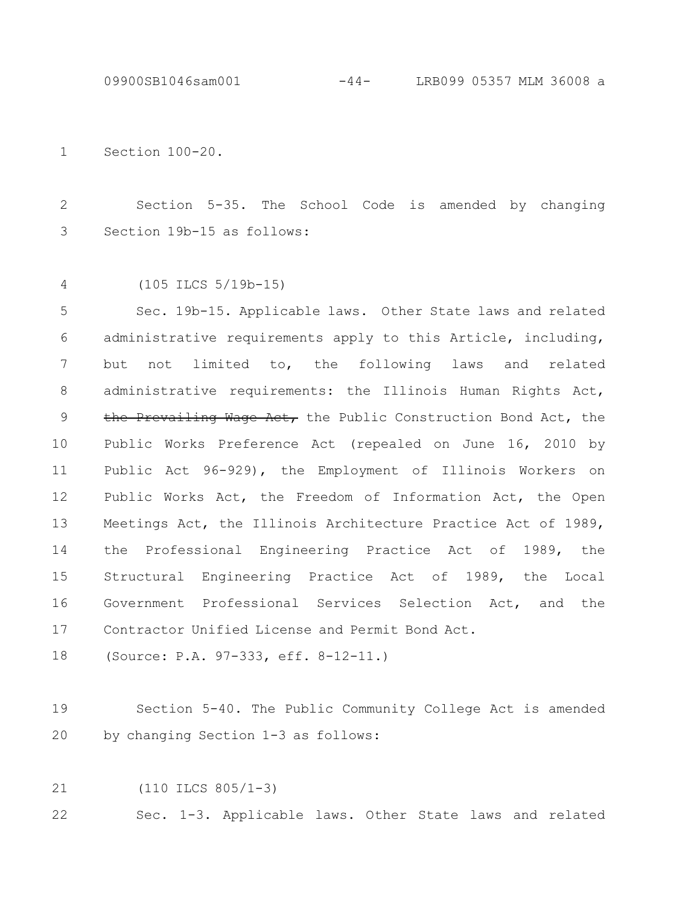Section 100-20.

Section 5-35. The School Code is amended by changing Section 19b-15 as follows:

(105 ILCS 5/19b-15)

Sec. 19b-15. Applicable laws. Other State laws and related administrative requirements apply to this Article, including, but not limited to, the following laws and related administrative requirements: the Illinois Human Rights Act, ~~the Prevailing Wage Act,~~ the Public Construction Bond Act, the Public Works Preference Act (repealed on June 16, 2010 by Public Act 96-929), the Employment of Illinois Workers on Public Works Act, the Freedom of Information Act, the Open Meetings Act, the Illinois Architecture Practice Act of 1989, the Professional Engineering Practice Act of 1989, the Structural Engineering Practice Act of 1989, the Local Government Professional Services Selection Act, and the Contractor Unified License and Permit Bond Act.

(Source: P.A. 97-333, eff. 8-12-11.)

Section 5-40. The Public Community College Act is amended by changing Section 1-3 as follows:

(110 ILCS 805/1-3)

Sec. 1-3. Applicable laws. Other State laws and related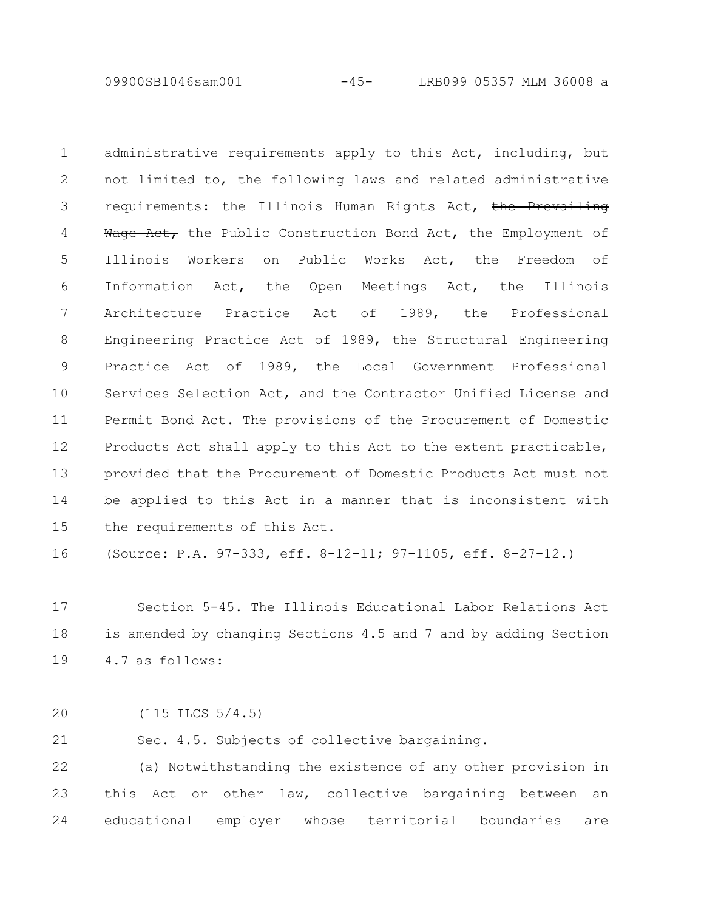administrative requirements apply to this Act, including, but not limited to, the following laws and related administrative requirements: the Illinois Human Rights Act, ~~the Prevailing Wage Act,~~ the Public Construction Bond Act, the Employment of Illinois Workers on Public Works Act, the Freedom of Information Act, the Open Meetings Act, the Illinois Architecture Practice Act of 1989, the Professional Engineering Practice Act of 1989, the Structural Engineering Practice Act of 1989, the Local Government Professional Services Selection Act, and the Contractor Unified License and Permit Bond Act. The provisions of the Procurement of Domestic Products Act shall apply to this Act to the extent practicable, provided that the Procurement of Domestic Products Act must not be applied to this Act in a manner that is inconsistent with the requirements of this Act.

(Source: P.A. 97-333, eff. 8-12-11; 97-1105, eff. 8-27-12.)

Section 5-45. The Illinois Educational Labor Relations Act is amended by changing Sections 4.5 and 7 and by adding Section 4.7 as follows:

(115 ILCS 5/4.5)

Sec. 4.5. Subjects of collective bargaining.

(a) Notwithstanding the existence of any other provision in this Act or other law, collective bargaining between an educational employer whose territorial boundaries are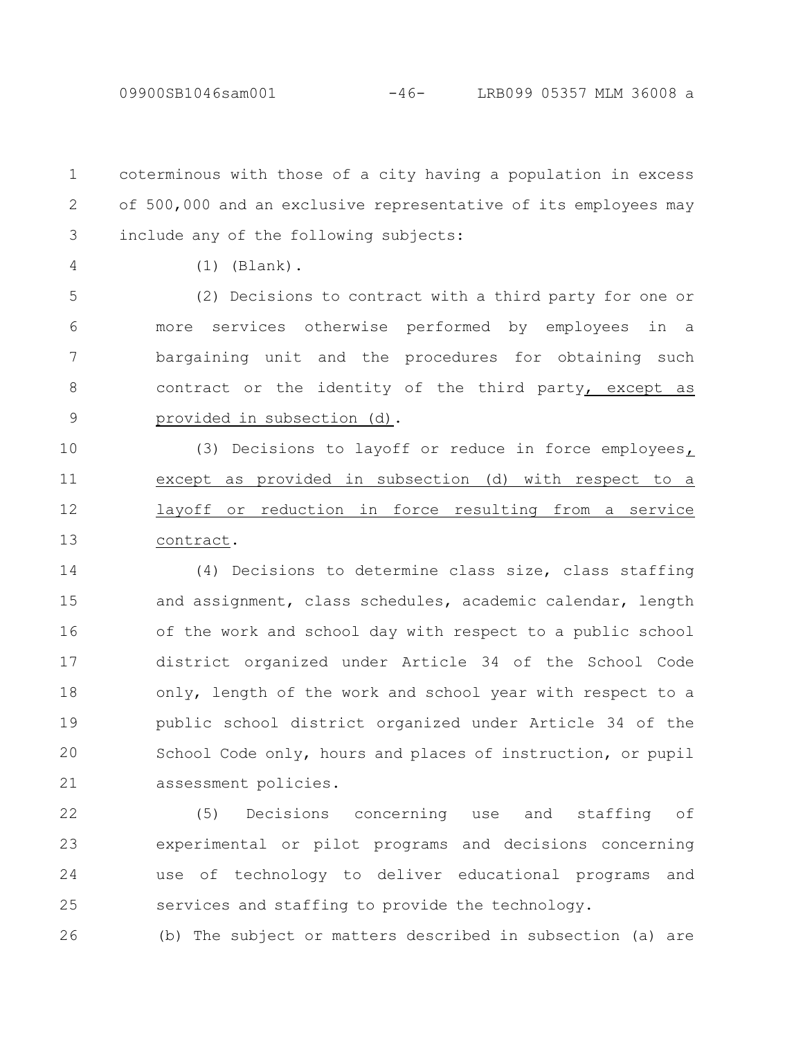coterminous with those of a city having a population in excess of 500,000 and an exclusive representative of its employees may include any of the following subjects:

(1) (Blank).

(2) Decisions to contract with a third party for one or more services otherwise performed by employees in a bargaining unit and the procedures for obtaining such contract or the identity of the third party, except as provided in subsection (d).

(3) Decisions to layoff or reduce in force employees, except as provided in subsection (d) with respect to a layoff or reduction in force resulting from a service contract.

(4) Decisions to determine class size, class staffing and assignment, class schedules, academic calendar, length of the work and school day with respect to a public school district organized under Article 34 of the School Code only, length of the work and school year with respect to a public school district organized under Article 34 of the School Code only, hours and places of instruction, or pupil assessment policies.

(5) Decisions concerning use and staffing of experimental or pilot programs and decisions concerning use of technology to deliver educational programs and services and staffing to provide the technology.

(b) The subject or matters described in subsection (a) are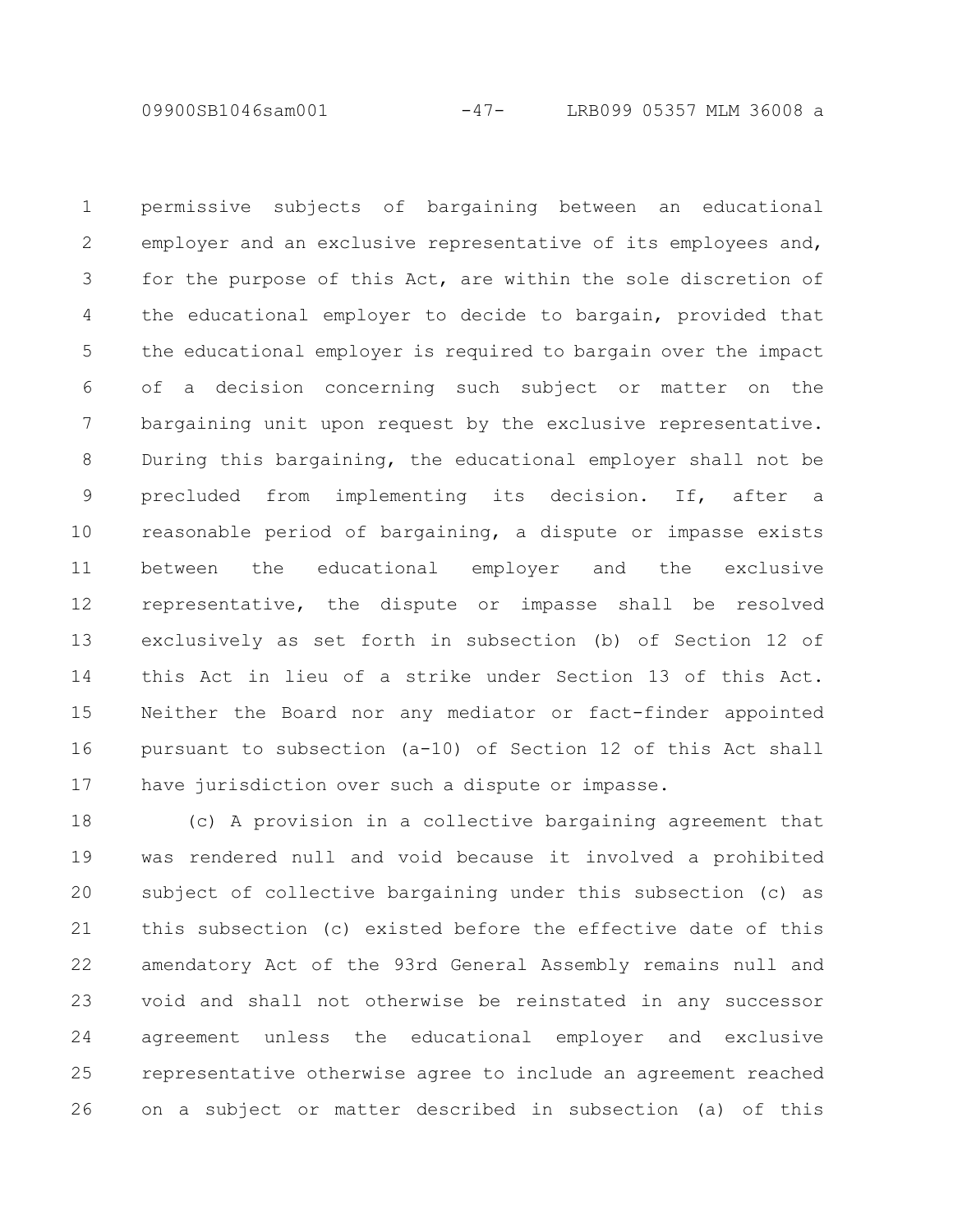permissive subjects of bargaining between an educational employer and an exclusive representative of its employees and, for the purpose of this Act, are within the sole discretion of the educational employer to decide to bargain, provided that the educational employer is required to bargain over the impact of a decision concerning such subject or matter on the bargaining unit upon request by the exclusive representative. During this bargaining, the educational employer shall not be precluded from implementing its decision. If, after a reasonable period of bargaining, a dispute or impasse exists between the educational employer and the exclusive representative, the dispute or impasse shall be resolved exclusively as set forth in subsection (b) of Section 12 of this Act in lieu of a strike under Section 13 of this Act. Neither the Board nor any mediator or fact-finder appointed pursuant to subsection (a-10) of Section 12 of this Act shall have jurisdiction over such a dispute or impasse.

(c) A provision in a collective bargaining agreement that was rendered null and void because it involved a prohibited subject of collective bargaining under this subsection (c) as this subsection (c) existed before the effective date of this amendatory Act of the 93rd General Assembly remains null and void and shall not otherwise be reinstated in any successor agreement unless the educational employer and exclusive representative otherwise agree to include an agreement reached on a subject or matter described in subsection (a) of this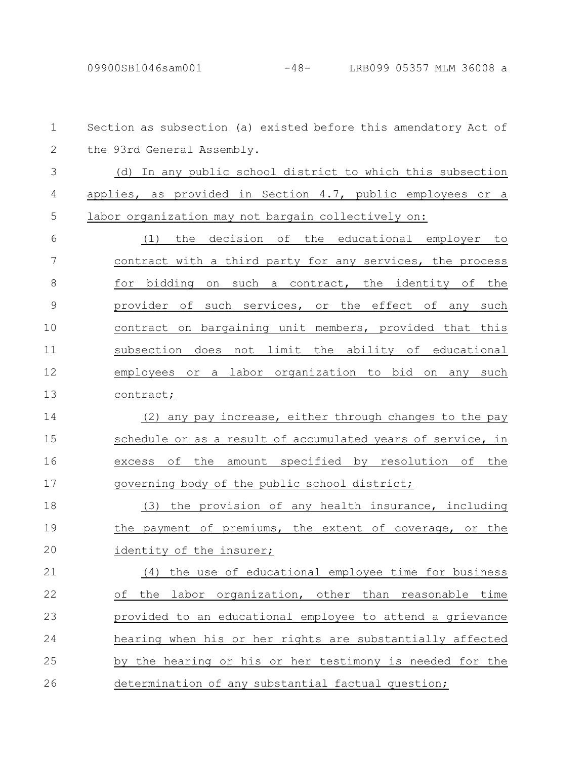Section as subsection (a) existed before this amendatory Act of the 93rd General Assembly.

(d) In any public school district to which this subsection applies, as provided in Section 4.7, public employees or a labor organization may not bargain collectively on:

(1) the decision of the educational employer to contract with a third party for any services, the process for bidding on such a contract, the identity of the provider of such services, or the effect of any such contract on bargaining unit members, provided that this subsection does not limit the ability of educational employees or a labor organization to bid on any such contract;

(2) any pay increase, either through changes to the pay schedule or as a result of accumulated years of service, in excess of the amount specified by resolution of the governing body of the public school district;

(3) the provision of any health insurance, including the payment of premiums, the extent of coverage, or the identity of the insurer;

(4) the use of educational employee time for business of the labor organization, other than reasonable time provided to an educational employee to attend a grievance hearing when his or her rights are substantially affected by the hearing or his or her testimony is needed for the determination of any substantial factual question;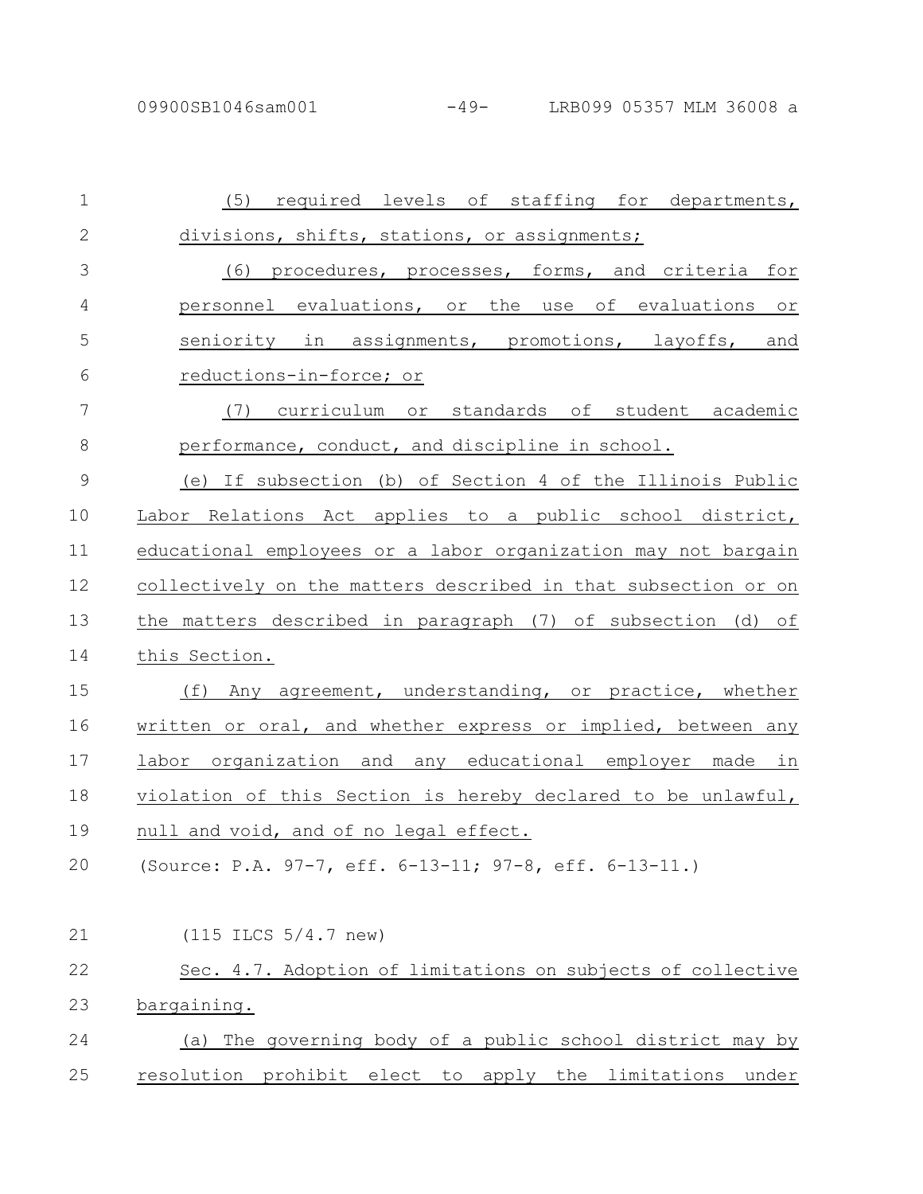(5) required levels of staffing for departments, divisions, shifts, stations, or assignments;

(6) procedures, processes, forms, and criteria for personnel evaluations, or the use of evaluations or seniority in assignments, promotions, layoffs, and reductions-in-force; or

(7) curriculum or standards of student academic performance, conduct, and discipline in school.

(e) If subsection (b) of Section 4 of the Illinois Public Labor Relations Act applies to a public school district, educational employees or a labor organization may not bargain collectively on the matters described in that subsection or on the matters described in paragraph (7) of subsection (d) of this Section.

(f) Any agreement, understanding, or practice, whether written or oral, and whether express or implied, between any labor organization and any educational employer made in violation of this Section is hereby declared to be unlawful, null and void, and of no legal effect.

(Source: P.A. 97-7, eff. 6-13-11; 97-8, eff. 6-13-11.)

(115 ILCS 5/4.7 new)

Sec. 4.7. Adoption of limitations on subjects of collective bargaining.

(a) The governing body of a public school district may by resolution prohibit elect to apply the limitations under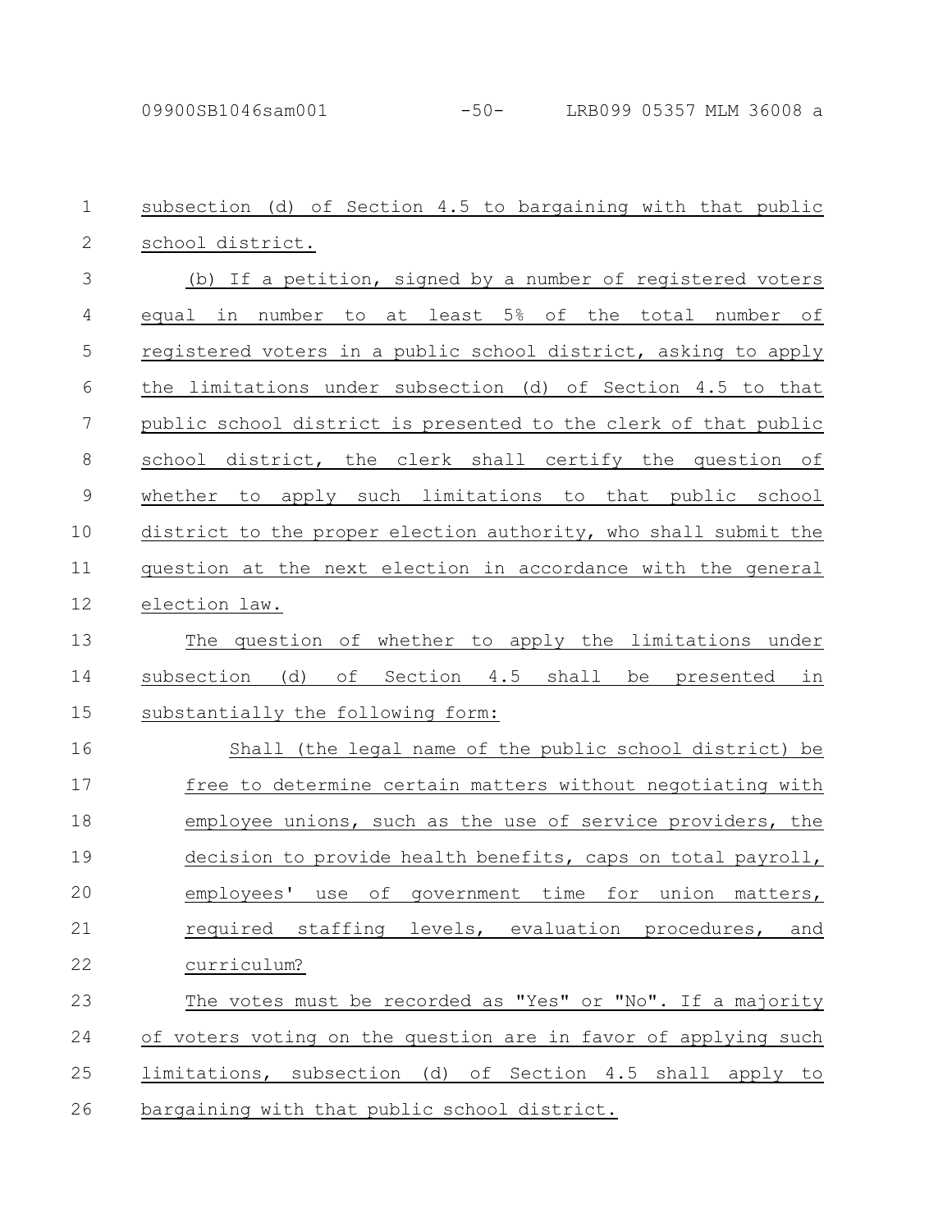subsection (d) of Section 4.5 to bargaining with that public school district.

(b) If a petition, signed by a number of registered voters equal in number to at least 5% of the total number of registered voters in a public school district, asking to apply the limitations under subsection (d) of Section 4.5 to that public school district is presented to the clerk of that public school district, the clerk shall certify the question of whether to apply such limitations to that public school district to the proper election authority, who shall submit the question at the next election in accordance with the general election law.

The question of whether to apply the limitations under subsection (d) of Section 4.5 shall be presented in substantially the following form:

> Shall (the legal name of the public school district) be free to determine certain matters without negotiating with employee unions, such as the use of service providers, the decision to provide health benefits, caps on total payroll, employees' use of government time for union matters, required staffing levels, evaluation procedures, and curriculum?

The votes must be recorded as "Yes" or "No". If a majority of voters voting on the question are in favor of applying such limitations, subsection (d) of Section 4.5 shall apply to bargaining with that public school district.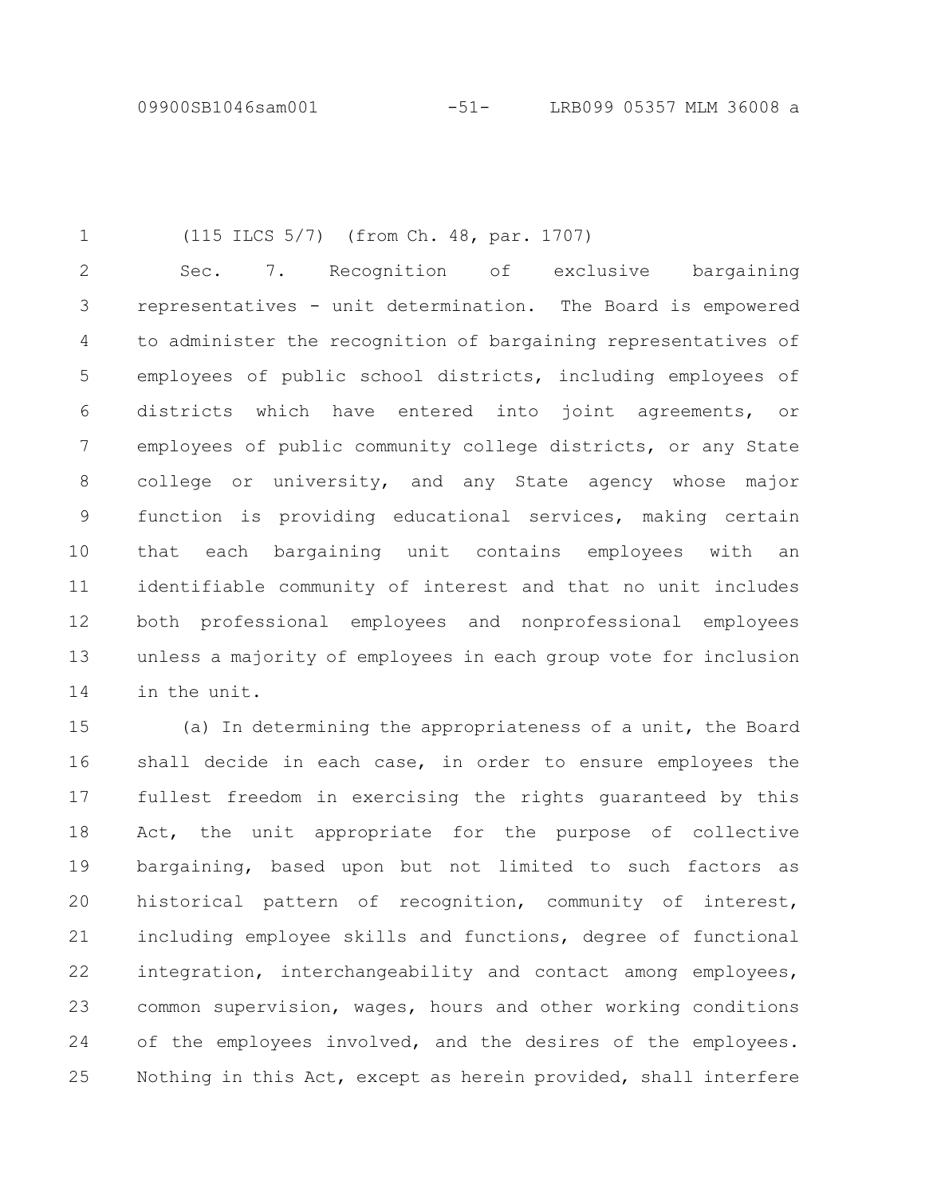(115 ILCS 5/7) (from Ch. 48, par. 1707)

Sec. 7. Recognition of exclusive bargaining representatives - unit determination. The Board is empowered to administer the recognition of bargaining representatives of employees of public school districts, including employees of districts which have entered into joint agreements, or employees of public community college districts, or any State college or university, and any State agency whose major function is providing educational services, making certain that each bargaining unit contains employees with an identifiable community of interest and that no unit includes both professional employees and nonprofessional employees unless a majority of employees in each group vote for inclusion in the unit.

(a) In determining the appropriateness of a unit, the Board shall decide in each case, in order to ensure employees the fullest freedom in exercising the rights guaranteed by this Act, the unit appropriate for the purpose of collective bargaining, based upon but not limited to such factors as historical pattern of recognition, community of interest, including employee skills and functions, degree of functional integration, interchangeability and contact among employees, common supervision, wages, hours and other working conditions of the employees involved, and the desires of the employees. Nothing in this Act, except as herein provided, shall interfere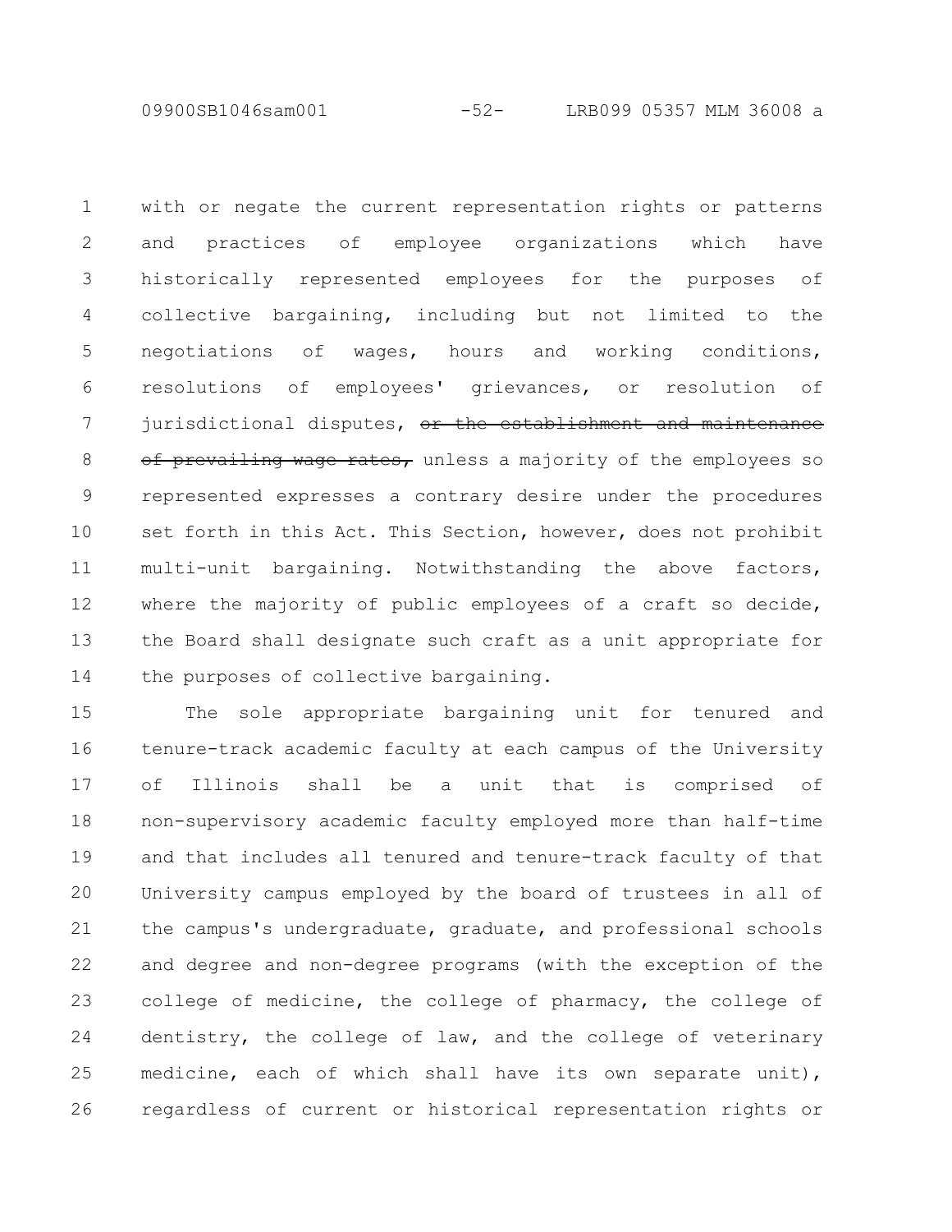with or negate the current representation rights or patterns and practices of employee organizations which have historically represented employees for the purposes of collective bargaining, including but not limited to the negotiations of wages, hours and working conditions, resolutions of employees' grievances, or resolution of jurisdictional disputes, ~~or the establishment and maintenance of prevailing wage rates,~~ unless a majority of the employees so represented expresses a contrary desire under the procedures set forth in this Act. This Section, however, does not prohibit multi-unit bargaining. Notwithstanding the above factors, where the majority of public employees of a craft so decide, the Board shall designate such craft as a unit appropriate for the purposes of collective bargaining.

The sole appropriate bargaining unit for tenured and tenure-track academic faculty at each campus of the University of Illinois shall be a unit that is comprised of non-supervisory academic faculty employed more than half-time and that includes all tenured and tenure-track faculty of that University campus employed by the board of trustees in all of the campus's undergraduate, graduate, and professional schools and degree and non-degree programs (with the exception of the college of medicine, the college of pharmacy, the college of dentistry, the college of law, and the college of veterinary medicine, each of which shall have its own separate unit), regardless of current or historical representation rights or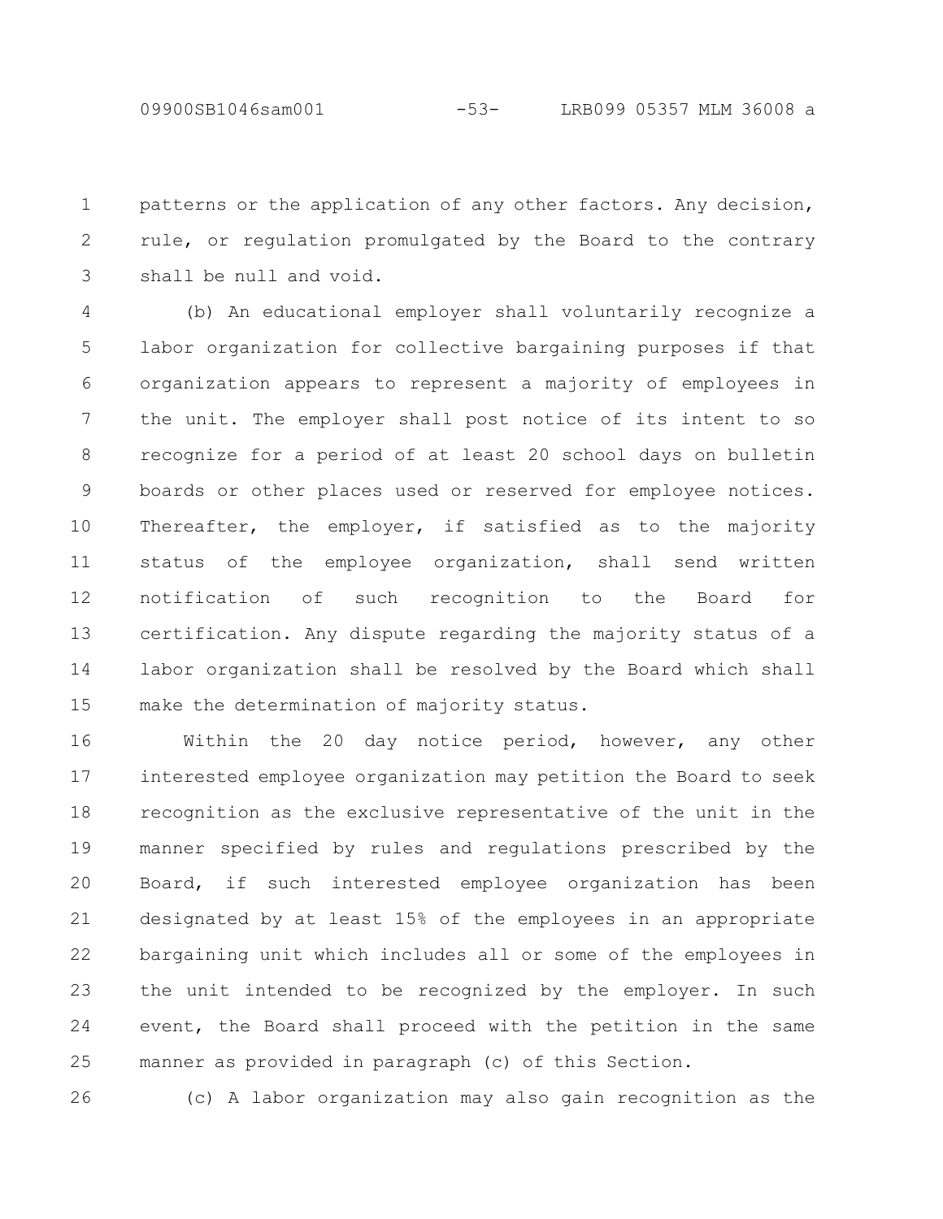patterns or the application of any other factors. Any decision, rule, or regulation promulgated by the Board to the contrary shall be null and void.

(b) An educational employer shall voluntarily recognize a labor organization for collective bargaining purposes if that organization appears to represent a majority of employees in the unit. The employer shall post notice of its intent to so recognize for a period of at least 20 school days on bulletin boards or other places used or reserved for employee notices. Thereafter, the employer, if satisfied as to the majority status of the employee organization, shall send written notification of such recognition to the Board for certification. Any dispute regarding the majority status of a labor organization shall be resolved by the Board which shall make the determination of majority status.

Within the 20 day notice period, however, any other interested employee organization may petition the Board to seek recognition as the exclusive representative of the unit in the manner specified by rules and regulations prescribed by the Board, if such interested employee organization has been designated by at least 15% of the employees in an appropriate bargaining unit which includes all or some of the employees in the unit intended to be recognized by the employer. In such event, the Board shall proceed with the petition in the same manner as provided in paragraph (c) of this Section.

(c) A labor organization may also gain recognition as the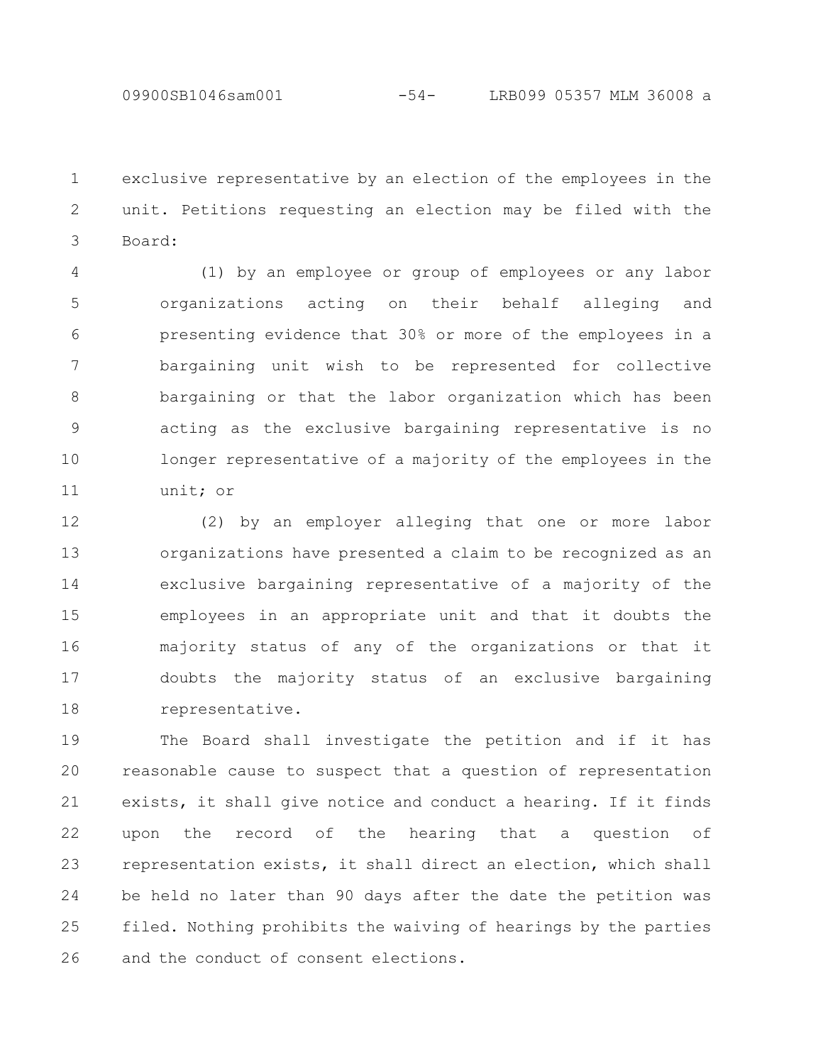exclusive representative by an election of the employees in the unit. Petitions requesting an election may be filed with the Board:

(1) by an employee or group of employees or any labor organizations acting on their behalf alleging and presenting evidence that 30% or more of the employees in a bargaining unit wish to be represented for collective bargaining or that the labor organization which has been acting as the exclusive bargaining representative is no longer representative of a majority of the employees in the unit; or

(2) by an employer alleging that one or more labor organizations have presented a claim to be recognized as an exclusive bargaining representative of a majority of the employees in an appropriate unit and that it doubts the majority status of any of the organizations or that it doubts the majority status of an exclusive bargaining representative.

The Board shall investigate the petition and if it has reasonable cause to suspect that a question of representation exists, it shall give notice and conduct a hearing. If it finds upon the record of the hearing that a question of representation exists, it shall direct an election, which shall be held no later than 90 days after the date the petition was filed. Nothing prohibits the waiving of hearings by the parties and the conduct of consent elections.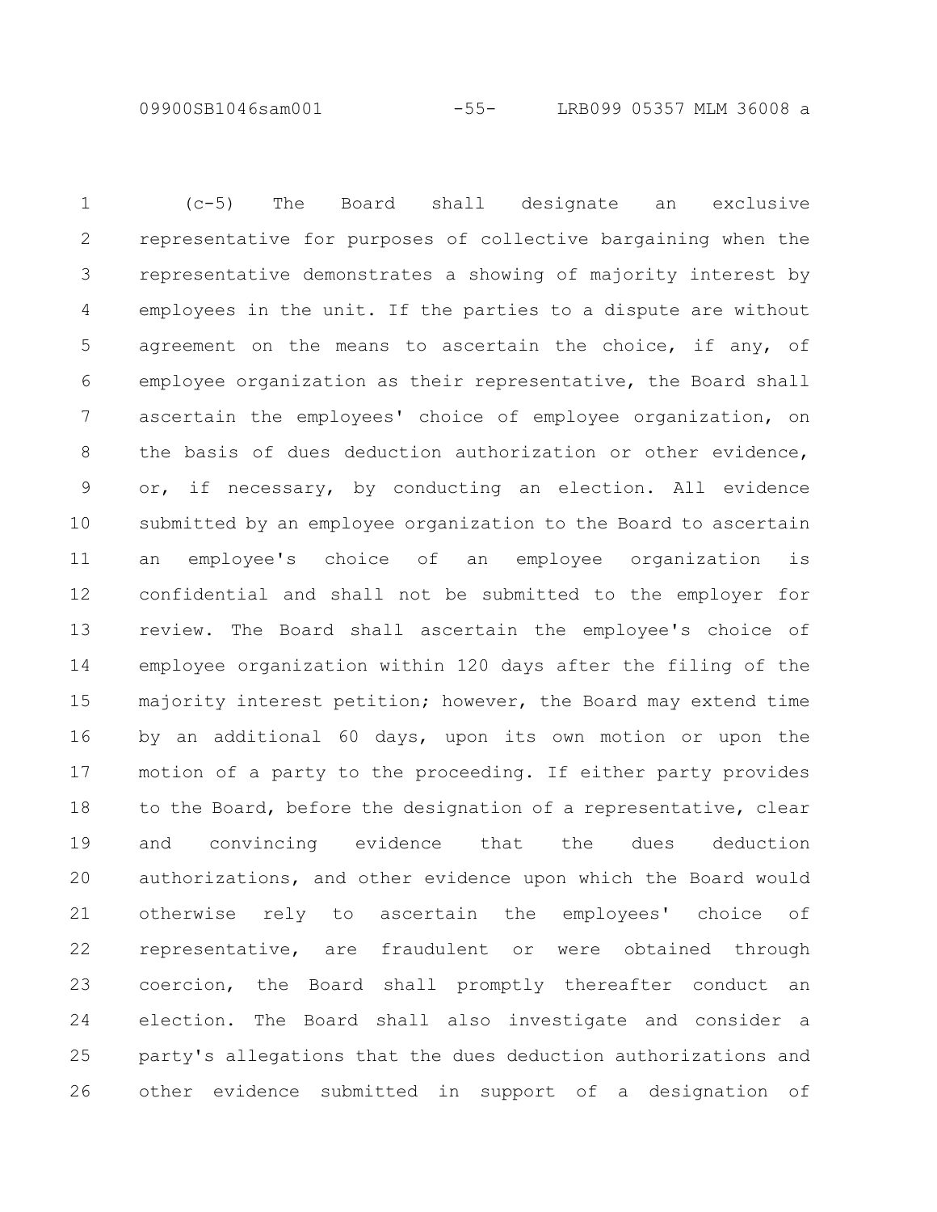(c-5) The Board shall designate an exclusive representative for purposes of collective bargaining when the representative demonstrates a showing of majority interest by employees in the unit. If the parties to a dispute are without agreement on the means to ascertain the choice, if any, of employee organization as their representative, the Board shall ascertain the employees' choice of employee organization, on the basis of dues deduction authorization or other evidence, or, if necessary, by conducting an election. All evidence submitted by an employee organization to the Board to ascertain an employee's choice of an employee organization is confidential and shall not be submitted to the employer for review. The Board shall ascertain the employee's choice of employee organization within 120 days after the filing of the majority interest petition; however, the Board may extend time by an additional 60 days, upon its own motion or upon the motion of a party to the proceeding. If either party provides to the Board, before the designation of a representative, clear and convincing evidence that the dues deduction authorizations, and other evidence upon which the Board would otherwise rely to ascertain the employees' choice of representative, are fraudulent or were obtained through coercion, the Board shall promptly thereafter conduct an election. The Board shall also investigate and consider a party's allegations that the dues deduction authorizations and other evidence submitted in support of a designation of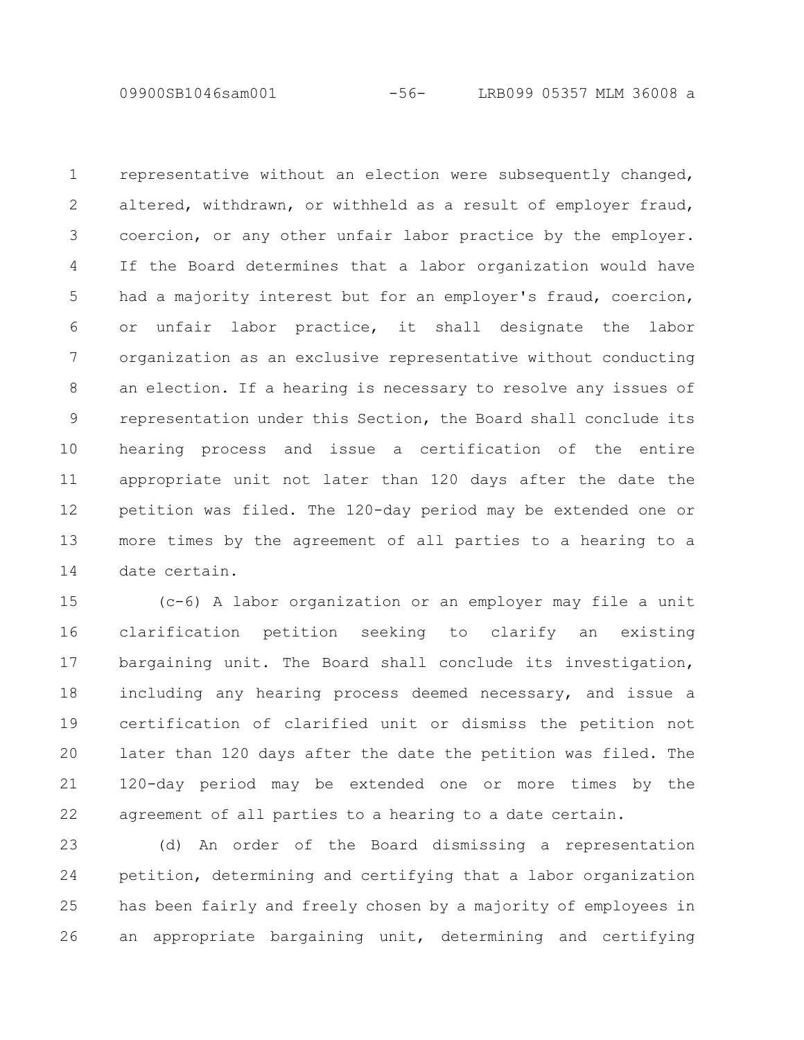representative without an election were subsequently changed, altered, withdrawn, or withheld as a result of employer fraud, coercion, or any other unfair labor practice by the employer. If the Board determines that a labor organization would have had a majority interest but for an employer's fraud, coercion, or unfair labor practice, it shall designate the labor organization as an exclusive representative without conducting an election. If a hearing is necessary to resolve any issues of representation under this Section, the Board shall conclude its hearing process and issue a certification of the entire appropriate unit not later than 120 days after the date the petition was filed. The 120-day period may be extended one or more times by the agreement of all parties to a hearing to a date certain.

(c-6) A labor organization or an employer may file a unit clarification petition seeking to clarify an existing bargaining unit. The Board shall conclude its investigation, including any hearing process deemed necessary, and issue a certification of clarified unit or dismiss the petition not later than 120 days after the date the petition was filed. The 120-day period may be extended one or more times by the agreement of all parties to a hearing to a date certain.

(d) An order of the Board dismissing a representation petition, determining and certifying that a labor organization has been fairly and freely chosen by a majority of employees in an appropriate bargaining unit, determining and certifying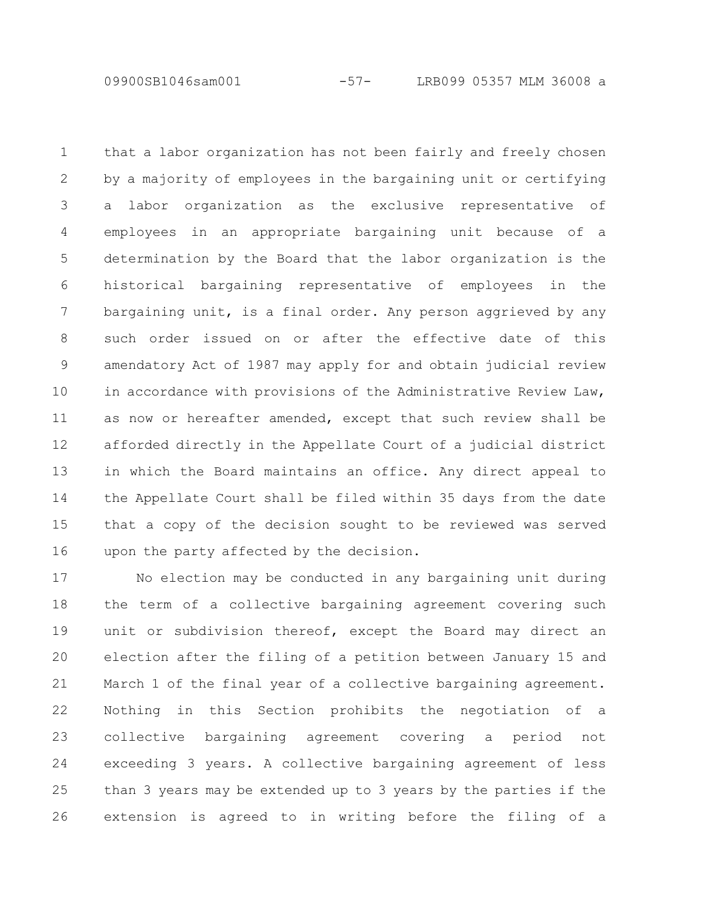that a labor organization has not been fairly and freely chosen by a majority of employees in the bargaining unit or certifying a labor organization as the exclusive representative of employees in an appropriate bargaining unit because of a determination by the Board that the labor organization is the historical bargaining representative of employees in the bargaining unit, is a final order. Any person aggrieved by any such order issued on or after the effective date of this amendatory Act of 1987 may apply for and obtain judicial review in accordance with provisions of the Administrative Review Law, as now or hereafter amended, except that such review shall be afforded directly in the Appellate Court of a judicial district in which the Board maintains an office. Any direct appeal to the Appellate Court shall be filed within 35 days from the date that a copy of the decision sought to be reviewed was served upon the party affected by the decision.

No election may be conducted in any bargaining unit during the term of a collective bargaining agreement covering such unit or subdivision thereof, except the Board may direct an election after the filing of a petition between January 15 and March 1 of the final year of a collective bargaining agreement. Nothing in this Section prohibits the negotiation of a collective bargaining agreement covering a period not exceeding 3 years. A collective bargaining agreement of less than 3 years may be extended up to 3 years by the parties if the extension is agreed to in writing before the filing of a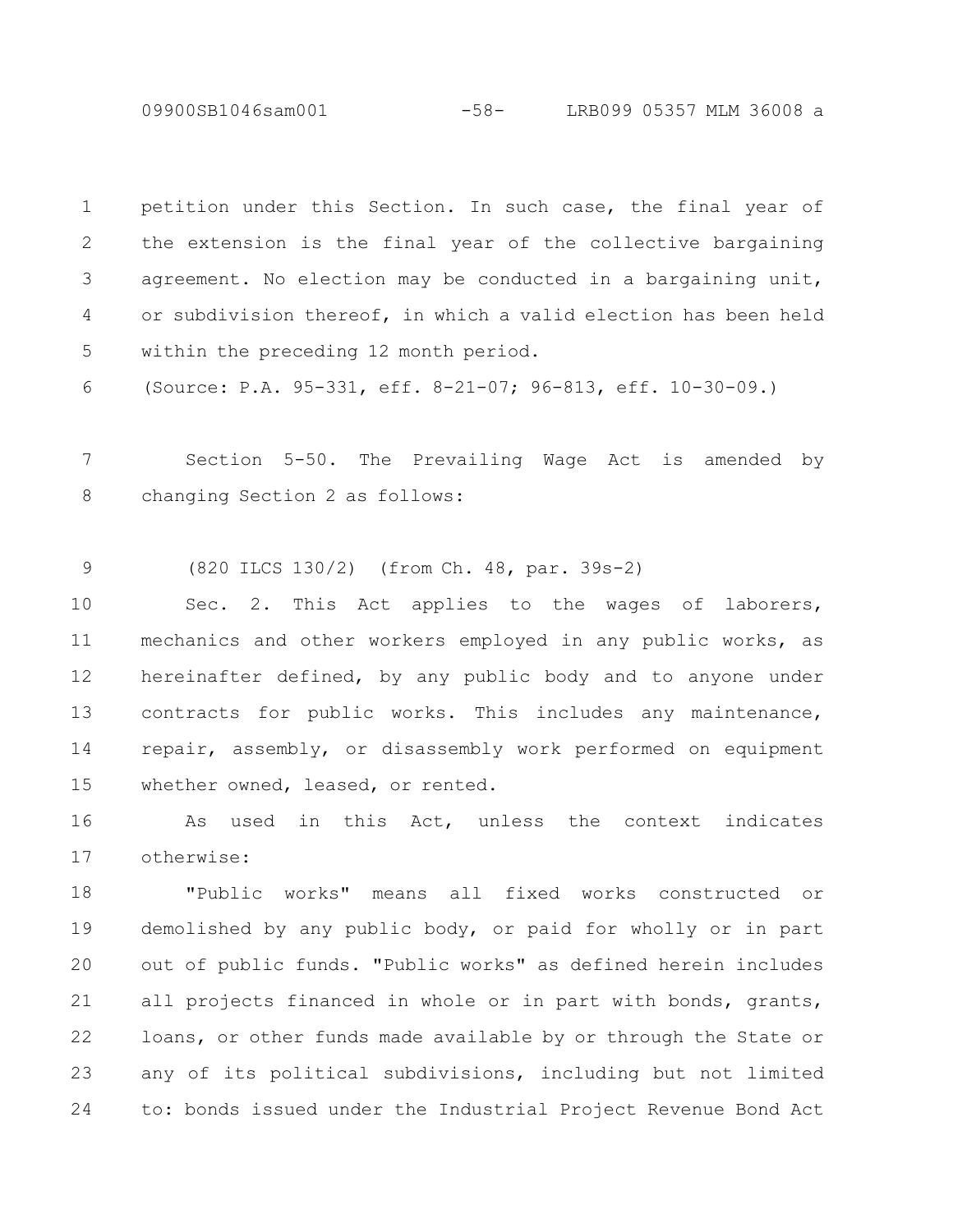petition under this Section. In such case, the final year of the extension is the final year of the collective bargaining agreement. No election may be conducted in a bargaining unit, or subdivision thereof, in which a valid election has been held within the preceding 12 month period.

(Source: P.A. 95-331, eff. 8-21-07; 96-813, eff. 10-30-09.)

Section 5-50. The Prevailing Wage Act is amended by changing Section 2 as follows:

(820 ILCS 130/2) (from Ch. 48, par. 39s-2)

Sec. 2. This Act applies to the wages of laborers, mechanics and other workers employed in any public works, as hereinafter defined, by any public body and to anyone under contracts for public works. This includes any maintenance, repair, assembly, or disassembly work performed on equipment whether owned, leased, or rented.

As used in this Act, unless the context indicates otherwise:

"Public works" means all fixed works constructed or demolished by any public body, or paid for wholly or in part out of public funds. "Public works" as defined herein includes all projects financed in whole or in part with bonds, grants, loans, or other funds made available by or through the State or any of its political subdivisions, including but not limited to: bonds issued under the Industrial Project Revenue Bond Act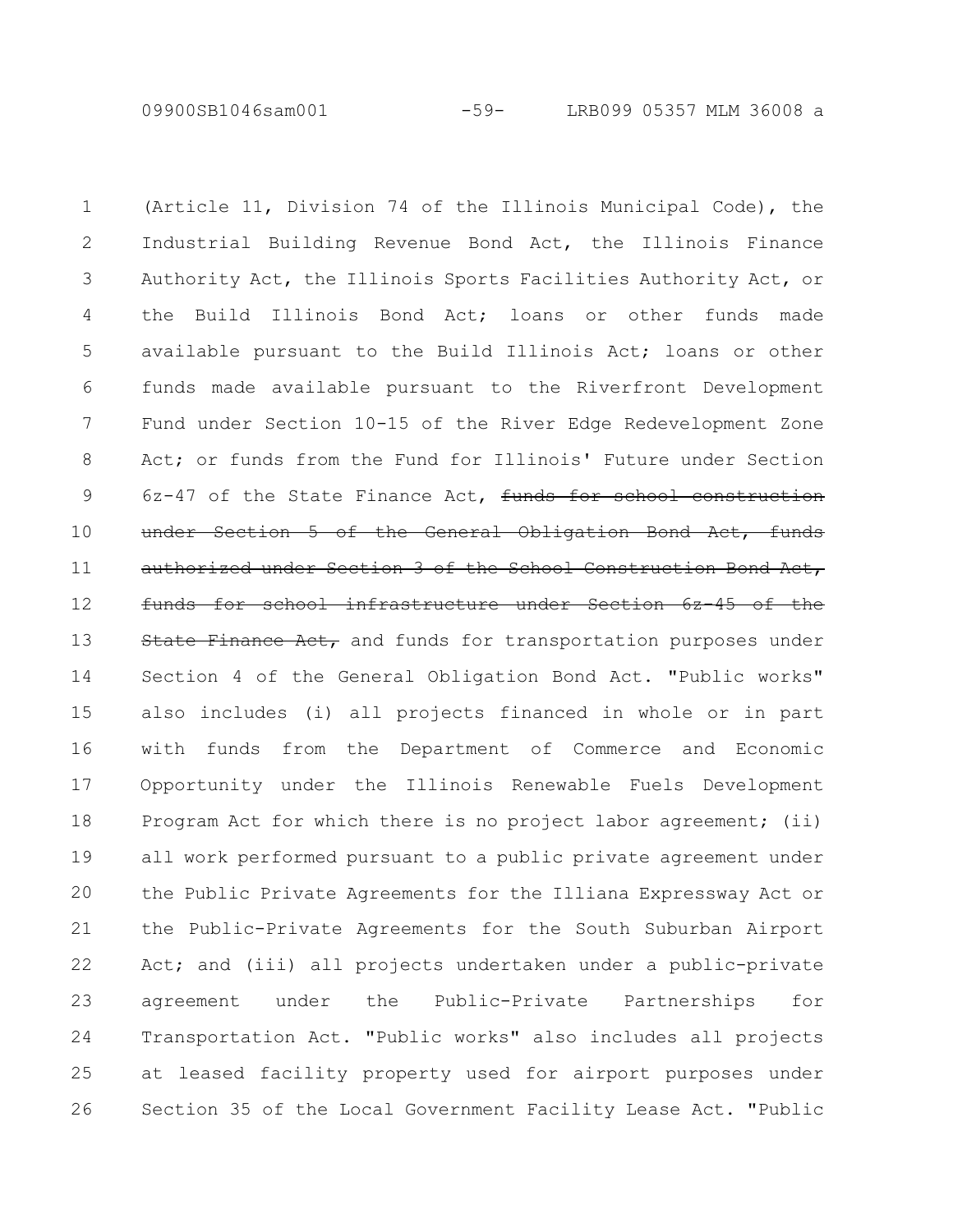(Article 11, Division 74 of the Illinois Municipal Code), the Industrial Building Revenue Bond Act, the Illinois Finance Authority Act, the Illinois Sports Facilities Authority Act, or the Build Illinois Bond Act; loans or other funds made available pursuant to the Build Illinois Act; loans or other funds made available pursuant to the Riverfront Development Fund under Section 10-15 of the River Edge Redevelopment Zone Act; or funds from the Fund for Illinois' Future under Section 6z-47 of the State Finance Act, ~~funds for school construction under Section 5 of the General Obligation Bond Act, funds authorized under Section 3 of the School Construction Bond Act, funds for school infrastructure under Section 6z-45 of the State Finance Act,~~ and funds for transportation purposes under Section 4 of the General Obligation Bond Act. "Public works" also includes (i) all projects financed in whole or in part with funds from the Department of Commerce and Economic Opportunity under the Illinois Renewable Fuels Development Program Act for which there is no project labor agreement; (ii) all work performed pursuant to a public private agreement under the Public Private Agreements for the Illiana Expressway Act or the Public-Private Agreements for the South Suburban Airport Act; and (iii) all projects undertaken under a public-private agreement under the Public-Private Partnerships for Transportation Act. "Public works" also includes all projects at leased facility property used for airport purposes under Section 35 of the Local Government Facility Lease Act. "Public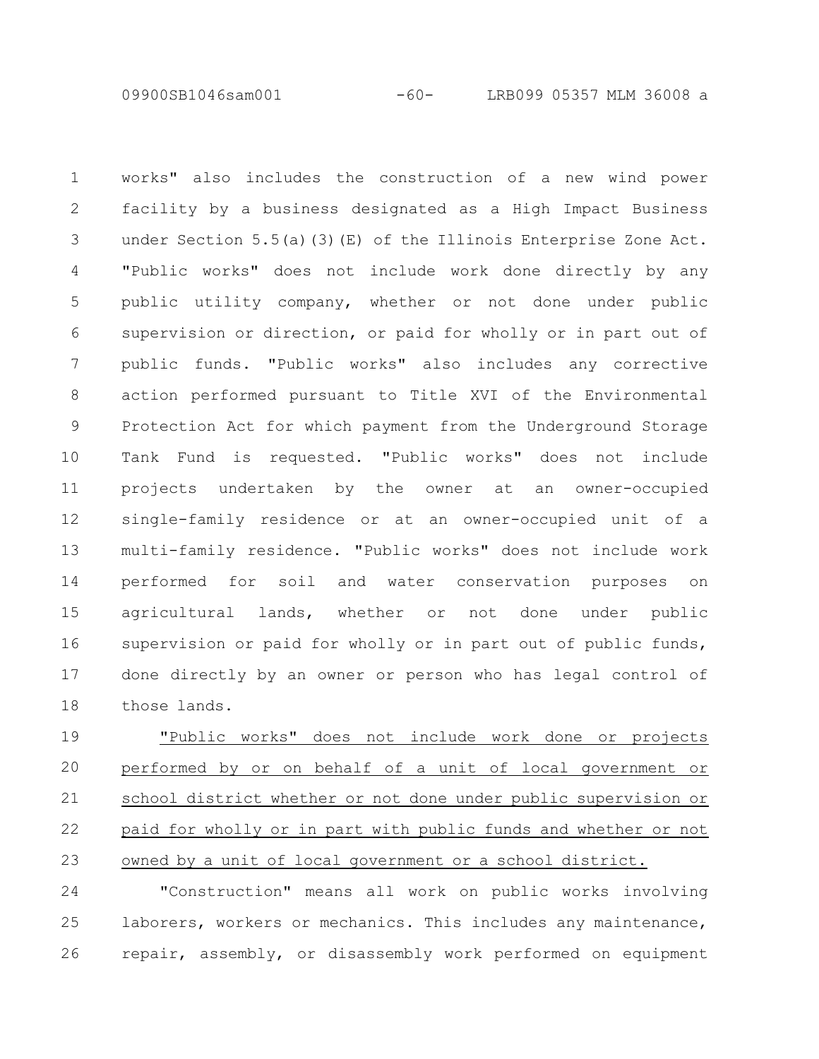works" also includes the construction of a new wind power facility by a business designated as a High Impact Business under Section 5.5(a)(3)(E) of the Illinois Enterprise Zone Act. "Public works" does not include work done directly by any public utility company, whether or not done under public supervision or direction, or paid for wholly or in part out of public funds. "Public works" also includes any corrective action performed pursuant to Title XVI of the Environmental Protection Act for which payment from the Underground Storage Tank Fund is requested. "Public works" does not include projects undertaken by the owner at an owner-occupied single-family residence or at an owner-occupied unit of a multi-family residence. "Public works" does not include work performed for soil and water conservation purposes on agricultural lands, whether or not done under public supervision or paid for wholly or in part out of public funds, done directly by an owner or person who has legal control of those lands.

<u>"Public works" does not include work done or projects performed by or on behalf of a unit of local government or school district whether or not done under public supervision or paid for wholly or in part with public funds and whether or not owned by a unit of local government or a school district.</u>

"Construction" means all work on public works involving laborers, workers or mechanics. This includes any maintenance, repair, assembly, or disassembly work performed on equipment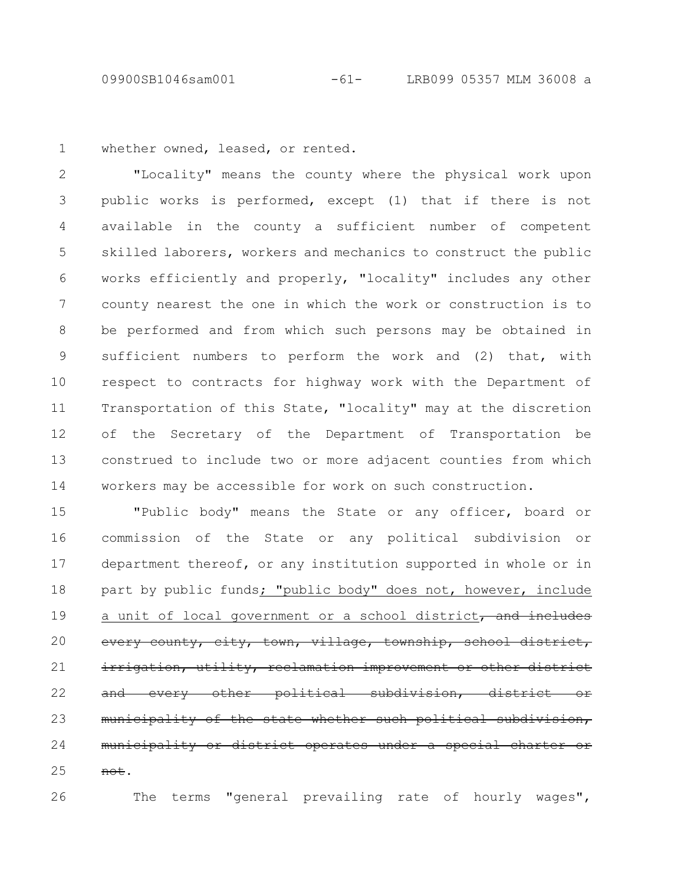whether owned, leased, or rented.

"Locality" means the county where the physical work upon public works is performed, except (1) that if there is not available in the county a sufficient number of competent skilled laborers, workers and mechanics to construct the public works efficiently and properly, "locality" includes any other county nearest the one in which the work or construction is to be performed and from which such persons may be obtained in sufficient numbers to perform the work and (2) that, with respect to contracts for highway work with the Department of Transportation of this State, "locality" may at the discretion of the Secretary of the Department of Transportation be construed to include two or more adjacent counties from which workers may be accessible for work on such construction.

"Public body" means the State or any officer, board or commission of the State or any political subdivision or department thereof, or any institution supported in whole or in part by public funds<u>; "public body" does not, however, include a unit of local government or a school district</u>~~, and includes every county, city, town, village, township, school district, irrigation, utility, reclamation improvement or other district and every other political subdivision, district or municipality of the state whether such political subdivision, municipality or district operates under a special charter or not~~.

The terms "general prevailing rate of hourly wages",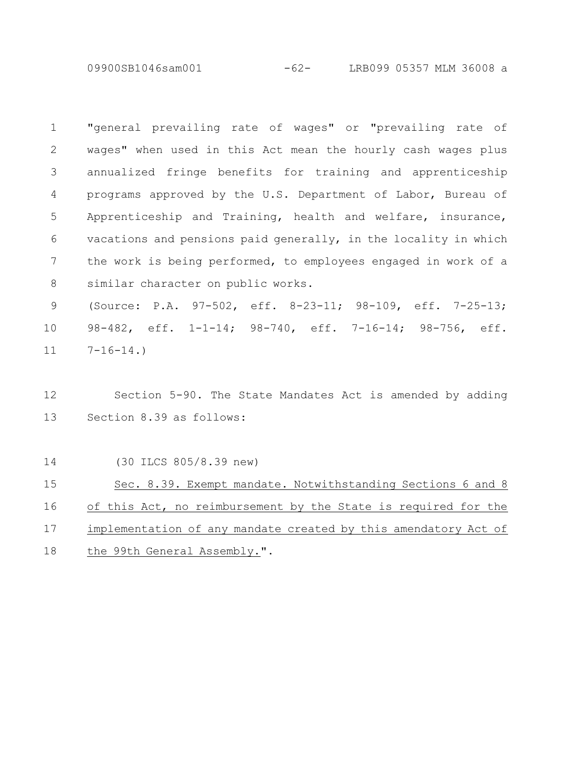"general prevailing rate of wages" or "prevailing rate of wages" when used in this Act mean the hourly cash wages plus annualized fringe benefits for training and apprenticeship programs approved by the U.S. Department of Labor, Bureau of Apprenticeship and Training, health and welfare, insurance, vacations and pensions paid generally, in the locality in which the work is being performed, to employees engaged in work of a similar character on public works.

(Source: P.A. 97-502, eff. 8-23-11; 98-109, eff. 7-25-13; 98-482, eff. 1-1-14; 98-740, eff. 7-16-14; 98-756, eff. 7-16-14.)

Section 5-90. The State Mandates Act is amended by adding Section 8.39 as follows:

(30 ILCS 805/8.39 new)

Sec. 8.39. Exempt mandate. Notwithstanding Sections 6 and 8 of this Act, no reimbursement by the State is required for the implementation of any mandate created by this amendatory Act of the 99th General Assembly.".